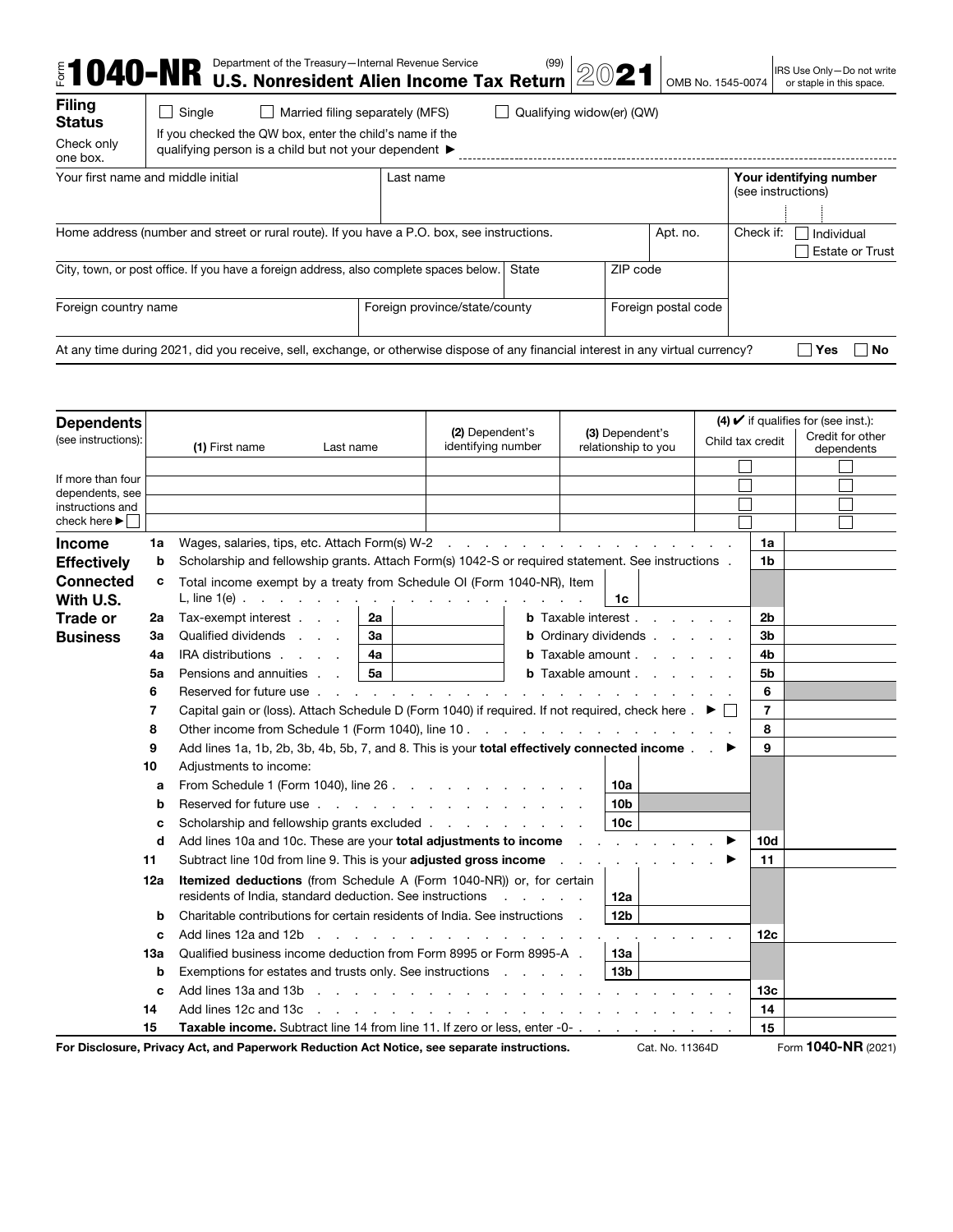# Form 1040-NR

Department of the Treasury—Internal Revenue Service (99)

**U.S. Nonresident Alien Income Tax Return** **2021** OMB No. 1545-0074

IRS Use Only—Do not write or staple in this space.

**Filing Status** Check only one box.

☐ Single ☐ Married filing separately (MFS) ☐ Qualifying widow(er) (QW)

If you checked the QW box, enter the child's name if the qualifying person is a child but not your dependent ►

| Your first name and middle initial | Last name | | Your identifying number (see instructions) |
|---|---|---|---|
| Home address (number and street or rural route). If you have a P.O. box, see instructions. | | Apt. no. | Check if: ☐ Individual ☐ Estate or Trust |
| City, town, or post office. If you have a foreign address, also complete spaces below. | State | ZIP code | |
| Foreign country name | Foreign province/state/county | Foreign postal code | |

At any time during 2021, did you receive, sell, exchange, or otherwise dispose of any financial interest in any virtual currency? ☐ Yes ☐ No

**Dependents** (see instructions):

If more than four dependents, see instructions and check here ► ☐

| (1) First name | Last name | (2) Dependent's identifying number | (3) Dependent's relationship to you | (4) ✔ if qualifies for (see inst.): Child tax credit | Credit for other dependents |
|---|---|---|---|---|---|
| | | | | ☐ | ☐ |
| | | | | ☐ | ☐ |
| | | | | ☐ | ☐ |
| | | | | ☐ | ☐ |

**Income Effectively Connected With U.S. Trade or Business**

| Line | Description | | | |
|---|---|---|---|---|
| 1a | Wages, salaries, tips, etc. Attach Form(s) W-2 | | 1a | |
| b | Scholarship and fellowship grants. Attach Form(s) 1042-S or required statement. See instructions | | 1b | |
| c | Total income exempt by a treaty from Schedule OI (Form 1040-NR), Item L, line 1(e) | 1c | | |
| 2a | Tax-exempt interest **2a** | **b** Taxable interest | 2b | |
| 3a | Qualified dividends **3a** | **b** Ordinary dividends | 3b | |
| 4a | IRA distributions **4a** | **b** Taxable amount | 4b | |
| 5a | Pensions and annuities **5a** | **b** Taxable amount | 5b | |
| 6 | Reserved for future use | | 6 | |
| 7 | Capital gain or (loss). Attach Schedule D (Form 1040) if required. If not required, check here ► ☐ | | 7 | |
| 8 | Other income from Schedule 1 (Form 1040), line 10 | | 8 | |
| 9 | Add lines 1a, 1b, 2b, 3b, 4b, 5b, 7, and 8. This is your **total effectively connected income** ► | | 9 | |
| 10 | Adjustments to income: | | | |
| a | From Schedule 1 (Form 1040), line 26 | 10a | | |
| b | Reserved for future use | 10b | | |
| c | Scholarship and fellowship grants excluded | 10c | | |
| d | Add lines 10a and 10c. These are your **total adjustments to income** ► | | 10d | |
| 11 | Subtract line 10d from line 9. This is your **adjusted gross income** ► | | 11 | |
| 12a | **Itemized deductions** (from Schedule A (Form 1040-NR)) or, for certain residents of India, standard deduction. See instructions | 12a | | |
| b | Charitable contributions for certain residents of India. See instructions | 12b | | |
| c | Add lines 12a and 12b | | 12c | |
| 13a | Qualified business income deduction from Form 8995 or Form 8995-A | 13a | | |
| b | Exemptions for estates and trusts only. See instructions | 13b | | |
| c | Add lines 13a and 13b | | 13c | |
| 14 | Add lines 12c and 13c | | 14 | |
| 15 | **Taxable income.** Subtract line 14 from line 11. If zero or less, enter -0- | | 15 | |

**For Disclosure, Privacy Act, and Paperwork Reduction Act Notice, see separate instructions.** Cat. No. 11364D Form **1040-NR** (2021)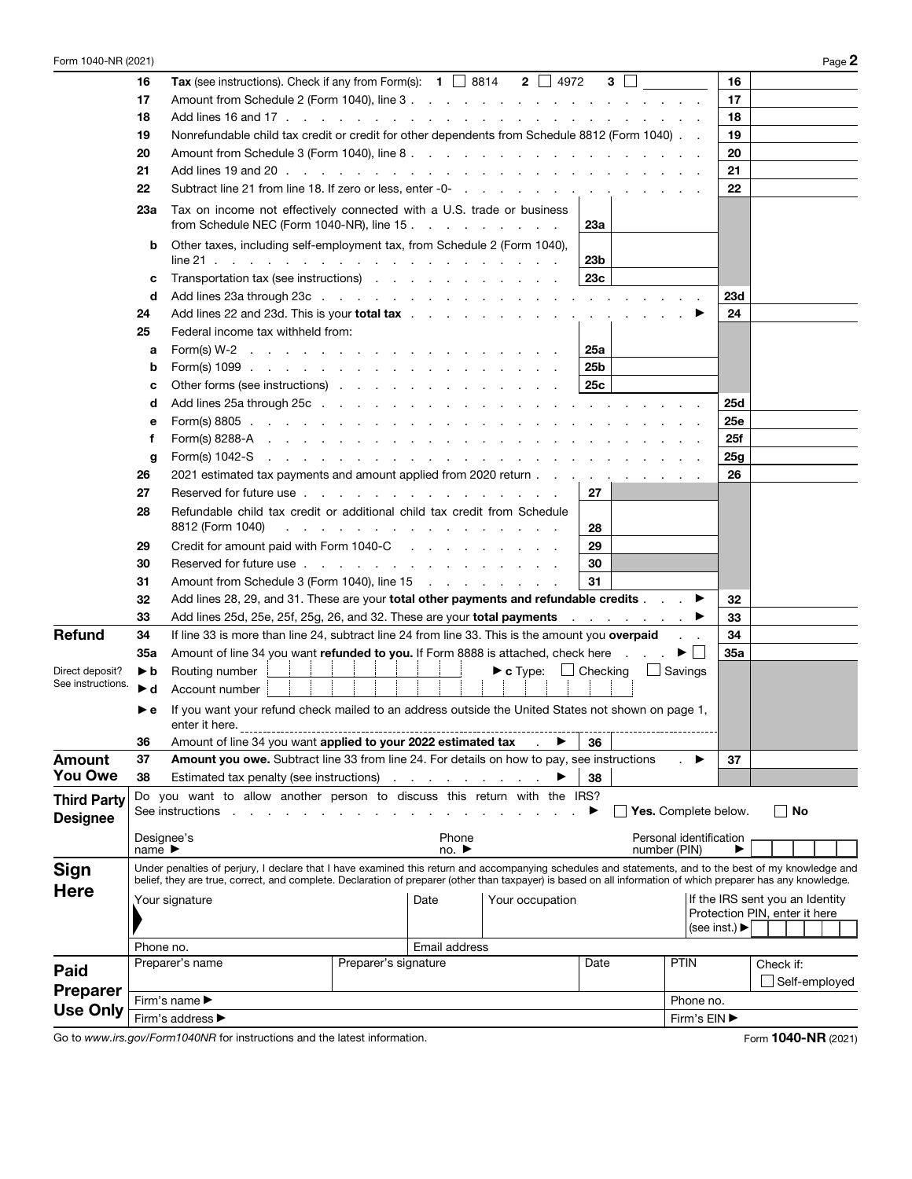Form 1040-NR (2021) Page **2**

| | Line | Description | | | | |
|---|---|---|---|---|---|---|
| | **16** | **Tax** (see instructions). Check if any from Form(s): **1** ☐ 8814 **2** ☐ 4972 **3** ☐ ______ | | | **16** | |
| | **17** | Amount from Schedule 2 (Form 1040), line 3 | | | **17** | |
| | **18** | Add lines 16 and 17 | | | **18** | |
| | **19** | Nonrefundable child tax credit or credit for other dependents from Schedule 8812 (Form 1040) | | | **19** | |
| | **20** | Amount from Schedule 3 (Form 1040), line 8 | | | **20** | |
| | **21** | Add lines 19 and 20 | | | **21** | |
| | **22** | Subtract line 21 from line 18. If zero or less, enter -0- | | | **22** | |
| | **23a** | Tax on income not effectively connected with a U.S. trade or business from Schedule NEC (Form 1040-NR), line 15 | **23a** | | | |
| | **b** | Other taxes, including self-employment tax, from Schedule 2 (Form 1040), line 21 | **23b** | | | |
| | **c** | Transportation tax (see instructions) | **23c** | | | |
| | **d** | Add lines 23a through 23c | | | **23d** | |
| | **24** | Add lines 22 and 23d. This is your **total tax** ▶ | | | **24** | |
| | **25** | Federal income tax withheld from: | | | | |
| | **a** | Form(s) W-2 | **25a** | | | |
| | **b** | Form(s) 1099 | **25b** | | | |
| | **c** | Other forms (see instructions) | **25c** | | | |
| | **d** | Add lines 25a through 25c | | | **25d** | |
| | **e** | Form(s) 8805 | | | **25e** | |
| | **f** | Form(s) 8288-A | | | **25f** | |
| | **g** | Form(s) 1042-S | | | **25g** | |
| | **26** | 2021 estimated tax payments and amount applied from 2020 return | | | **26** | |
| | **27** | Reserved for future use | **27** | | | |
| | **28** | Refundable child tax credit or additional child tax credit from Schedule 8812 (Form 1040) | **28** | | | |
| | **29** | Credit for amount paid with Form 1040-C | **29** | | | |
| | **30** | Reserved for future use | **30** | | | |
| | **31** | Amount from Schedule 3 (Form 1040), line 15 | **31** | | | |
| | **32** | Add lines 28, 29, and 31. These are your **total other payments and refundable credits** ▶ | | | **32** | |
| | **33** | Add lines 25d, 25e, 25f, 25g, 26, and 32. These are your **total payments** ▶ | | | **33** | |
| **Refund** | **34** | If line 33 is more than line 24, subtract line 24 from line 33. This is the amount you **overpaid** | | | **34** | |
| | **35a** | Amount of line 34 you want **refunded to you.** If Form 8888 is attached, check here ▶ ☐ | | | **35a** | |
| Direct deposit? See instructions. | ▶ **b** | Routing number ______ ▶ **c** Type: ☐ Checking ☐ Savings | | | | |
| | ▶ **d** | Account number ______ | | | | |
| | ▶ **e** | If you want your refund check mailed to an address outside the United States not shown on page 1, enter it here. ______ | | | | |
| | **36** | Amount of line 34 you want **applied to your 2022 estimated tax** ▶ | **36** | | | |
| **Amount You Owe** | **37** | **Amount you owe.** Subtract line 33 from line 24. For details on how to pay, see instructions ▶ | | | **37** | |
| | **38** | Estimated tax penalty (see instructions) ▶ | **38** | | | |

**Third Party Designee**

Do you want to allow another person to discuss this return with the IRS? See instructions ▶ ☐ **Yes.** Complete below. ☐ **No**

Designee's name ▶ ______ Phone no. ▶ ______ Personal identification number (PIN) ▶ ______

**Sign Here**

Under penalties of perjury, I declare that I have examined this return and accompanying schedules and statements, and to the best of my knowledge and belief, they are true, correct, and complete. Declaration of preparer (other than taxpayer) is based on all information of which preparer has any knowledge.

| Your signature | Date | Your occupation | If the IRS sent you an Identity Protection PIN, enter it here (see inst.) ▶ |
|---|---|---|---|
| Phone no. | Email address | | |

**Paid Preparer Use Only**

| Preparer's name | Preparer's signature | Date | PTIN | Check if: ☐ Self-employed |
|---|---|---|---|---|
| Firm's name ▶ | | | Phone no. | |
| Firm's address ▶ | | | Firm's EIN ▶ | |

Go to *www.irs.gov/Form1040NR* for instructions and the latest information. Form **1040-NR** (2021)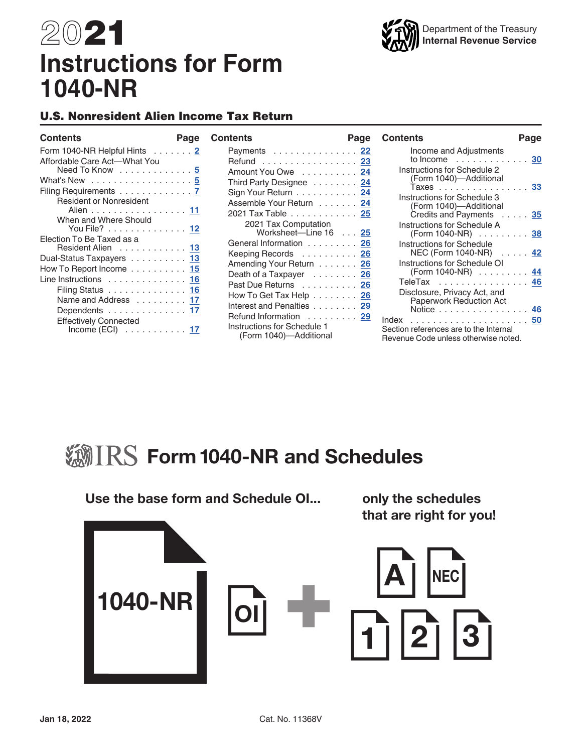# 2021 Instructions for Form 1040-NR

Department of the Treasury
Internal Revenue Service

## U.S. Nonresident Alien Income Tax Return

| Contents | Page |
|---|---|
| Form 1040-NR Helpful Hints | 2 |
| Affordable Care Act—What You Need To Know | 5 |
| What's New | 5 |
| Filing Requirements | 7 |
| Resident or Nonresident Alien | 11 |
| When and Where Should You File? | 12 |
| Election To Be Taxed as a Resident Alien | 13 |
| Dual-Status Taxpayers | 13 |
| How To Report Income | 15 |
| Line Instructions | 16 |
| Filing Status | 16 |
| Name and Address | 17 |
| Dependents | 17 |
| Effectively Connected Income (ECI) | 17 |
| Payments | 22 |
| Refund | 23 |
| Amount You Owe | 24 |
| Third Party Designee | 24 |
| Sign Your Return | 24 |
| Assemble Your Return | 24 |
| 2021 Tax Table | 25 |
| 2021 Tax Computation Worksheet—Line 16 | 25 |
| General Information | 26 |
| Keeping Records | 26 |
| Amending Your Return | 26 |
| Death of a Taxpayer | 26 |
| Past Due Returns | 26 |
| How To Get Tax Help | 26 |
| Interest and Penalties | 29 |
| Refund Information | 29 |
| Instructions for Schedule 1 (Form 1040)—Additional Income and Adjustments to Income | 30 |
| Instructions for Schedule 2 (Form 1040)—Additional Taxes | 33 |
| Instructions for Schedule 3 (Form 1040)—Additional Credits and Payments | 35 |
| Instructions for Schedule A (Form 1040-NR) | 38 |
| Instructions for Schedule NEC (Form 1040-NR) | 42 |
| Instructions for Schedule OI (Form 1040-NR) | 44 |
| TeleTax | 46 |
| Disclosure, Privacy Act, and Paperwork Reduction Act Notice | 46 |
| Index | 50 |

Section references are to the Internal Revenue Code unless otherwise noted.

## IRS Form 1040-NR and Schedules

**Use the base form and Schedule OI... only the schedules that are right for you!**

1040-NR, OI + A, NEC, 1, 2, 3

Jan 18, 2022 Cat. No. 11368V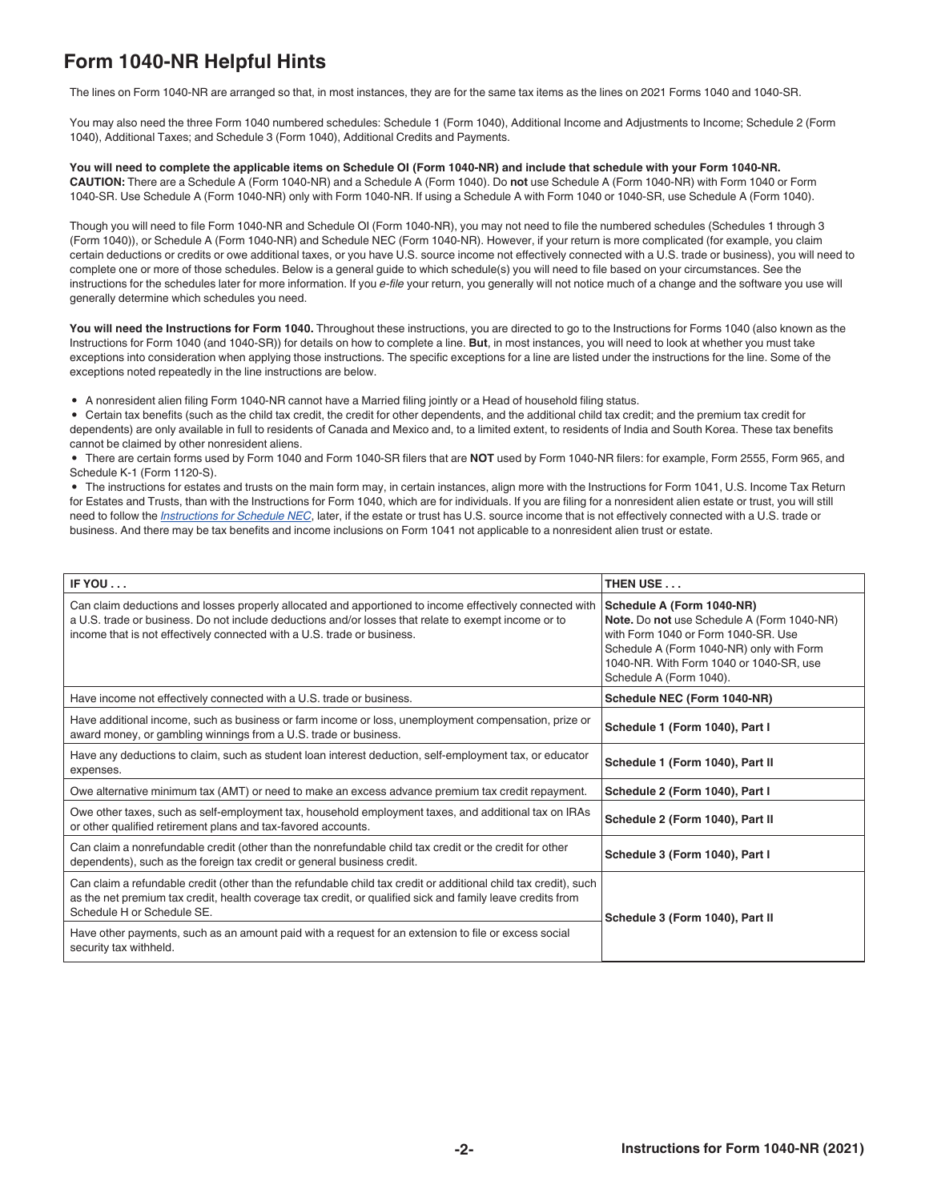## Form 1040-NR Helpful Hints

The lines on Form 1040-NR are arranged so that, in most instances, they are for the same tax items as the lines on 2021 Forms 1040 and 1040-SR.

You may also need the three Form 1040 numbered schedules: Schedule 1 (Form 1040), Additional Income and Adjustments to Income; Schedule 2 (Form 1040), Additional Taxes; and Schedule 3 (Form 1040), Additional Credits and Payments.

**You will need to complete the applicable items on Schedule OI (Form 1040-NR) and include that schedule with your Form 1040-NR.**
**CAUTION:** There are a Schedule A (Form 1040-NR) and a Schedule A (Form 1040). Do **not** use Schedule A (Form 1040-NR) with Form 1040 or Form 1040-SR. Use Schedule A (Form 1040-NR) only with Form 1040-NR. If using a Schedule A with Form 1040 or 1040-SR, use Schedule A (Form 1040).

Though you will need to file Form 1040-NR and Schedule OI (Form 1040-NR), you may not need to file the numbered schedules (Schedules 1 through 3 (Form 1040)), or Schedule A (Form 1040-NR) and Schedule NEC (Form 1040-NR). However, if your return is more complicated (for example, you claim certain deductions or credits or owe additional taxes, or you have U.S. source income not effectively connected with a U.S. trade or business), you will need to complete one or more of those schedules. Below is a general guide to which schedule(s) you will need to file based on your circumstances. See the instructions for the schedules later for more information. If you *e-file* your return, you generally will not notice much of a change and the software you use will generally determine which schedules you need.

**You will need the Instructions for Form 1040.** Throughout these instructions, you are directed to go to the Instructions for Forms 1040 (also known as the Instructions for Form 1040 (and 1040-SR)) for details on how to complete a line. **But**, in most instances, you will need to look at whether you must take exceptions into consideration when applying those instructions. The specific exceptions for a line are listed under the instructions for the line. Some of the exceptions noted repeatedly in the line instructions are below.

- A nonresident alien filing Form 1040-NR cannot have a Married filing jointly or a Head of household filing status.
- Certain tax benefits (such as the child tax credit, the credit for other dependents, and the additional child tax credit; and the premium tax credit for dependents) are only available in full to residents of Canada and Mexico and, to a limited extent, to residents of India and South Korea. These tax benefits cannot be claimed by other nonresident aliens.
- There are certain forms used by Form 1040 and Form 1040-SR filers that are **NOT** used by Form 1040-NR filers: for example, Form 2555, Form 965, and Schedule K-1 (Form 1120-S).
- The instructions for estates and trusts on the main form may, in certain instances, align more with the Instructions for Form 1041, U.S. Income Tax Return for Estates and Trusts, than with the Instructions for Form 1040, which are for individuals. If you are filing for a nonresident alien estate or trust, you will still need to follow the *Instructions for Schedule NEC*, later, if the estate or trust has U.S. source income that is not effectively connected with a U.S. trade or business. And there may be tax benefits and income inclusions on Form 1041 not applicable to a nonresident alien trust or estate.

| IF YOU . . . | THEN USE . . . |
|---|---|
| Can claim deductions and losses properly allocated and apportioned to income effectively connected with a U.S. trade or business. Do not include deductions and/or losses that relate to exempt income or to income that is not effectively connected with a U.S. trade or business. | **Schedule A (Form 1040-NR)** **Note.** Do **not** use Schedule A (Form 1040-NR) with Form 1040 or Form 1040-SR. Use Schedule A (Form 1040-NR) only with Form 1040-NR. With Form 1040 or 1040-SR, use Schedule A (Form 1040). |
| Have income not effectively connected with a U.S. trade or business. | **Schedule NEC (Form 1040-NR)** |
| Have additional income, such as business or farm income or loss, unemployment compensation, prize or award money, or gambling winnings from a U.S. trade or business. | **Schedule 1 (Form 1040), Part I** |
| Have any deductions to claim, such as student loan interest deduction, self-employment tax, or educator expenses. | **Schedule 1 (Form 1040), Part II** |
| Owe alternative minimum tax (AMT) or need to make an excess advance premium tax credit repayment. | **Schedule 2 (Form 1040), Part I** |
| Owe other taxes, such as self-employment tax, household employment taxes, and additional tax on IRAs or other qualified retirement plans and tax-favored accounts. | **Schedule 2 (Form 1040), Part II** |
| Can claim a nonrefundable credit (other than the nonrefundable child tax credit or the credit for other dependents), such as the foreign tax credit or general business credit. | **Schedule 3 (Form 1040), Part I** |
| Can claim a refundable credit (other than the refundable child tax credit or additional child tax credit), such as the net premium tax credit, health coverage tax credit, or qualified sick and family leave credits from Schedule H or Schedule SE. | **Schedule 3 (Form 1040), Part II** |
| Have other payments, such as an amount paid with a request for an extension to file or excess social security tax withheld. | |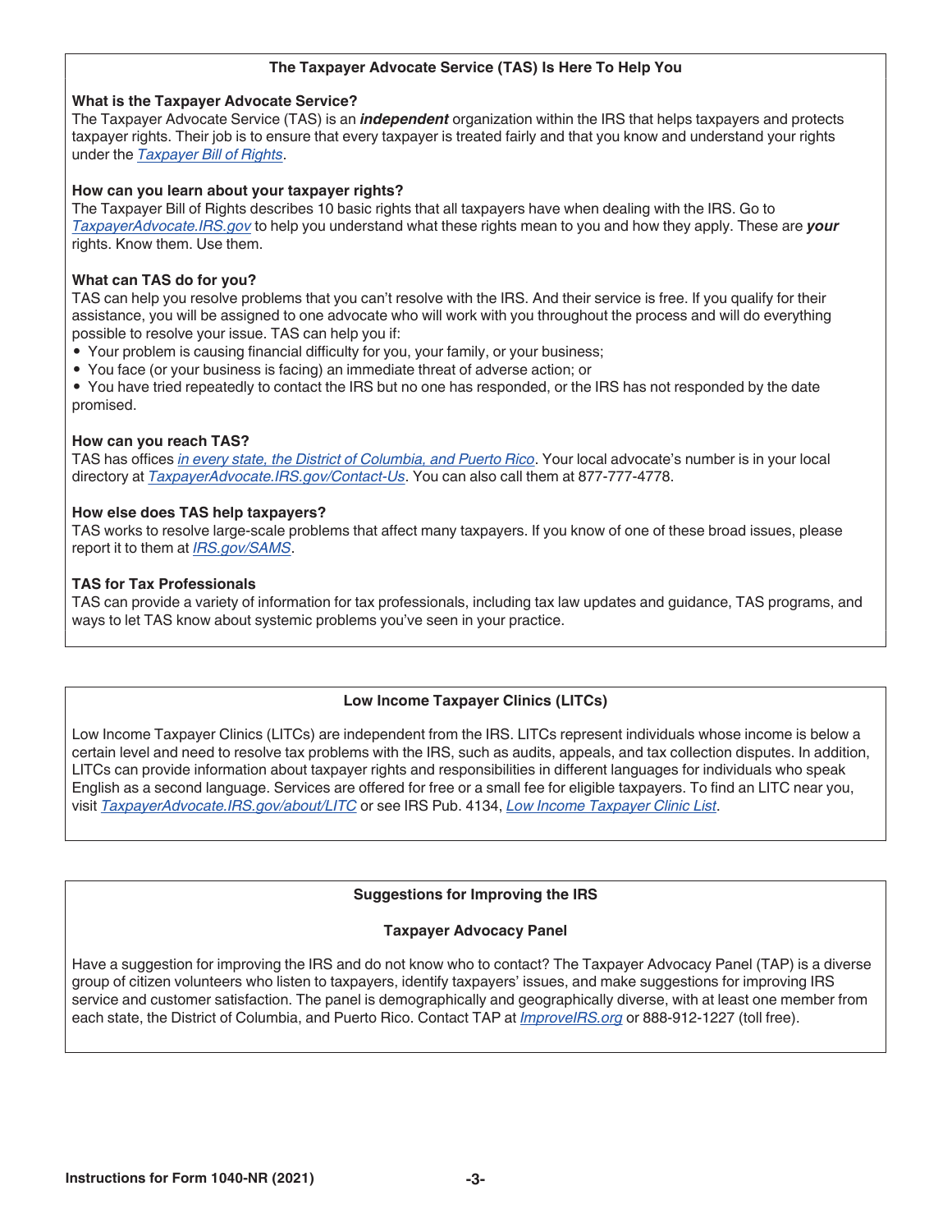## The Taxpayer Advocate Service (TAS) Is Here To Help You

### What is the Taxpayer Advocate Service?

The Taxpayer Advocate Service (TAS) is an ***independent*** organization within the IRS that helps taxpayers and protects taxpayer rights. Their job is to ensure that every taxpayer is treated fairly and that you know and understand your rights under the *Taxpayer Bill of Rights*.

### How can you learn about your taxpayer rights?

The Taxpayer Bill of Rights describes 10 basic rights that all taxpayers have when dealing with the IRS. Go to *TaxpayerAdvocate.IRS.gov* to help you understand what these rights mean to you and how they apply. These are ***your*** rights. Know them. Use them.

### What can TAS do for you?

TAS can help you resolve problems that you can't resolve with the IRS. And their service is free. If you qualify for their assistance, you will be assigned to one advocate who will work with you throughout the process and will do everything possible to resolve your issue. TAS can help you if:

- Your problem is causing financial difficulty for you, your family, or your business;
- You face (or your business is facing) an immediate threat of adverse action; or
- You have tried repeatedly to contact the IRS but no one has responded, or the IRS has not responded by the date promised.

### How can you reach TAS?

TAS has offices *in every state, the District of Columbia, and Puerto Rico*. Your local advocate's number is in your local directory at *TaxpayerAdvocate.IRS.gov/Contact-Us*. You can also call them at 877-777-4778.

### How else does TAS help taxpayers?

TAS works to resolve large-scale problems that affect many taxpayers. If you know of one of these broad issues, please report it to them at *IRS.gov/SAMS*.

### TAS for Tax Professionals

TAS can provide a variety of information for tax professionals, including tax law updates and guidance, TAS programs, and ways to let TAS know about systemic problems you've seen in your practice.

## Low Income Taxpayer Clinics (LITCs)

Low Income Taxpayer Clinics (LITCs) are independent from the IRS. LITCs represent individuals whose income is below a certain level and need to resolve tax problems with the IRS, such as audits, appeals, and tax collection disputes. In addition, LITCs can provide information about taxpayer rights and responsibilities in different languages for individuals who speak English as a second language. Services are offered for free or a small fee for eligible taxpayers. To find an LITC near you, visit *TaxpayerAdvocate.IRS.gov/about/LITC* or see IRS Pub. 4134, *Low Income Taxpayer Clinic List*.

## Suggestions for Improving the IRS

### Taxpayer Advocacy Panel

Have a suggestion for improving the IRS and do not know who to contact? The Taxpayer Advocacy Panel (TAP) is a diverse group of citizen volunteers who listen to taxpayers, identify taxpayers' issues, and make suggestions for improving IRS service and customer satisfaction. The panel is demographically and geographically diverse, with at least one member from each state, the District of Columbia, and Puerto Rico. Contact TAP at *ImproveIRS.org* or 888-912-1227 (toll free).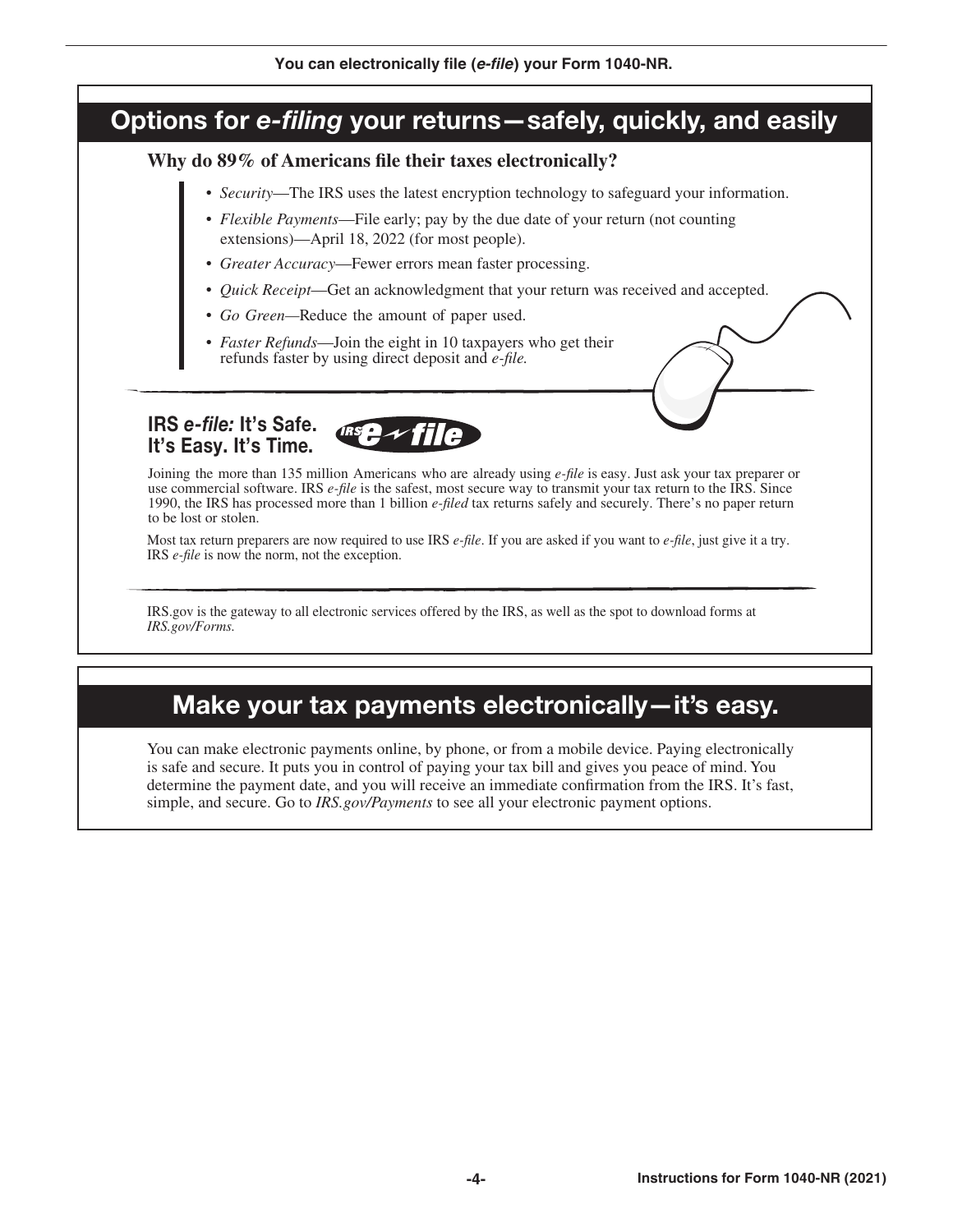**You can electronically file (*e-file*) your Form 1040-NR.**

## Options for *e-filing* your returns—safely, quickly, and easily

### Why do 89% of Americans file their taxes electronically?

- *Security*—The IRS uses the latest encryption technology to safeguard your information.
- *Flexible Payments*—File early; pay by the due date of your return (not counting extensions)—April 18, 2022 (for most people).
- *Greater Accuracy*—Fewer errors mean faster processing.
- *Quick Receipt*—Get an acknowledgment that your return was received and accepted.
- *Go Green*—Reduce the amount of paper used.
- *Faster Refunds*—Join the eight in 10 taxpayers who get their refunds faster by using direct deposit and *e-file.*

### IRS *e-file:* It's Safe. It's Easy. It's Time.

Joining the more than 135 million Americans who are already using *e-file* is easy. Just ask your tax preparer or use commercial software. IRS *e-file* is the safest, most secure way to transmit your tax return to the IRS. Since 1990, the IRS has processed more than 1 billion *e-filed* tax returns safely and securely. There's no paper return to be lost or stolen.

Most tax return preparers are now required to use IRS *e-file*. If you are asked if you want to *e-file*, just give it a try. IRS *e-file* is now the norm, not the exception.

IRS.gov is the gateway to all electronic services offered by the IRS, as well as the spot to download forms at *IRS.gov/Forms.*

## Make your tax payments electronically—it's easy.

You can make electronic payments online, by phone, or from a mobile device. Paying electronically is safe and secure. It puts you in control of paying your tax bill and gives you peace of mind. You determine the payment date, and you will receive an immediate confirmation from the IRS. It's fast, simple, and secure. Go to *IRS.gov/Payments* to see all your electronic payment options.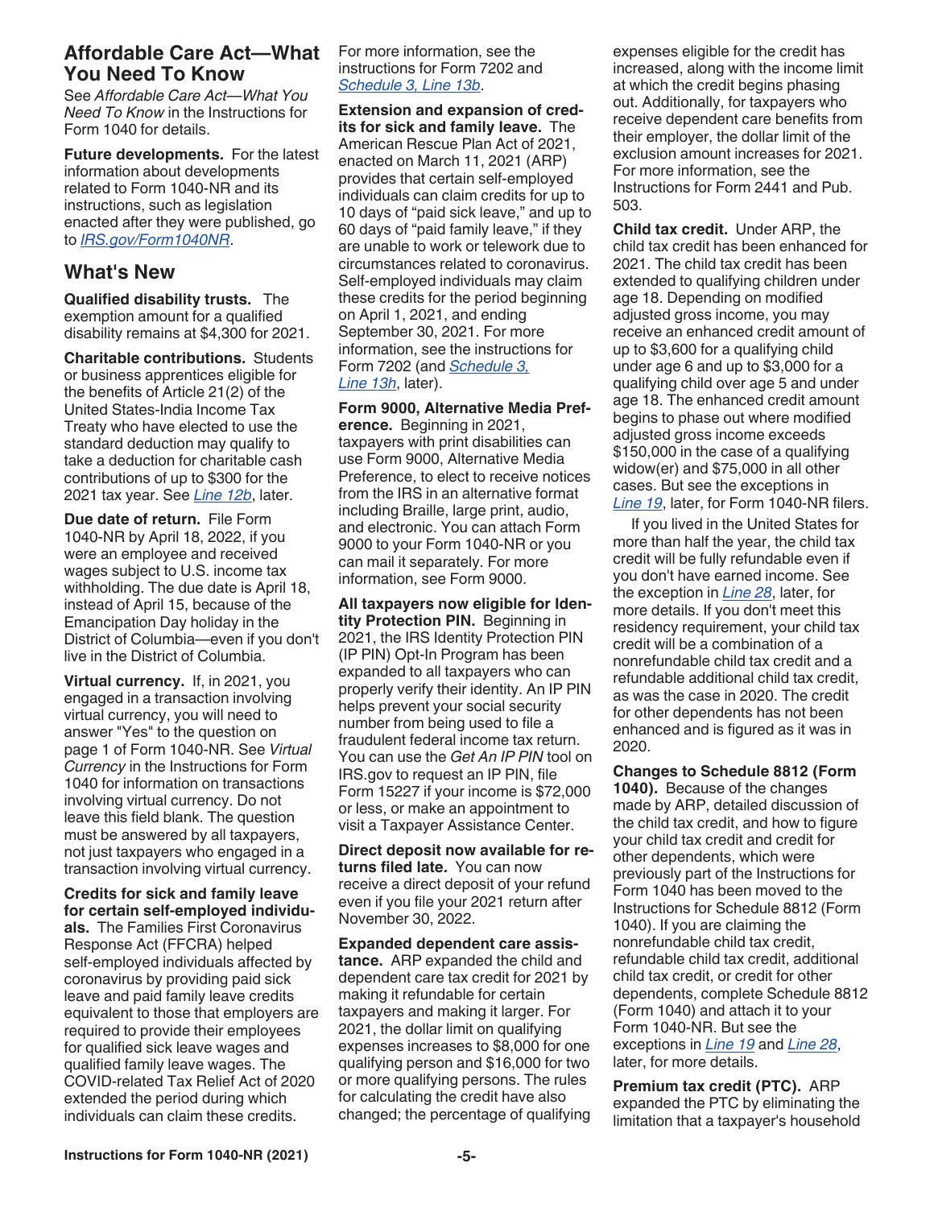## Affordable Care Act—What You Need To Know

See *Affordable Care Act—What You Need To Know* in the Instructions for Form 1040 for details.

**Future developments.** For the latest information about developments related to Form 1040-NR and its instructions, such as legislation enacted after they were published, go to *IRS.gov/Form1040NR*.

## What's New

**Qualified disability trusts.** The exemption amount for a qualified disability remains at $4,300 for 2021.

**Charitable contributions.** Students or business apprentices eligible for the benefits of Article 21(2) of the United States-India Income Tax Treaty who have elected to use the standard deduction may qualify to take a deduction for charitable cash contributions of up to $300 for the 2021 tax year. See *Line 12b*, later.

**Due date of return.** File Form 1040-NR by April 18, 2022, if you were an employee and received wages subject to U.S. income tax withholding. The due date is April 18, instead of April 15, because of the Emancipation Day holiday in the District of Columbia—even if you don't live in the District of Columbia.

**Virtual currency.** If, in 2021, you engaged in a transaction involving virtual currency, you will need to answer "Yes" to the question on page 1 of Form 1040-NR. See *Virtual Currency* in the Instructions for Form 1040 for information on transactions involving virtual currency. Do not leave this field blank. The question must be answered by all taxpayers, not just taxpayers who engaged in a transaction involving virtual currency.

**Credits for sick and family leave for certain self-employed individuals.** The Families First Coronavirus Response Act (FFCRA) helped self-employed individuals affected by coronavirus by providing paid sick leave and paid family leave credits equivalent to those that employers are required to provide their employees for qualified sick leave wages and qualified family leave wages. The COVID-related Tax Relief Act of 2020 extended the period during which individuals can claim these credits. For more information, see the instructions for Form 7202 and *Schedule 3, Line 13b*.

**Extension and expansion of credits for sick and family leave.** The American Rescue Plan Act of 2021, enacted on March 11, 2021 (ARP) provides that certain self-employed individuals can claim credits for up to 10 days of "paid sick leave," and up to 60 days of "paid family leave," if they are unable to work or telework due to circumstances related to coronavirus. Self-employed individuals may claim these credits for the period beginning on April 1, 2021, and ending September 30, 2021. For more information, see the instructions for Form 7202 (and *Schedule 3, Line 13h*, later).

**Form 9000, Alternative Media Preference.** Beginning in 2021, taxpayers with print disabilities can use Form 9000, Alternative Media Preference, to elect to receive notices from the IRS in an alternative format including Braille, large print, audio, and electronic. You can attach Form 9000 to your Form 1040-NR or you can mail it separately. For more information, see Form 9000.

**All taxpayers now eligible for Identity Protection PIN.** Beginning in 2021, the IRS Identity Protection PIN (IP PIN) Opt-In Program has been expanded to all taxpayers who can properly verify their identity. An IP PIN helps prevent your social security number from being used to file a fraudulent federal income tax return. You can use the *Get An IP PIN* tool on IRS.gov to request an IP PIN, file Form 15227 if your income is $72,000 or less, or make an appointment to visit a Taxpayer Assistance Center.

**Direct deposit now available for returns filed late.** You can now receive a direct deposit of your refund even if you file your 2021 return after November 30, 2022.

**Expanded dependent care assistance.** ARP expanded the child and dependent care tax credit for 2021 by making it refundable for certain taxpayers and making it larger. For 2021, the dollar limit on qualifying expenses increases to $8,000 for one qualifying person and $16,000 for two or more qualifying persons. The rules for calculating the credit have also changed; the percentage of qualifying expenses eligible for the credit has increased, along with the income limit at which the credit begins phasing out. Additionally, for taxpayers who receive dependent care benefits from their employer, the dollar limit of the exclusion amount increases for 2021. For more information, see the Instructions for Form 2441 and Pub. 503.

**Child tax credit.** Under ARP, the child tax credit has been enhanced for 2021. The child tax credit has been extended to qualifying children under age 18. Depending on modified adjusted gross income, you may receive an enhanced credit amount of up to $3,600 for a qualifying child under age 6 and up to $3,000 for a qualifying child over age 5 and under age 18. The enhanced credit amount begins to phase out where modified adjusted gross income exceeds $150,000 in the case of a qualifying widow(er) and $75,000 in all other cases. But see the exceptions in *Line 19*, later, for Form 1040-NR filers.

If you lived in the United States for more than half the year, the child tax credit will be fully refundable even if you don't have earned income. See the exception in *Line 28*, later, for more details. If you don't meet this residency requirement, your child tax credit will be a combination of a nonrefundable child tax credit and a refundable additional child tax credit, as was the case in 2020. The credit for other dependents has not been enhanced and is figured as it was in 2020.

**Changes to Schedule 8812 (Form 1040).** Because of the changes made by ARP, detailed discussion of the child tax credit, and how to figure your child tax credit and credit for other dependents, which were previously part of the Instructions for Form 1040 has been moved to the Instructions for Schedule 8812 (Form 1040). If you are claiming the nonrefundable child tax credit, refundable child tax credit, additional child tax credit, or credit for other dependents, complete Schedule 8812 (Form 1040) and attach it to your Form 1040-NR. But see the exceptions in *Line 19* and *Line 28*, later, for more details.

**Premium tax credit (PTC).** ARP expanded the PTC by eliminating the limitation that a taxpayer's household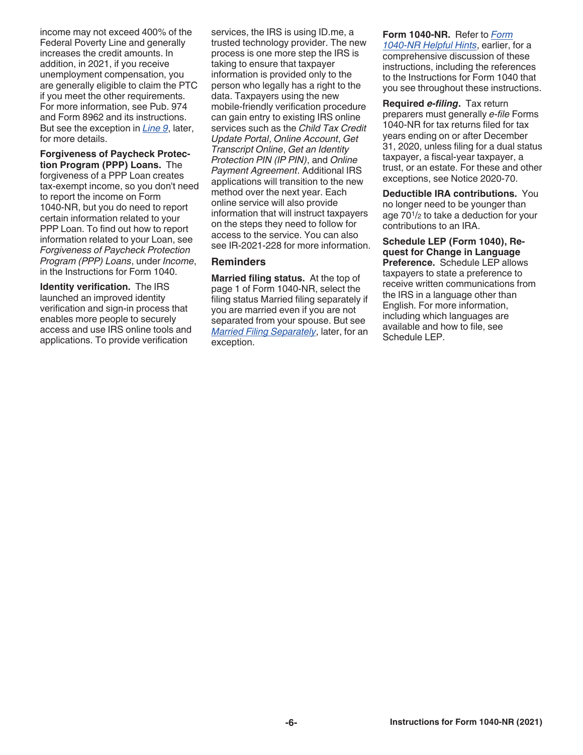income may not exceed 400% of the Federal Poverty Line and generally increases the credit amounts. In addition, in 2021, if you receive unemployment compensation, you are generally eligible to claim the PTC if you meet the other requirements. For more information, see Pub. 974 and Form 8962 and its instructions. But see the exception in *Line 9*, later, for more details.

**Forgiveness of Paycheck Protection Program (PPP) Loans.** The forgiveness of a PPP Loan creates tax-exempt income, so you don't need to report the income on Form 1040-NR, but you do need to report certain information related to your PPP Loan. To find out how to report information related to your Loan, see *Forgiveness of Paycheck Protection Program (PPP) Loans*, under *Income*, in the Instructions for Form 1040.

**Identity verification.** The IRS launched an improved identity verification and sign-in process that enables more people to securely access and use IRS online tools and applications. To provide verification services, the IRS is using ID.me, a trusted technology provider. The new process is one more step the IRS is taking to ensure that taxpayer information is provided only to the person who legally has a right to the data. Taxpayers using the new mobile-friendly verification procedure can gain entry to existing IRS online services such as the *Child Tax Credit Update Portal*, *Online Account*, *Get Transcript Online*, *Get an Identity Protection PIN (IP PIN)*, and *Online Payment Agreement*. Additional IRS applications will transition to the new method over the next year. Each online service will also provide information that will instruct taxpayers on the steps they need to follow for access to the service. You can also see IR-2021-228 for more information.

## Reminders

**Married filing status.** At the top of page 1 of Form 1040-NR, select the filing status Married filing separately if you are married even if you are not separated from your spouse. But see *Married Filing Separately*, later, for an exception.

**Form 1040-NR.** Refer to *Form 1040-NR Helpful Hints*, earlier, for a comprehensive discussion of these instructions, including the references to the Instructions for Form 1040 that you see throughout these instructions.

**Required *e-filing*.** Tax return preparers must generally *e-file* Forms 1040-NR for tax returns filed for tax years ending on or after December 31, 2020, unless filing for a dual status taxpayer, a fiscal-year taxpayer, a trust, or an estate. For these and other exceptions, see Notice 2020-70.

**Deductible IRA contributions.** You no longer need to be younger than age 70½ to take a deduction for your contributions to an IRA.

**Schedule LEP (Form 1040), Request for Change in Language Preference.** Schedule LEP allows taxpayers to state a preference to receive written communications from the IRS in a language other than English. For more information, including which languages are available and how to file, see Schedule LEP.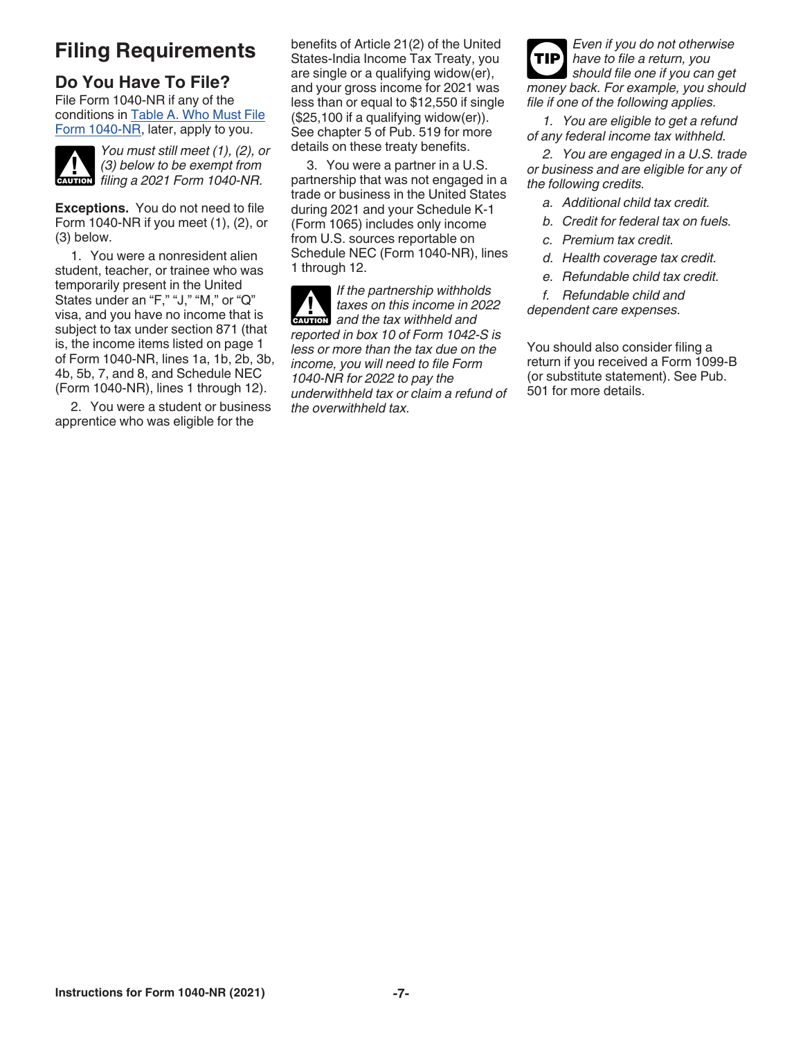# Filing Requirements

## Do You Have To File?

File Form 1040-NR if any of the conditions in Table A. Who Must File Form 1040-NR, later, apply to you.

CAUTION: *You must still meet (1), (2), or (3) below to be exempt from filing a 2021 Form 1040-NR.*

**Exceptions.** You do not need to file Form 1040-NR if you meet (1), (2), or (3) below.

1. You were a nonresident alien student, teacher, or trainee who was temporarily present in the United States under an "F," "J," "M," or "Q" visa, and you have no income that is subject to tax under section 871 (that is, the income items listed on page 1 of Form 1040-NR, lines 1a, 1b, 2b, 3b, 4b, 5b, 7, and 8, and Schedule NEC (Form 1040-NR), lines 1 through 12).

2. You were a student or business apprentice who was eligible for the benefits of Article 21(2) of the United States-India Income Tax Treaty, you are single or a qualifying widow(er), and your gross income for 2021 was less than or equal to $12,550 if single ($25,100 if a qualifying widow(er)). See chapter 5 of Pub. 519 for more details on these treaty benefits.

3. You were a partner in a U.S. partnership that was not engaged in a trade or business in the United States during 2021 and your Schedule K-1 (Form 1065) includes only income from U.S. sources reportable on Schedule NEC (Form 1040-NR), lines 1 through 12.

CAUTION: *If the partnership withholds taxes on this income in 2022 and the tax withheld and reported in box 10 of Form 1042-S is less or more than the tax due on the income, you will need to file Form 1040-NR for 2022 to pay the underwithheld tax or claim a refund of the overwithheld tax.*

TIP: *Even if you do not otherwise have to file a return, you should file one if you can get money back. For example, you should file if one of the following applies.*

*1. You are eligible to get a refund of any federal income tax withheld.*

*2. You are engaged in a U.S. trade or business and are eligible for any of the following credits.*

*a. Additional child tax credit.*

*b. Credit for federal tax on fuels.*

*c. Premium tax credit.*

*d. Health coverage tax credit.*

*e. Refundable child tax credit.*

*f. Refundable child and dependent care expenses.*

You should also consider filing a return if you received a Form 1099-B (or substitute statement). See Pub. 501 for more details.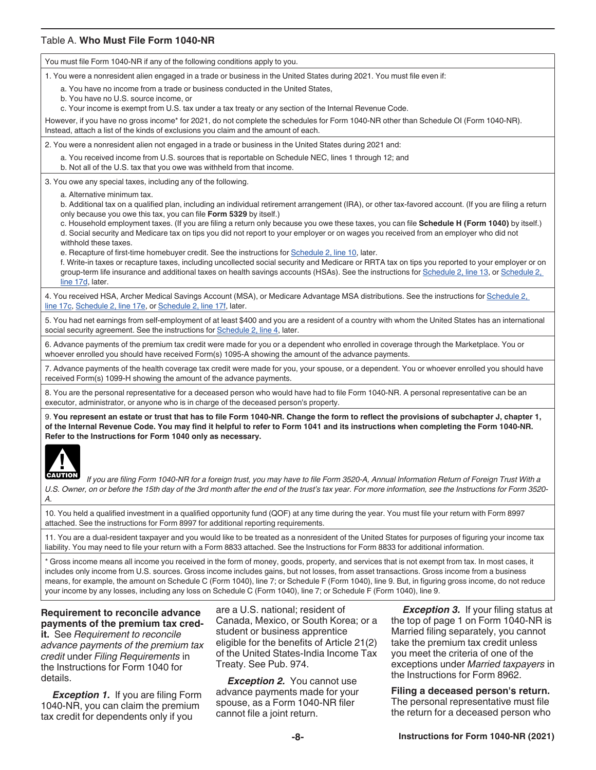Table A. **Who Must File Form 1040-NR**

You must file Form 1040-NR if any of the following conditions apply to you.

1. You were a nonresident alien engaged in a trade or business in the United States during 2021. You must file even if:

   a. You have no income from a trade or business conducted in the United States,
   b. You have no U.S. source income, or
   c. Your income is exempt from U.S. tax under a tax treaty or any section of the Internal Revenue Code.

However, if you have no gross income* for 2021, do not complete the schedules for Form 1040-NR other than Schedule OI (Form 1040-NR). Instead, attach a list of the kinds of exclusions you claim and the amount of each.

2. You were a nonresident alien not engaged in a trade or business in the United States during 2021 and:

   a. You received income from U.S. sources that is reportable on Schedule NEC, lines 1 through 12; and
   b. Not all of the U.S. tax that you owe was withheld from that income.

3. You owe any special taxes, including any of the following.

   a. Alternative minimum tax.
   b. Additional tax on a qualified plan, including an individual retirement arrangement (IRA), or other tax-favored account. (If you are filing a return only because you owe this tax, you can file **Form 5329** by itself.)
   c. Household employment taxes. (If you are filing a return only because you owe these taxes, you can file **Schedule H (Form 1040)** by itself.)
   d. Social security and Medicare tax on tips you did not report to your employer or on wages you received from an employer who did not withhold these taxes.
   e. Recapture of first-time homebuyer credit. See the instructions for Schedule 2, line 10, later.
   f. Write-in taxes or recapture taxes, including uncollected social security and Medicare or RRTA tax on tips you reported to your employer or on group-term life insurance and additional taxes on health savings accounts (HSAs). See the instructions for Schedule 2, line 13, or Schedule 2, line 17d, later.

4. You received HSA, Archer Medical Savings Account (MSA), or Medicare Advantage MSA distributions. See the instructions for Schedule 2, line 17c, Schedule 2, line 17e, or Schedule 2, line 17f, later.

5. You had net earnings from self-employment of at least $400 and you are a resident of a country with whom the United States has an international social security agreement. See the instructions for Schedule 2, line 4, later.

6. Advance payments of the premium tax credit were made for you or a dependent who enrolled in coverage through the Marketplace. You or whoever enrolled you should have received Form(s) 1095-A showing the amount of the advance payments.

7. Advance payments of the health coverage tax credit were made for you, your spouse, or a dependent. You or whoever enrolled you should have received Form(s) 1099-H showing the amount of the advance payments.

8. You are the personal representative for a deceased person who would have had to file Form 1040-NR. A personal representative can be an executor, administrator, or anyone who is in charge of the deceased person's property.

9. **You represent an estate or trust that has to file Form 1040-NR. Change the form to reflect the provisions of subchapter J, chapter 1, of the Internal Revenue Code. You may find it helpful to refer to Form 1041 and its instructions when completing the Form 1040-NR. Refer to the Instructions for Form 1040 only as necessary.**

CAUTION: *If you are filing Form 1040-NR for a foreign trust, you may have to file Form 3520-A, Annual Information Return of Foreign Trust With a U.S. Owner, on or before the 15th day of the 3rd month after the end of the trust's tax year. For more information, see the Instructions for Form 3520-A.*

10. You held a qualified investment in a qualified opportunity fund (QOF) at any time during the year. You must file your return with Form 8997 attached. See the instructions for Form 8997 for additional reporting requirements.

11. You are a dual-resident taxpayer and you would like to be treated as a nonresident of the United States for purposes of figuring your income tax liability. You may need to file your return with a Form 8833 attached. See the Instructions for Form 8833 for additional information.

\* Gross income means all income you received in the form of money, goods, property, and services that is not exempt from tax. In most cases, it includes only income from U.S. sources. Gross income includes gains, but not losses, from asset transactions. Gross income from a business means, for example, the amount on Schedule C (Form 1040), line 7; or Schedule F (Form 1040), line 9. But, in figuring gross income, do not reduce your income by any losses, including any loss on Schedule C (Form 1040), line 7; or Schedule F (Form 1040), line 9.

**Requirement to reconcile advance payments of the premium tax credit.** See *Requirement to reconcile advance payments of the premium tax credit* under *Filing Requirements* in the Instructions for Form 1040 for details.

***Exception 1.*** If you are filing Form 1040-NR, you can claim the premium tax credit for dependents only if you are a U.S. national; resident of Canada, Mexico, or South Korea; or a student or business apprentice eligible for the benefits of Article 21(2) of the United States-India Income Tax Treaty. See Pub. 974.

***Exception 2.*** You cannot use advance payments made for your spouse, as a Form 1040-NR filer cannot file a joint return.

***Exception 3.*** If your filing status at the top of page 1 on Form 1040-NR is Married filing separately, you cannot take the premium tax credit unless you meet the criteria of one of the exceptions under *Married taxpayers* in the Instructions for Form 8962.

**Filing a deceased person's return.** The personal representative must file the return for a deceased person who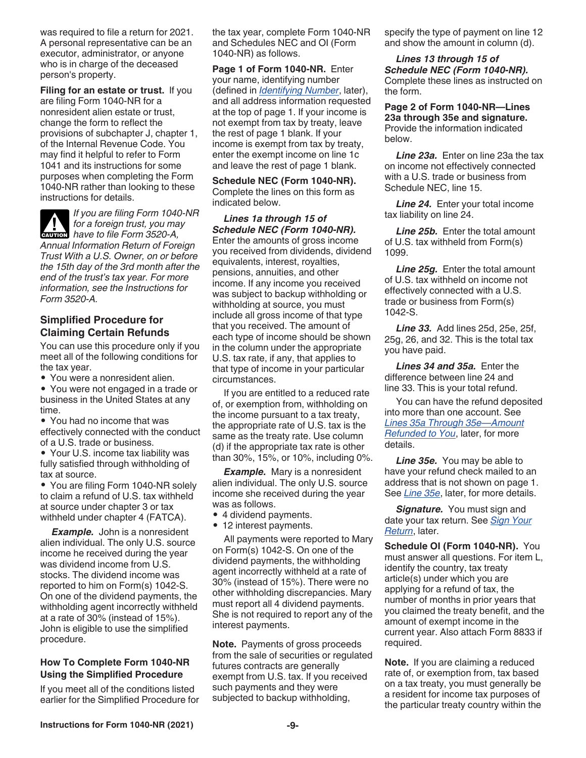was required to file a return for 2021. A personal representative can be an executor, administrator, or anyone who is in charge of the deceased person's property.

**Filing for an estate or trust.** If you are filing Form 1040-NR for a nonresident alien estate or trust, change the form to reflect the provisions of subchapter J, chapter 1, of the Internal Revenue Code. You may find it helpful to refer to Form 1041 and its instructions for some purposes when completing the Form 1040-NR rather than looking to these instructions for details.

CAUTION: *If you are filing Form 1040-NR for a foreign trust, you may have to file Form 3520-A, Annual Information Return of Foreign Trust With a U.S. Owner, on or before the 15th day of the 3rd month after the end of the trust's tax year. For more information, see the Instructions for Form 3520-A.*

### Simplified Procedure for Claiming Certain Refunds

You can use this procedure only if you meet all of the following conditions for the tax year.

- You were a nonresident alien.
- You were not engaged in a trade or business in the United States at any time.
- You had no income that was effectively connected with the conduct of a U.S. trade or business.
- Your U.S. income tax liability was fully satisfied through withholding of tax at source.
- You are filing Form 1040-NR solely to claim a refund of U.S. tax withheld at source under chapter 3 or tax withheld under chapter 4 (FATCA).

***Example.*** John is a nonresident alien individual. The only U.S. source income he received during the year was dividend income from U.S. stocks. The dividend income was reported to him on Form(s) 1042-S. On one of the dividend payments, the withholding agent incorrectly withheld at a rate of 30% (instead of 15%). John is eligible to use the simplified procedure.

#### How To Complete Form 1040-NR Using the Simplified Procedure

If you meet all of the conditions listed earlier for the Simplified Procedure for the tax year, complete Form 1040-NR and Schedules NEC and OI (Form 1040-NR) as follows.

**Page 1 of Form 1040-NR.** Enter your name, identifying number (defined in *Identifying Number*, later), and all address information requested at the top of page 1. If your income is not exempt from tax by treaty, leave the rest of page 1 blank. If your income is exempt from tax by treaty, enter the exempt income on line 1c and leave the rest of page 1 blank.

**Schedule NEC (Form 1040-NR).** Complete the lines on this form as indicated below.

***Lines 1a through 15 of Schedule NEC (Form 1040-NR).*** Enter the amounts of gross income you received from dividends, dividend equivalents, interest, royalties, pensions, annuities, and other income. If any income you received was subject to backup withholding or withholding at source, you must include all gross income of that type that you received. The amount of each type of income should be shown in the column under the appropriate U.S. tax rate, if any, that applies to that type of income in your particular circumstances.

If you are entitled to a reduced rate of, or exemption from, withholding on the income pursuant to a tax treaty, the appropriate rate of U.S. tax is the same as the treaty rate. Use column (d) if the appropriate tax rate is other than 30%, 15%, or 10%, including 0%.

***Example.*** Mary is a nonresident alien individual. The only U.S. source income she received during the year was as follows.

- 4 dividend payments.
- 12 interest payments.

All payments were reported to Mary on Form(s) 1042-S. On one of the dividend payments, the withholding agent incorrectly withheld at a rate of 30% (instead of 15%). There were no other withholding discrepancies. Mary must report all 4 dividend payments. She is not required to report any of the interest payments.

**Note.** Payments of gross proceeds from the sale of securities or regulated futures contracts are generally exempt from U.S. tax. If you received such payments and they were subjected to backup withholding, specify the type of payment on line 12 and show the amount in column (d).

***Lines 13 through 15 of Schedule NEC (Form 1040-NR).*** Complete these lines as instructed on the form.

**Page 2 of Form 1040-NR—Lines 23a through 35e and signature.** Provide the information indicated below.

***Line 23a.*** Enter on line 23a the tax on income not effectively connected with a U.S. trade or business from Schedule NEC, line 15.

***Line 24.*** Enter your total income tax liability on line 24.

***Line 25b.*** Enter the total amount of U.S. tax withheld from Form(s) 1099.

***Line 25g.*** Enter the total amount of U.S. tax withheld on income not effectively connected with a U.S. trade or business from Form(s) 1042-S.

***Line 33.*** Add lines 25d, 25e, 25f, 25g, 26, and 32. This is the total tax you have paid.

***Lines 34 and 35a.*** Enter the difference between line 24 and line 33. This is your total refund.

You can have the refund deposited into more than one account. See *Lines 35a Through 35e—Amount Refunded to You*, later, for more details.

***Line 35e.*** You may be able to have your refund check mailed to an address that is not shown on page 1. See *Line 35e*, later, for more details.

***Signature.*** You must sign and date your tax return. See *Sign Your Return*, later.

**Schedule OI (Form 1040-NR).** You must answer all questions. For item L, identify the country, tax treaty article(s) under which you are applying for a refund of tax, the number of months in prior years that you claimed the treaty benefit, and the amount of exempt income in the current year. Also attach Form 8833 if required.

**Note.** If you are claiming a reduced rate of, or exemption from, tax based on a tax treaty, you must generally be a resident for income tax purposes of the particular treaty country within the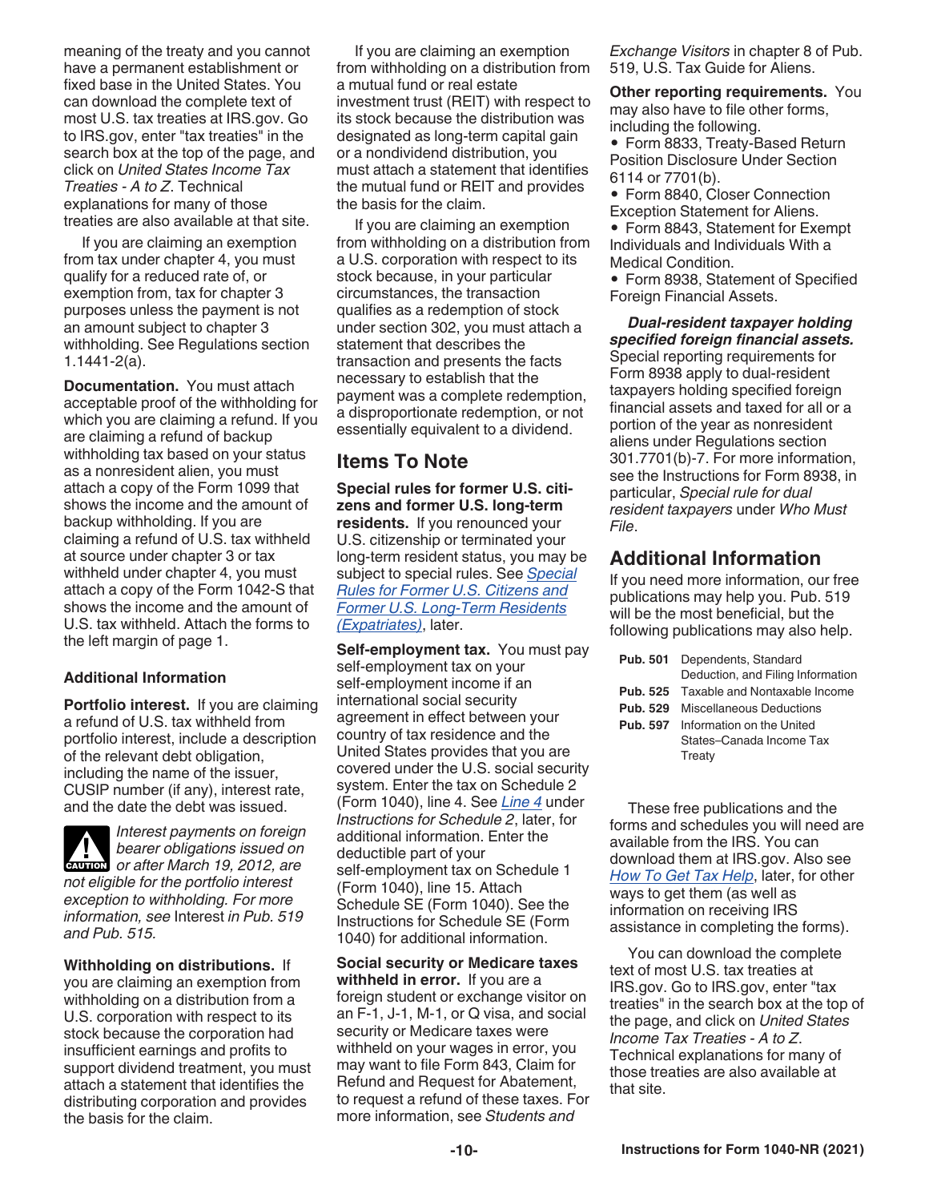meaning of the treaty and you cannot have a permanent establishment or fixed base in the United States. You can download the complete text of most U.S. tax treaties at IRS.gov. Go to IRS.gov, enter "tax treaties" in the search box at the top of the page, and click on *United States Income Tax Treaties - A to Z*. Technical explanations for many of those treaties are also available at that site.

If you are claiming an exemption from tax under chapter 4, you must qualify for a reduced rate of, or exemption from, tax for chapter 3 purposes unless the payment is not an amount subject to chapter 3 withholding. See Regulations section 1.1441-2(a).

**Documentation.** You must attach acceptable proof of the withholding for which you are claiming a refund. If you are claiming a refund of backup withholding tax based on your status as a nonresident alien, you must attach a copy of the Form 1099 that shows the income and the amount of backup withholding. If you are claiming a refund of U.S. tax withheld at source under chapter 3 or tax withheld under chapter 4, you must attach a copy of the Form 1042-S that shows the income and the amount of U.S. tax withheld. Attach the forms to the left margin of page 1.

### Additional Information

**Portfolio interest.** If you are claiming a refund of U.S. tax withheld from portfolio interest, include a description of the relevant debt obligation, including the name of the issuer, CUSIP number (if any), interest rate, and the date the debt was issued.

**CAUTION** *Interest payments on foreign bearer obligations issued on or after March 19, 2012, are not eligible for the portfolio interest exception to withholding. For more information, see* Interest *in Pub. 519 and Pub. 515.*

**Withholding on distributions.** If you are claiming an exemption from withholding on a distribution from a U.S. corporation with respect to its stock because the corporation had insufficient earnings and profits to support dividend treatment, you must attach a statement that identifies the distributing corporation and provides the basis for the claim.

If you are claiming an exemption from withholding on a distribution from a mutual fund or real estate investment trust (REIT) with respect to its stock because the distribution was designated as long-term capital gain or a nondividend distribution, you must attach a statement that identifies the mutual fund or REIT and provides the basis for the claim.

If you are claiming an exemption from withholding on a distribution from a U.S. corporation with respect to its stock because, in your particular circumstances, the transaction qualifies as a redemption of stock under section 302, you must attach a statement that describes the transaction and presents the facts necessary to establish that the payment was a complete redemption, a disproportionate redemption, or not essentially equivalent to a dividend.

## Items To Note

**Special rules for former U.S. citizens and former U.S. long-term residents.** If you renounced your U.S. citizenship or terminated your long-term resident status, you may be subject to special rules. See *Special Rules for Former U.S. Citizens and Former U.S. Long-Term Residents (Expatriates)*, later.

**Self-employment tax.** You must pay self-employment tax on your self-employment income if an international social security agreement in effect between your country of tax residence and the United States provides that you are covered under the U.S. social security system. Enter the tax on Schedule 2 (Form 1040), line 4. See *Line 4* under *Instructions for Schedule 2*, later, for additional information. Enter the deductible part of your self-employment tax on Schedule 1 (Form 1040), line 15. Attach Schedule SE (Form 1040). See the Instructions for Schedule SE (Form 1040) for additional information.

**Social security or Medicare taxes withheld in error.** If you are a foreign student or exchange visitor on an F-1, J-1, M-1, or Q visa, and social security or Medicare taxes were withheld on your wages in error, you may want to file Form 843, Claim for Refund and Request for Abatement, to request a refund of these taxes. For more information, see *Students and Exchange Visitors* in chapter 8 of Pub. 519, U.S. Tax Guide for Aliens.

**Other reporting requirements.** You may also have to file other forms, including the following.

- Form 8833, Treaty-Based Return Position Disclosure Under Section 6114 or 7701(b).
- Form 8840, Closer Connection Exception Statement for Aliens.
- Form 8843, Statement for Exempt Individuals and Individuals With a Medical Condition.
- Form 8938, Statement of Specified Foreign Financial Assets.

***Dual-resident taxpayer holding specified foreign financial assets.*** Special reporting requirements for Form 8938 apply to dual-resident taxpayers holding specified foreign financial assets and taxed for all or a portion of the year as nonresident aliens under Regulations section 301.7701(b)-7. For more information, see the Instructions for Form 8938, in particular, *Special rule for dual resident taxpayers* under *Who Must File*.

## Additional Information

If you need more information, our free publications may help you. Pub. 519 will be the most beneficial, but the following publications may also help.

| | |
|---|---|
| **Pub. 501** | Dependents, Standard Deduction, and Filing Information |
| **Pub. 525** | Taxable and Nontaxable Income |
| **Pub. 529** | Miscellaneous Deductions |
| **Pub. 597** | Information on the United States–Canada Income Tax Treaty |

These free publications and the forms and schedules you will need are available from the IRS. You can download them at IRS.gov. Also see *How To Get Tax Help*, later, for other ways to get them (as well as information on receiving IRS assistance in completing the forms).

You can download the complete text of most U.S. tax treaties at IRS.gov. Go to IRS.gov, enter "tax treaties" in the search box at the top of the page, and click on *United States Income Tax Treaties - A to Z*. Technical explanations for many of those treaties are also available at that site.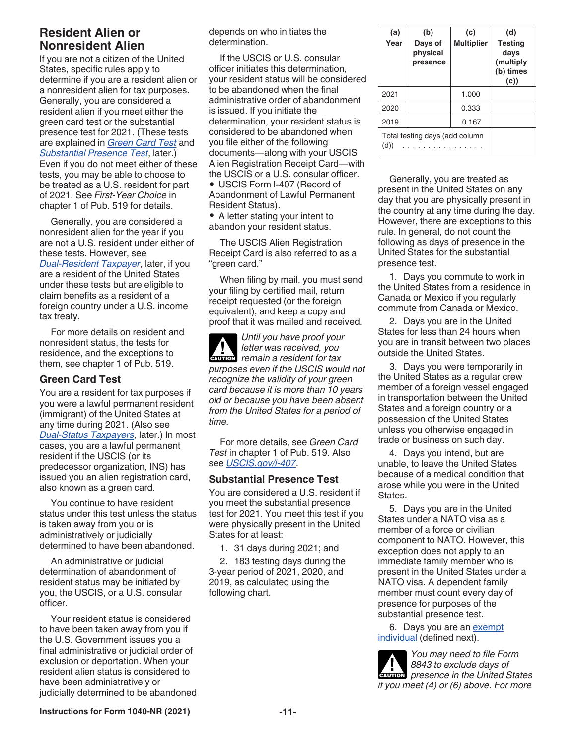## Resident Alien or Nonresident Alien

If you are not a citizen of the United States, specific rules apply to determine if you are a resident alien or a nonresident alien for tax purposes. Generally, you are considered a resident alien if you meet either the green card test or the substantial presence test for 2021. (These tests are explained in *Green Card Test* and *Substantial Presence Test*, later.) Even if you do not meet either of these tests, you may be able to choose to be treated as a U.S. resident for part of 2021. See *First-Year Choice* in chapter 1 of Pub. 519 for details.

Generally, you are considered a nonresident alien for the year if you are not a U.S. resident under either of these tests. However, see *Dual-Resident Taxpayer*, later, if you are a resident of the United States under these tests but are eligible to claim benefits as a resident of a foreign country under a U.S. income tax treaty.

For more details on resident and nonresident status, the tests for residence, and the exceptions to them, see chapter 1 of Pub. 519.

### Green Card Test

You are a resident for tax purposes if you were a lawful permanent resident (immigrant) of the United States at any time during 2021. (Also see *Dual-Status Taxpayers*, later.) In most cases, you are a lawful permanent resident if the USCIS (or its predecessor organization, INS) has issued you an alien registration card, also known as a green card.

You continue to have resident status under this test unless the status is taken away from you or is administratively or judicially determined to have been abandoned.

An administrative or judicial determination of abandonment of resident status may be initiated by you, the USCIS, or a U.S. consular officer.

Your resident status is considered to have been taken away from you if the U.S. Government issues you a final administrative or judicial order of exclusion or deportation. When your resident alien status is considered to have been administratively or judicially determined to be abandoned depends on who initiates the determination.

If the USCIS or U.S. consular officer initiates this determination, your resident status will be considered to be abandoned when the final administrative order of abandonment is issued. If you initiate the determination, your resident status is considered to be abandoned when you file either of the following documents—along with your USCIS Alien Registration Receipt Card—with the USCIS or a U.S. consular officer.

- USCIS Form I-407 (Record of Abandonment of Lawful Permanent Resident Status).
- A letter stating your intent to abandon your resident status.

The USCIS Alien Registration Receipt Card is also referred to as a "green card."

When filing by mail, you must send your filing by certified mail, return receipt requested (or the foreign equivalent), and keep a copy and proof that it was mailed and received.

**CAUTION** *Until you have proof your letter was received, you remain a resident for tax purposes even if the USCIS would not recognize the validity of your green card because it is more than 10 years old or because you have been absent from the United States for a period of time.*

For more details, see *Green Card Test* in chapter 1 of Pub. 519. Also see *USCIS.gov/i-407*.

### Substantial Presence Test

You are considered a U.S. resident if you meet the substantial presence test for 2021. You meet this test if you were physically present in the United States for at least:

1. 31 days during 2021; and
2. 183 testing days during the 3-year period of 2021, 2020, and 2019, as calculated using the following chart.

| (a) Year | (b) Days of physical presence | (c) Multiplier | (d) Testing days (multiply (b) times (c)) |
|---|---|---|---|
| 2021 | | 1.000 | |
| 2020 | | 0.333 | |
| 2019 | | 0.167 | |
| Total testing days (add column (d)) . . . . . . . . . . . . . . . | | | |

Generally, you are treated as present in the United States on any day that you are physically present in the country at any time during the day. However, there are exceptions to this rule. In general, do not count the following as days of presence in the United States for the substantial presence test.

1. Days you commute to work in the United States from a residence in Canada or Mexico if you regularly commute from Canada or Mexico.
2. Days you are in the United States for less than 24 hours when you are in transit between two places outside the United States.
3. Days you were temporarily in the United States as a regular crew member of a foreign vessel engaged in transportation between the United States and a foreign country or a possession of the United States unless you otherwise engaged in trade or business on such day.
4. Days you intend, but are unable, to leave the United States because of a medical condition that arose while you were in the United States.
5. Days you are in the United States under a NATO visa as a member of a force or civilian component to NATO. However, this exception does not apply to an immediate family member who is present in the United States under a NATO visa. A dependent family member must count every day of presence for purposes of the substantial presence test.
6. Days you are an exempt individual (defined next).

**CAUTION** *You may need to file Form 8843 to exclude days of presence in the United States if you meet (4) or (6) above. For more*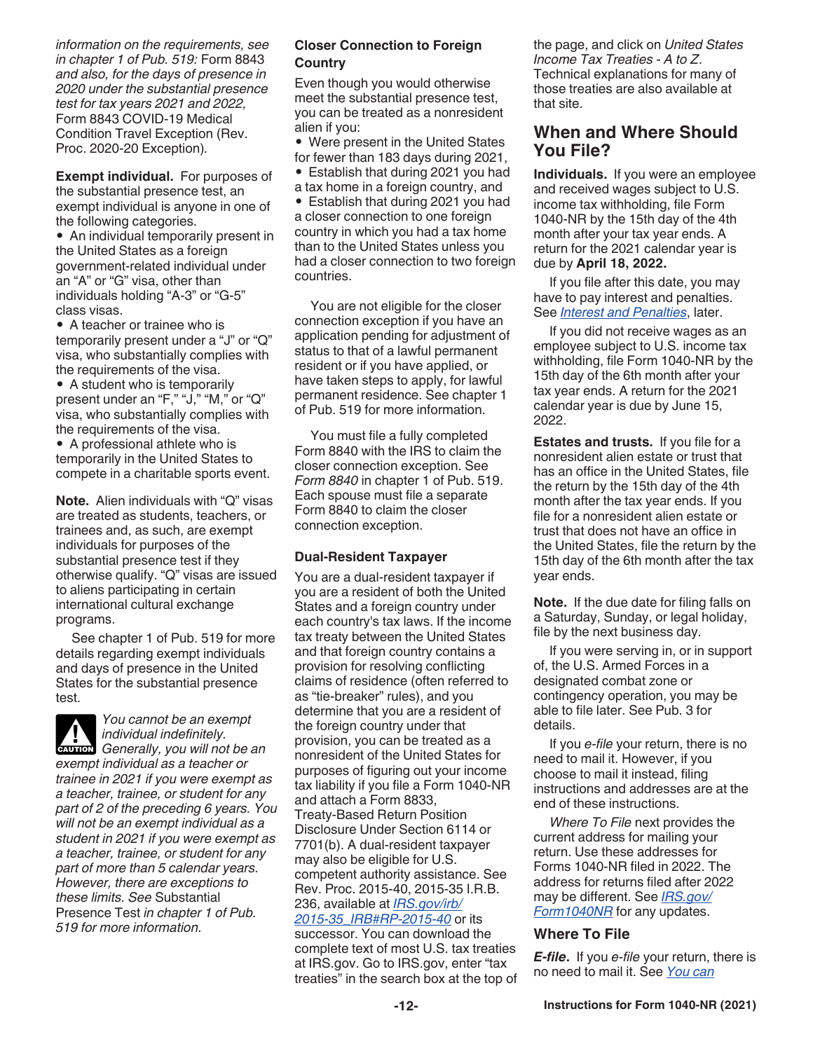*information on the requirements, see in chapter 1 of Pub. 519:* Form 8843 *and also, for the days of presence in 2020 under the substantial presence test for tax years 2021 and 2022,* Form 8843 COVID-19 Medical Condition Travel Exception (Rev. Proc. 2020-20 Exception).

**Exempt individual.** For purposes of the substantial presence test, an exempt individual is anyone in one of the following categories.

- An individual temporarily present in the United States as a foreign government-related individual under an "A" or "G" visa, other than individuals holding "A-3" or "G-5" class visas.
- A teacher or trainee who is temporarily present under a "J" or "Q" visa, who substantially complies with the requirements of the visa.
- A student who is temporarily present under an "F," "J," "M," or "Q" visa, who substantially complies with the requirements of the visa.
- A professional athlete who is temporarily in the United States to compete in a charitable sports event.

**Note.** Alien individuals with "Q" visas are treated as students, teachers, or trainees and, as such, are exempt individuals for purposes of the substantial presence test if they otherwise qualify. "Q" visas are issued to aliens participating in certain international cultural exchange programs.

See chapter 1 of Pub. 519 for more details regarding exempt individuals and days of presence in the United States for the substantial presence test.

CAUTION: *You cannot be an exempt individual indefinitely. Generally, you will not be an exempt individual as a teacher or trainee in 2021 if you were exempt as a teacher, trainee, or student for any part of 2 of the preceding 6 years. You will not be an exempt individual as a student in 2021 if you were exempt as a teacher, trainee, or student for any part of more than 5 calendar years. However, there are exceptions to these limits. See* Substantial Presence Test *in chapter 1 of Pub. 519 for more information.*

### Closer Connection to Foreign Country

Even though you would otherwise meet the substantial presence test, you can be treated as a nonresident alien if you:

- Were present in the United States for fewer than 183 days during 2021,
- Establish that during 2021 you had a tax home in a foreign country, and
- Establish that during 2021 you had a closer connection to one foreign country in which you had a tax home than to the United States unless you had a closer connection to two foreign countries.

You are not eligible for the closer connection exception if you have an application pending for adjustment of status to that of a lawful permanent resident or if you have applied, or have taken steps to apply, for lawful permanent residence. See chapter 1 of Pub. 519 for more information.

You must file a fully completed Form 8840 with the IRS to claim the closer connection exception. See *Form 8840* in chapter 1 of Pub. 519. Each spouse must file a separate Form 8840 to claim the closer connection exception.

### Dual-Resident Taxpayer

You are a dual-resident taxpayer if you are a resident of both the United States and a foreign country under each country's tax laws. If the income tax treaty between the United States and that foreign country contains a provision for resolving conflicting claims of residence (often referred to as "tie-breaker" rules), and you determine that you are a resident of the foreign country under that provision, you can be treated as a nonresident of the United States for purposes of figuring out your income tax liability if you file a Form 1040-NR and attach a Form 8833, Treaty-Based Return Position Disclosure Under Section 6114 or 7701(b). A dual-resident taxpayer may also be eligible for U.S. competent authority assistance. See Rev. Proc. 2015-40, 2015-35 I.R.B. 236, available at *IRS.gov/irb/2015-35_IRB#RP-2015-40* or its successor. You can download the complete text of most U.S. tax treaties at IRS.gov. Go to IRS.gov, enter "tax treaties" in the search box at the top of the page, and click on *United States Income Tax Treaties - A to Z*. Technical explanations for many of those treaties are also available at that site.

## When and Where Should You File?

**Individuals.** If you were an employee and received wages subject to U.S. income tax withholding, file Form 1040-NR by the 15th day of the 4th month after your tax year ends. A return for the 2021 calendar year is due by **April 18, 2022.**

If you file after this date, you may have to pay interest and penalties. See *Interest and Penalties*, later.

If you did not receive wages as an employee subject to U.S. income tax withholding, file Form 1040-NR by the 15th day of the 6th month after your tax year ends. A return for the 2021 calendar year is due by June 15, 2022.

**Estates and trusts.** If you file for a nonresident alien estate or trust that has an office in the United States, file the return by the 15th day of the 4th month after the tax year ends. If you file for a nonresident alien estate or trust that does not have an office in the United States, file the return by the 15th day of the 6th month after the tax year ends.

**Note.** If the due date for filing falls on a Saturday, Sunday, or legal holiday, file by the next business day.

If you were serving in, or in support of, the U.S. Armed Forces in a designated combat zone or contingency operation, you may be able to file later. See Pub. 3 for details.

If you *e-file* your return, there is no need to mail it. However, if you choose to mail it instead, filing instructions and addresses are at the end of these instructions.

*Where To File* next provides the current address for mailing your return. Use these addresses for Forms 1040-NR filed in 2022. The address for returns filed after 2022 may be different. See *IRS.gov/Form1040NR* for any updates.

### Where To File

***E-file.*** If you *e-file* your return, there is no need to mail it. See *You can*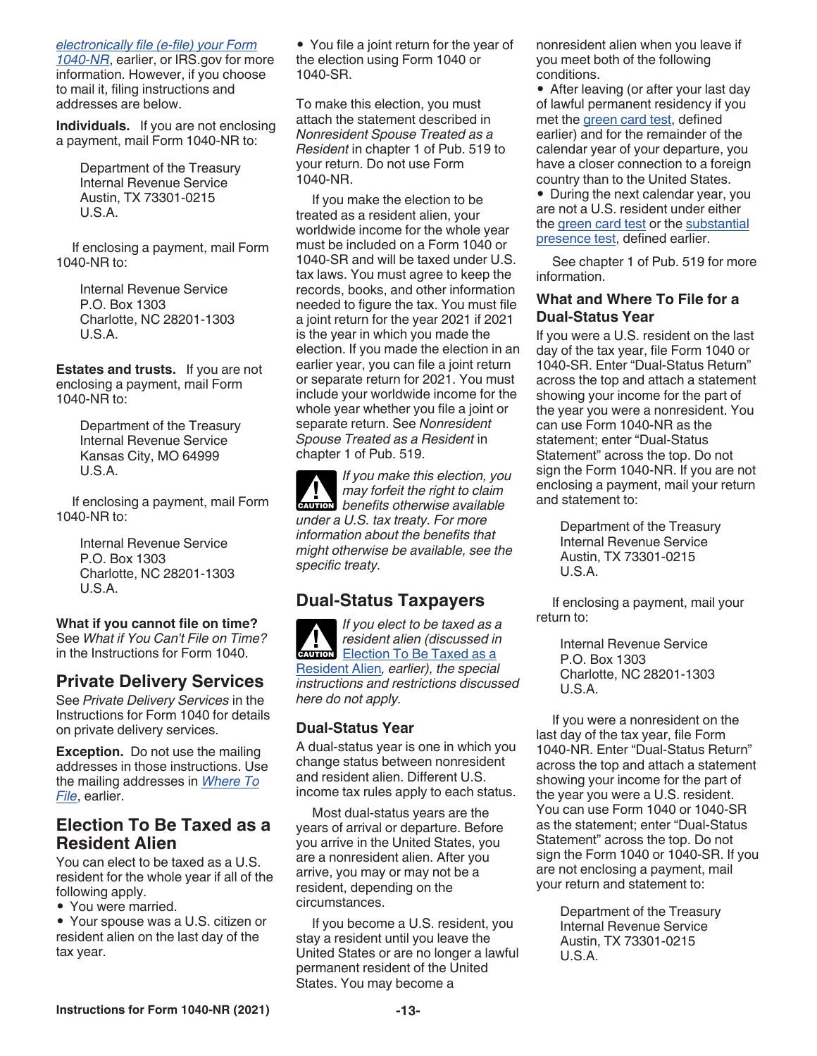*electronically file (e-file) your Form 1040-NR*, earlier, or IRS.gov for more information. However, if you choose to mail it, filing instructions and addresses are below.

**Individuals.** If you are not enclosing a payment, mail Form 1040-NR to:

Department of the Treasury
Internal Revenue Service
Austin, TX 73301-0215
U.S.A.

If enclosing a payment, mail Form 1040-NR to:

Internal Revenue Service
P.O. Box 1303
Charlotte, NC 28201-1303
U.S.A.

**Estates and trusts.** If you are not enclosing a payment, mail Form 1040-NR to:

Department of the Treasury
Internal Revenue Service
Kansas City, MO 64999
U.S.A.

If enclosing a payment, mail Form 1040-NR to:

Internal Revenue Service
P.O. Box 1303
Charlotte, NC 28201-1303
U.S.A.

**What if you cannot file on time?** See *What if You Can't File on Time?* in the Instructions for Form 1040.

## Private Delivery Services

See *Private Delivery Services* in the Instructions for Form 1040 for details on private delivery services.

**Exception.** Do not use the mailing addresses in those instructions. Use the mailing addresses in *Where To File*, earlier.

## Election To Be Taxed as a Resident Alien

You can elect to be taxed as a U.S. resident for the whole year if all of the following apply.

- You were married.
- Your spouse was a U.S. citizen or resident alien on the last day of the tax year.
- You file a joint return for the year of the election using Form 1040 or 1040-SR.

To make this election, you must attach the statement described in *Nonresident Spouse Treated as a Resident* in chapter 1 of Pub. 519 to your return. Do not use Form 1040-NR.

If you make the election to be treated as a resident alien, your worldwide income for the whole year must be included on a Form 1040 or 1040-SR and will be taxed under U.S. tax laws. You must agree to keep the records, books, and other information needed to figure the tax. You must file a joint return for the year 2021 if 2021 is the year in which you made the election. If you made the election in an earlier year, you can file a joint return or separate return for 2021. You must include your worldwide income for the whole year whether you file a joint or separate return. See *Nonresident Spouse Treated as a Resident* in chapter 1 of Pub. 519.

CAUTION: *If you make this election, you may forfeit the right to claim benefits otherwise available under a U.S. tax treaty. For more information about the benefits that might otherwise be available, see the specific treaty.*

## Dual-Status Taxpayers

CAUTION: *If you elect to be taxed as a resident alien (discussed in Election To Be Taxed as a Resident Alien, earlier), the special instructions and restrictions discussed here do not apply.*

### Dual-Status Year

A dual-status year is one in which you change status between nonresident and resident alien. Different U.S. income tax rules apply to each status.

Most dual-status years are the years of arrival or departure. Before you arrive in the United States, you are a nonresident alien. After you arrive, you may or may not be a resident, depending on the circumstances.

If you become a U.S. resident, you stay a resident until you leave the United States or are no longer a lawful permanent resident of the United States. You may become a nonresident alien when you leave if you meet both of the following conditions.

- After leaving (or after your last day of lawful permanent residency if you met the green card test, defined earlier) and for the remainder of the calendar year of your departure, you have a closer connection to a foreign country than to the United States.
- During the next calendar year, you are not a U.S. resident under either the green card test or the substantial presence test, defined earlier.

See chapter 1 of Pub. 519 for more information.

### What and Where To File for a Dual-Status Year

If you were a U.S. resident on the last day of the tax year, file Form 1040 or 1040-SR. Enter "Dual-Status Return" across the top and attach a statement showing your income for the part of the year you were a nonresident. You can use Form 1040-NR as the statement; enter "Dual-Status Statement" across the top. Do not sign the Form 1040-NR. If you are not enclosing a payment, mail your return and statement to:

Department of the Treasury
Internal Revenue Service
Austin, TX 73301-0215
U.S.A.

If enclosing a payment, mail your return to:

Internal Revenue Service
P.O. Box 1303
Charlotte, NC 28201-1303
U.S.A.

If you were a nonresident on the last day of the tax year, file Form 1040-NR. Enter "Dual-Status Return" across the top and attach a statement showing your income for the part of the year you were a U.S. resident. You can use Form 1040 or 1040-SR as the statement; enter "Dual-Status Statement" across the top. Do not sign the Form 1040 or 1040-SR. If you are not enclosing a payment, mail your return and statement to:

Department of the Treasury
Internal Revenue Service
Austin, TX 73301-0215
U.S.A.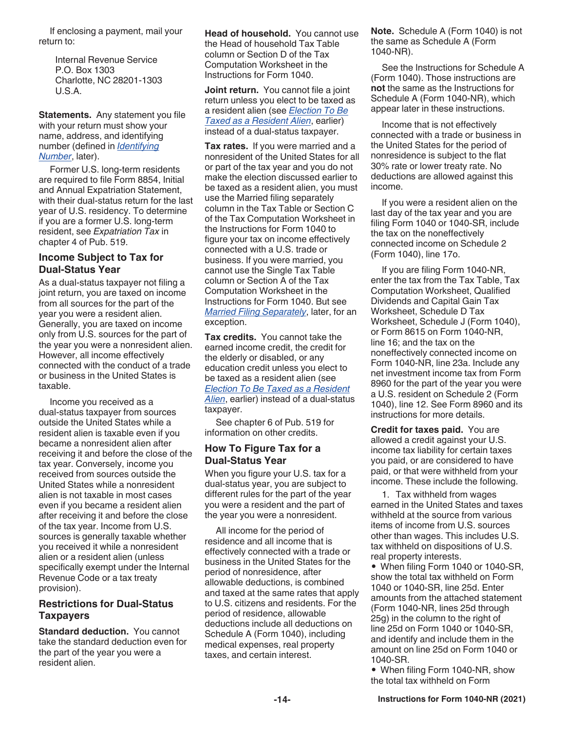If enclosing a payment, mail your return to:

Internal Revenue Service
P.O. Box 1303
Charlotte, NC 28201-1303
U.S.A.

**Statements.** Any statement you file with your return must show your name, address, and identifying number (defined in *Identifying Number*, later).

Former U.S. long-term residents are required to file Form 8854, Initial and Annual Expatriation Statement, with their dual-status return for the last year of U.S. residency. To determine if you are a former U.S. long-term resident, see *Expatriation Tax* in chapter 4 of Pub. 519.

### Income Subject to Tax for Dual-Status Year

As a dual-status taxpayer not filing a joint return, you are taxed on income from all sources for the part of the year you were a resident alien. Generally, you are taxed on income only from U.S. sources for the part of the year you were a nonresident alien. However, all income effectively connected with the conduct of a trade or business in the United States is taxable.

Income you received as a dual-status taxpayer from sources outside the United States while a resident alien is taxable even if you became a nonresident alien after receiving it and before the close of the tax year. Conversely, income you received from sources outside the United States while a nonresident alien is not taxable in most cases even if you became a resident alien after receiving it and before the close of the tax year. Income from U.S. sources is generally taxable whether you received it while a nonresident alien or a resident alien (unless specifically exempt under the Internal Revenue Code or a tax treaty provision).

### Restrictions for Dual-Status Taxpayers

**Standard deduction.** You cannot take the standard deduction even for the part of the year you were a resident alien.

**Head of household.** You cannot use the Head of household Tax Table column or Section D of the Tax Computation Worksheet in the Instructions for Form 1040.

**Joint return.** You cannot file a joint return unless you elect to be taxed as a resident alien (see *Election To Be Taxed as a Resident Alien*, earlier) instead of a dual-status taxpayer.

**Tax rates.** If you were married and a nonresident of the United States for all or part of the tax year and you do not make the election discussed earlier to be taxed as a resident alien, you must use the Married filing separately column in the Tax Table or Section C of the Tax Computation Worksheet in the Instructions for Form 1040 to figure your tax on income effectively connected with a U.S. trade or business. If you were married, you cannot use the Single Tax Table column or Section A of the Tax Computation Worksheet in the Instructions for Form 1040. But see *Married Filing Separately*, later, for an exception.

**Tax credits.** You cannot take the earned income credit, the credit for the elderly or disabled, or any education credit unless you elect to be taxed as a resident alien (see *Election To Be Taxed as a Resident Alien*, earlier) instead of a dual-status taxpayer.

See chapter 6 of Pub. 519 for information on other credits.

### How To Figure Tax for a Dual-Status Year

When you figure your U.S. tax for a dual-status year, you are subject to different rules for the part of the year you were a resident and the part of the year you were a nonresident.

All income for the period of residence and all income that is effectively connected with a trade or business in the United States for the period of nonresidence, after allowable deductions, is combined and taxed at the same rates that apply to U.S. citizens and residents. For the period of residence, allowable deductions include all deductions on Schedule A (Form 1040), including medical expenses, real property taxes, and certain interest.

**Note.** Schedule A (Form 1040) is not the same as Schedule A (Form 1040-NR).

See the Instructions for Schedule A (Form 1040). Those instructions are **not** the same as the Instructions for Schedule A (Form 1040-NR), which appear later in these instructions.

Income that is not effectively connected with a trade or business in the United States for the period of nonresidence is subject to the flat 30% rate or lower treaty rate. No deductions are allowed against this income.

If you were a resident alien on the last day of the tax year and you are filing Form 1040 or 1040-SR, include the tax on the noneffectively connected income on Schedule 2 (Form 1040), line 17o.

If you are filing Form 1040-NR, enter the tax from the Tax Table, Tax Computation Worksheet, Qualified Dividends and Capital Gain Tax Worksheet, Schedule D Tax Worksheet, Schedule J (Form 1040), or Form 8615 on Form 1040-NR, line 16; and the tax on the noneffectively connected income on Form 1040-NR, line 23a. Include any net investment income tax from Form 8960 for the part of the year you were a U.S. resident on Schedule 2 (Form 1040), line 12. See Form 8960 and its instructions for more details.

**Credit for taxes paid.** You are allowed a credit against your U.S. income tax liability for certain taxes you paid, or are considered to have paid, or that were withheld from your income. These include the following.

1. Tax withheld from wages earned in the United States and taxes withheld at the source from various items of income from U.S. sources other than wages. This includes U.S. tax withheld on dispositions of U.S. real property interests.

- When filing Form 1040 or 1040-SR, show the total tax withheld on Form 1040 or 1040-SR, line 25d. Enter amounts from the attached statement (Form 1040-NR, lines 25d through 25g) in the column to the right of line 25d on Form 1040 or 1040-SR, and identify and include them in the amount on line 25d on Form 1040 or 1040-SR.
- When filing Form 1040-NR, show the total tax withheld on Form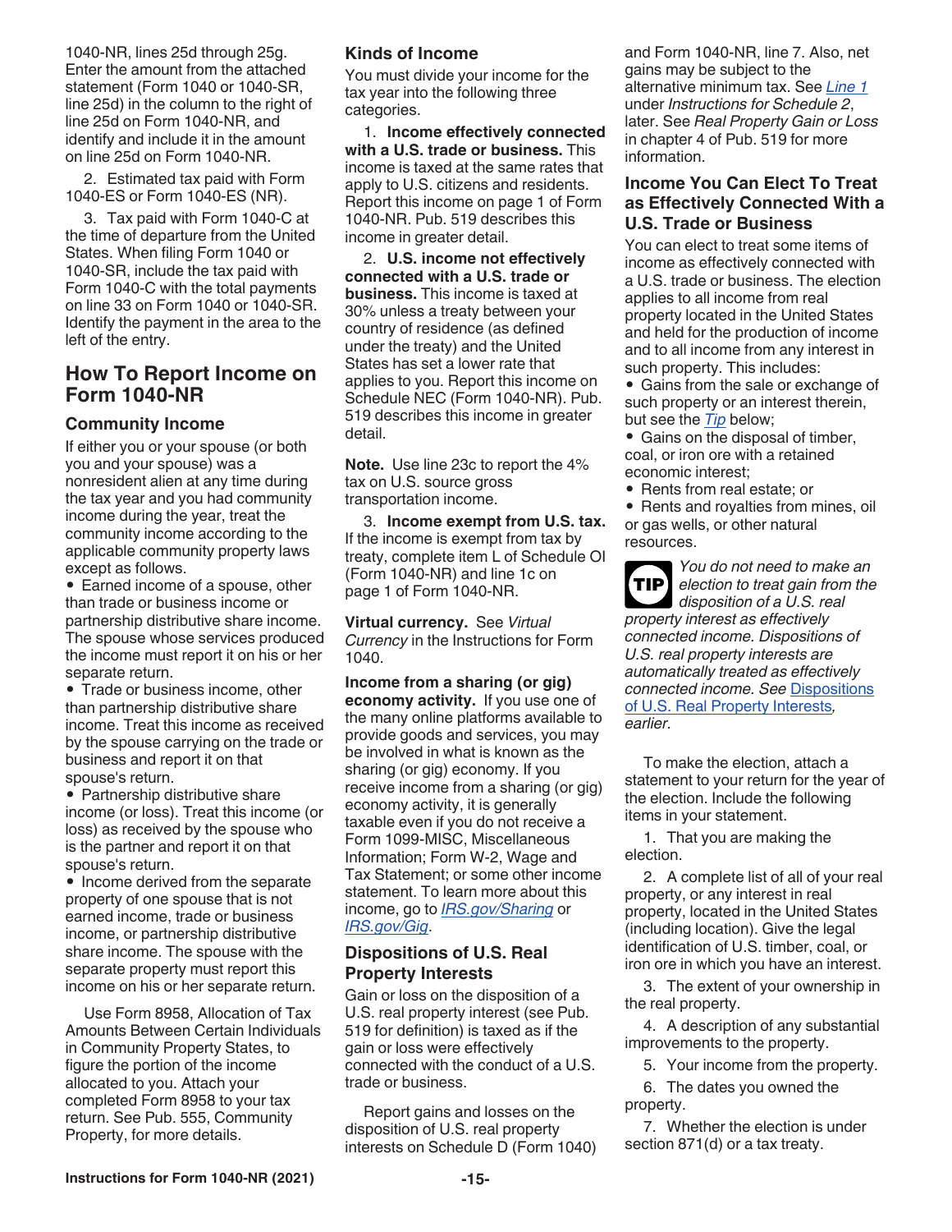1040-NR, lines 25d through 25g. Enter the amount from the attached statement (Form 1040 or 1040-SR, line 25d) in the column to the right of line 25d on Form 1040-NR, and identify and include it in the amount on line 25d on Form 1040-NR.

2. Estimated tax paid with Form 1040-ES or Form 1040-ES (NR).

3. Tax paid with Form 1040-C at the time of departure from the United States. When filing Form 1040 or 1040-SR, include the tax paid with Form 1040-C with the total payments on line 33 on Form 1040 or 1040-SR. Identify the payment in the area to the left of the entry.

## How To Report Income on Form 1040-NR

### Community Income

If either you or your spouse (or both you and your spouse) was a nonresident alien at any time during the tax year and you had community income during the year, treat the community income according to the applicable community property laws except as follows.

- Earned income of a spouse, other than trade or business income or partnership distributive share income. The spouse whose services produced the income must report it on his or her separate return.
- Trade or business income, other than partnership distributive share income. Treat this income as received by the spouse carrying on the trade or business and report it on that spouse's return.
- Partnership distributive share income (or loss). Treat this income (or loss) as received by the spouse who is the partner and report it on that spouse's return.
- Income derived from the separate property of one spouse that is not earned income, trade or business income, or partnership distributive share income. The spouse with the separate property must report this income on his or her separate return.

Use Form 8958, Allocation of Tax Amounts Between Certain Individuals in Community Property States, to figure the portion of the income allocated to you. Attach your completed Form 8958 to your tax return. See Pub. 555, Community Property, for more details.

### Kinds of Income

You must divide your income for the tax year into the following three categories.

1. **Income effectively connected with a U.S. trade or business.** This income is taxed at the same rates that apply to U.S. citizens and residents. Report this income on page 1 of Form 1040-NR. Pub. 519 describes this income in greater detail.

2. **U.S. income not effectively connected with a U.S. trade or business.** This income is taxed at 30% unless a treaty between your country of residence (as defined under the treaty) and the United States has set a lower rate that applies to you. Report this income on Schedule NEC (Form 1040-NR). Pub. 519 describes this income in greater detail.

**Note.** Use line 23c to report the 4% tax on U.S. source gross transportation income.

3. **Income exempt from U.S. tax.** If the income is exempt from tax by treaty, complete item L of Schedule OI (Form 1040-NR) and line 1c on page 1 of Form 1040-NR.

**Virtual currency.** See *Virtual Currency* in the Instructions for Form 1040.

**Income from a sharing (or gig) economy activity.** If you use one of the many online platforms available to provide goods and services, you may be involved in what is known as the sharing (or gig) economy. If you receive income from a sharing (or gig) economy activity, it is generally taxable even if you do not receive a Form 1099-MISC, Miscellaneous Information; Form W-2, Wage and Tax Statement; or some other income statement. To learn more about this income, go to *IRS.gov/Sharing* or *IRS.gov/Gig*.

### Dispositions of U.S. Real Property Interests

Gain or loss on the disposition of a U.S. real property interest (see Pub. 519 for definition) is taxed as if the gain or loss were effectively connected with the conduct of a U.S. trade or business.

Report gains and losses on the disposition of U.S. real property interests on Schedule D (Form 1040) and Form 1040-NR, line 7. Also, net gains may be subject to the alternative minimum tax. See *Line 1* under *Instructions for Schedule 2*, later. See *Real Property Gain or Loss* in chapter 4 of Pub. 519 for more information.

### Income You Can Elect To Treat as Effectively Connected With a U.S. Trade or Business

You can elect to treat some items of income as effectively connected with a U.S. trade or business. The election applies to all income from real property located in the United States and held for the production of income and to all income from any interest in such property. This includes:

- Gains from the sale or exchange of such property or an interest therein, but see the *Tip* below;
- Gains on the disposal of timber, coal, or iron ore with a retained economic interest;
- Rents from real estate; or
- Rents and royalties from mines, oil or gas wells, or other natural resources.

**TIP** *You do not need to make an election to treat gain from the disposition of a U.S. real property interest as effectively connected income. Dispositions of U.S. real property interests are automatically treated as effectively connected income. See* Dispositions of U.S. Real Property Interests*, earlier.*

To make the election, attach a statement to your return for the year of the election. Include the following items in your statement.

1. That you are making the election.

2. A complete list of all of your real property, or any interest in real property, located in the United States (including location). Give the legal identification of U.S. timber, coal, or iron ore in which you have an interest.

3. The extent of your ownership in the real property.

4. A description of any substantial improvements to the property.

5. Your income from the property.

6. The dates you owned the property.

7. Whether the election is under section 871(d) or a tax treaty.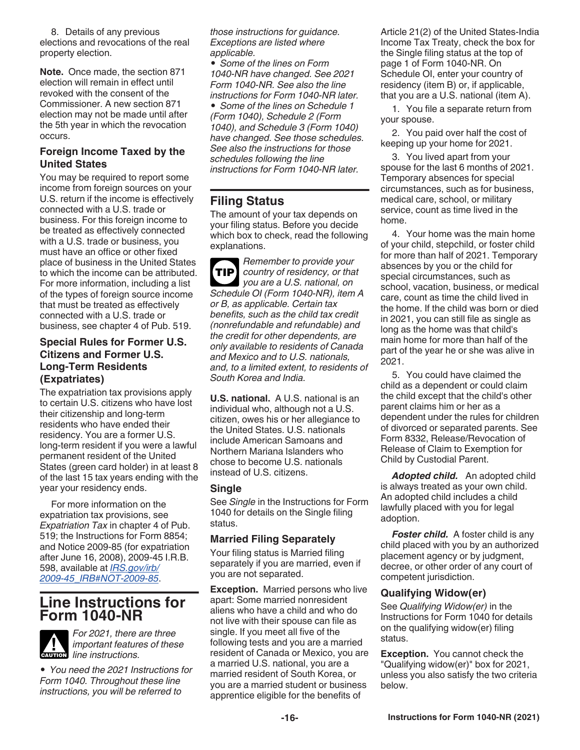8. Details of any previous elections and revocations of the real property election.

**Note.** Once made, the section 871 election will remain in effect until revoked with the consent of the Commissioner. A new section 871 election may not be made until after the 5th year in which the revocation occurs.

### Foreign Income Taxed by the United States

You may be required to report some income from foreign sources on your U.S. return if the income is effectively connected with a U.S. trade or business. For this foreign income to be treated as effectively connected with a U.S. trade or business, you must have an office or other fixed place of business in the United States to which the income can be attributed. For more information, including a list of the types of foreign source income that must be treated as effectively connected with a U.S. trade or business, see chapter 4 of Pub. 519.

### Special Rules for Former U.S. Citizens and Former U.S. Long-Term Residents (Expatriates)

The expatriation tax provisions apply to certain U.S. citizens who have lost their citizenship and long-term residents who have ended their residency. You are a former U.S. long-term resident if you were a lawful permanent resident of the United States (green card holder) in at least 8 of the last 15 tax years ending with the year your residency ends.

For more information on the expatriation tax provisions, see *Expatriation Tax* in chapter 4 of Pub. 519; the Instructions for Form 8854; and Notice 2009-85 (for expatriation after June 16, 2008), 2009-45 I.R.B. 598, available at *IRS.gov/irb/2009-45_IRB#NOT-2009-85*.

# Line Instructions for Form 1040-NR

**CAUTION** *For 2021, there are three important features of these line instructions.*

- *You need the 2021 Instructions for Form 1040. Throughout these line instructions, you will be referred to those instructions for guidance. Exceptions are listed where applicable.*
- *Some of the lines on Form 1040-NR have changed. See 2021 Form 1040-NR. See also the line instructions for Form 1040-NR later.*
- *Some of the lines on Schedule 1 (Form 1040), Schedule 2 (Form 1040), and Schedule 3 (Form 1040) have changed. See those schedules. See also the instructions for those schedules following the line instructions for Form 1040-NR later.*

## Filing Status

The amount of your tax depends on your filing status. Before you decide which box to check, read the following explanations.

**TIP** *Remember to provide your country of residency, or that you are a U.S. national, on Schedule OI (Form 1040-NR), item A or B, as applicable. Certain tax benefits, such as the child tax credit (nonrefundable and refundable) and the credit for other dependents, are only available to residents of Canada and Mexico and to U.S. nationals, and, to a limited extent, to residents of South Korea and India.*

**U.S. national.** A U.S. national is an individual who, although not a U.S. citizen, owes his or her allegiance to the United States. U.S. nationals include American Samoans and Northern Mariana Islanders who chose to become U.S. nationals instead of U.S. citizens.

### Single

See *Single* in the Instructions for Form 1040 for details on the Single filing status.

### Married Filing Separately

Your filing status is Married filing separately if you are married, even if you are not separated.

**Exception.** Married persons who live apart: Some married nonresident aliens who have a child and who do not live with their spouse can file as single. If you meet all five of the following tests and you are a married resident of Canada or Mexico, you are a married U.S. national, you are a married resident of South Korea, or you are a married student or business apprentice eligible for the benefits of Article 21(2) of the United States-India Income Tax Treaty, check the box for the Single filing status at the top of page 1 of Form 1040-NR. On Schedule OI, enter your country of residency (item B) or, if applicable, that you are a U.S. national (item A).

1. You file a separate return from your spouse.

2. You paid over half the cost of keeping up your home for 2021.

3. You lived apart from your spouse for the last 6 months of 2021. Temporary absences for special circumstances, such as for business, medical care, school, or military service, count as time lived in the home.

4. Your home was the main home of your child, stepchild, or foster child for more than half of 2021. Temporary absences by you or the child for special circumstances, such as school, vacation, business, or medical care, count as time the child lived in the home. If the child was born or died in 2021, you can still file as single as long as the home was that child's main home for more than half of the part of the year he or she was alive in 2021.

5. You could have claimed the child as a dependent or could claim the child except that the child's other parent claims him or her as a dependent under the rules for children of divorced or separated parents. See Form 8332, Release/Revocation of Release of Claim to Exemption for Child by Custodial Parent.

***Adopted child.*** An adopted child is always treated as your own child. An adopted child includes a child lawfully placed with you for legal adoption.

***Foster child.*** A foster child is any child placed with you by an authorized placement agency or by judgment, decree, or other order of any court of competent jurisdiction.

### Qualifying Widow(er)

See *Qualifying Widow(er)* in the Instructions for Form 1040 for details on the qualifying widow(er) filing status.

**Exception.** You cannot check the "Qualifying widow(er)" box for 2021, unless you also satisfy the two criteria below.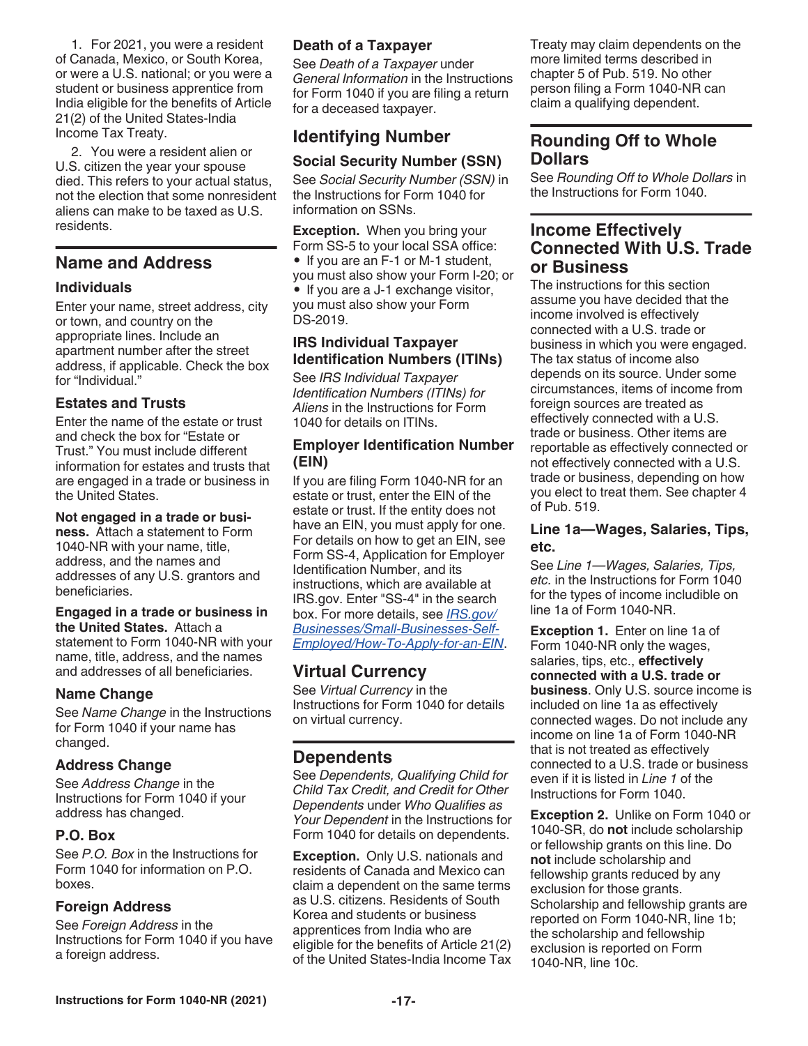1. For 2021, you were a resident of Canada, Mexico, or South Korea, or were a U.S. national; or you were a student or business apprentice from India eligible for the benefits of Article 21(2) of the United States-India Income Tax Treaty.

2. You were a resident alien or U.S. citizen the year your spouse died. This refers to your actual status, not the election that some nonresident aliens can make to be taxed as U.S. residents.

## Name and Address

### Individuals

Enter your name, street address, city or town, and country on the appropriate lines. Include an apartment number after the street address, if applicable. Check the box for "Individual."

### Estates and Trusts

Enter the name of the estate or trust and check the box for "Estate or Trust." You must include different information for estates and trusts that are engaged in a trade or business in the United States.

**Not engaged in a trade or business.** Attach a statement to Form 1040-NR with your name, title, address, and the names and addresses of any U.S. grantors and beneficiaries.

**Engaged in a trade or business in the United States.** Attach a statement to Form 1040-NR with your name, title, address, and the names and addresses of all beneficiaries.

### Name Change

See *Name Change* in the Instructions for Form 1040 if your name has changed.

### Address Change

See *Address Change* in the Instructions for Form 1040 if your address has changed.

### P.O. Box

See *P.O. Box* in the Instructions for Form 1040 for information on P.O. boxes.

### Foreign Address

See *Foreign Address* in the Instructions for Form 1040 if you have a foreign address.

### Death of a Taxpayer

See *Death of a Taxpayer* under *General Information* in the Instructions for Form 1040 if you are filing a return for a deceased taxpayer.

## Identifying Number

### Social Security Number (SSN)

See *Social Security Number (SSN)* in the Instructions for Form 1040 for information on SSNs.

**Exception.** When you bring your Form SS-5 to your local SSA office:

- If you are an F-1 or M-1 student, you must also show your Form I-20; or
- If you are a J-1 exchange visitor, you must also show your Form DS-2019.

### IRS Individual Taxpayer Identification Numbers (ITINs)

See *IRS Individual Taxpayer Identification Numbers (ITINs) for Aliens* in the Instructions for Form 1040 for details on ITINs.

### Employer Identification Number (EIN)

If you are filing Form 1040-NR for an estate or trust, enter the EIN of the estate or trust. If the entity does not have an EIN, you must apply for one. For details on how to get an EIN, see Form SS-4, Application for Employer Identification Number, and its instructions, which are available at IRS.gov. Enter "SS-4" in the search box. For more details, see *IRS.gov/Businesses/Small-Businesses-Self-Employed/How-To-Apply-for-an-EIN*.

## Virtual Currency

See *Virtual Currency* in the Instructions for Form 1040 for details on virtual currency.

## Dependents

See *Dependents, Qualifying Child for Child Tax Credit, and Credit for Other Dependents* under *Who Qualifies as Your Dependent* in the Instructions for Form 1040 for details on dependents.

**Exception.** Only U.S. nationals and residents of Canada and Mexico can claim a dependent on the same terms as U.S. citizens. Residents of South Korea and students or business apprentices from India who are eligible for the benefits of Article 21(2) of the United States-India Income Tax Treaty may claim dependents on the more limited terms described in chapter 5 of Pub. 519. No other person filing a Form 1040-NR can claim a qualifying dependent.

## Rounding Off to Whole Dollars

See *Rounding Off to Whole Dollars* in the Instructions for Form 1040.

## Income Effectively Connected With U.S. Trade or Business

The instructions for this section assume you have decided that the income involved is effectively connected with a U.S. trade or business in which you were engaged. The tax status of income also depends on its source. Under some circumstances, items of income from foreign sources are treated as effectively connected with a U.S. trade or business. Other items are reportable as effectively connected or not effectively connected with a U.S. trade or business, depending on how you elect to treat them. See chapter 4 of Pub. 519.

### Line 1a—Wages, Salaries, Tips, etc.

See *Line 1—Wages, Salaries, Tips, etc.* in the Instructions for Form 1040 for the types of income includible on line 1a of Form 1040-NR.

**Exception 1.** Enter on line 1a of Form 1040-NR only the wages, salaries, tips, etc., **effectively connected with a U.S. trade or business**. Only U.S. source income is included on line 1a as effectively connected wages. Do not include any income on line 1a of Form 1040-NR that is not treated as effectively connected to a U.S. trade or business even if it is listed in *Line 1* of the Instructions for Form 1040.

**Exception 2.** Unlike on Form 1040 or 1040-SR, do **not** include scholarship or fellowship grants on this line. Do **not** include scholarship and fellowship grants reduced by any exclusion for those grants. Scholarship and fellowship grants are reported on Form 1040-NR, line 1b; the scholarship and fellowship exclusion is reported on Form 1040-NR, line 10c.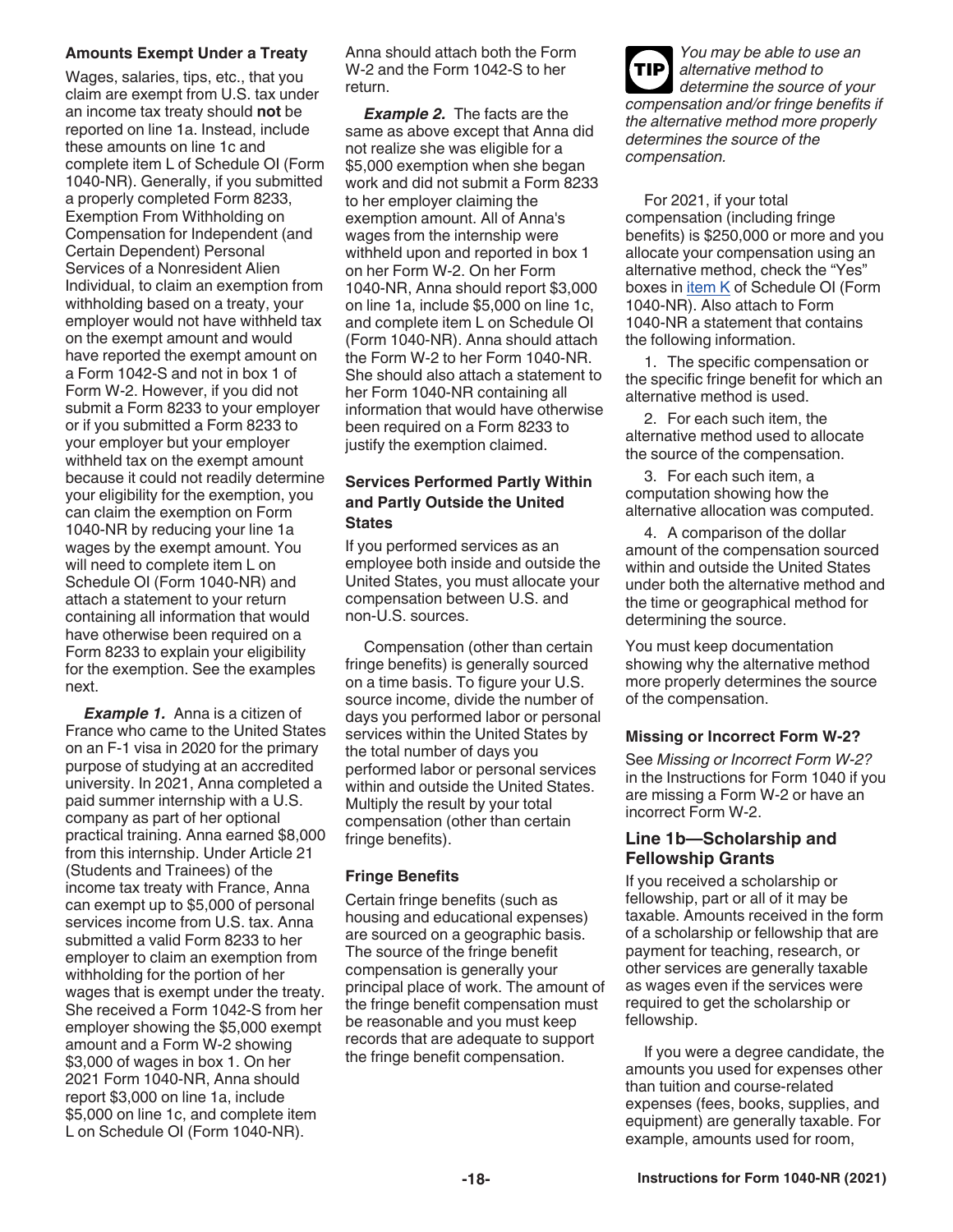#### Amounts Exempt Under a Treaty

Wages, salaries, tips, etc., that you claim are exempt from U.S. tax under an income tax treaty should **not** be reported on line 1a. Instead, include these amounts on line 1c and complete item L of Schedule OI (Form 1040-NR). Generally, if you submitted a properly completed Form 8233, Exemption From Withholding on Compensation for Independent (and Certain Dependent) Personal Services of a Nonresident Alien Individual, to claim an exemption from withholding based on a treaty, your employer would not have withheld tax on the exempt amount and would have reported the exempt amount on a Form 1042-S and not in box 1 of Form W-2. However, if you did not submit a Form 8233 to your employer or if you submitted a Form 8233 to your employer but your employer withheld tax on the exempt amount because it could not readily determine your eligibility for the exemption, you can claim the exemption on Form 1040-NR by reducing your line 1a wages by the exempt amount. You will need to complete item L on Schedule OI (Form 1040-NR) and attach a statement to your return containing all information that would have otherwise been required on a Form 8233 to explain your eligibility for the exemption. See the examples next.

***Example 1.*** Anna is a citizen of France who came to the United States on an F-1 visa in 2020 for the primary purpose of studying at an accredited university. In 2021, Anna completed a paid summer internship with a U.S. company as part of her optional practical training. Anna earned $8,000 from this internship. Under Article 21 (Students and Trainees) of the income tax treaty with France, Anna can exempt up to $5,000 of personal services income from U.S. tax. Anna submitted a valid Form 8233 to her employer to claim an exemption from withholding for the portion of her wages that is exempt under the treaty. She received a Form 1042-S from her employer showing the $5,000 exempt amount and a Form W-2 showing $3,000 of wages in box 1. On her 2021 Form 1040-NR, Anna should report $3,000 on line 1a, include $5,000 on line 1c, and complete item L on Schedule OI (Form 1040-NR). Anna should attach both the Form W-2 and the Form 1042-S to her return.

***Example 2.*** The facts are the same as above except that Anna did not realize she was eligible for a $5,000 exemption when she began work and did not submit a Form 8233 to her employer claiming the exemption amount. All of Anna's wages from the internship were withheld upon and reported in box 1 on her Form W-2. On her Form 1040-NR, Anna should report $3,000 on line 1a, include $5,000 on line 1c, and complete item L on Schedule OI (Form 1040-NR). Anna should attach the Form W-2 to her Form 1040-NR. She should also attach a statement to her Form 1040-NR containing all information that would have otherwise been required on a Form 8233 to justify the exemption claimed.

#### Services Performed Partly Within and Partly Outside the United States

If you performed services as an employee both inside and outside the United States, you must allocate your compensation between U.S. and non-U.S. sources.

Compensation (other than certain fringe benefits) is generally sourced on a time basis. To figure your U.S. source income, divide the number of days you performed labor or personal services within the United States by the total number of days you performed labor or personal services within and outside the United States. Multiply the result by your total compensation (other than certain fringe benefits).

#### Fringe Benefits

Certain fringe benefits (such as housing and educational expenses) are sourced on a geographic basis. The source of the fringe benefit compensation is generally your principal place of work. The amount of the fringe benefit compensation must be reasonable and you must keep records that are adequate to support the fringe benefit compensation.

**TIP** *You may be able to use an alternative method to determine the source of your compensation and/or fringe benefits if the alternative method more properly determines the source of the compensation.*

For 2021, if your total compensation (including fringe benefits) is $250,000 or more and you allocate your compensation using an alternative method, check the "Yes" boxes in item K of Schedule OI (Form 1040-NR). Also attach to Form 1040-NR a statement that contains the following information.

1. The specific compensation or the specific fringe benefit for which an alternative method is used.
2. For each such item, the alternative method used to allocate the source of the compensation.
3. For each such item, a computation showing how the alternative allocation was computed.
4. A comparison of the dollar amount of the compensation sourced within and outside the United States under both the alternative method and the time or geographical method for determining the source.

You must keep documentation showing why the alternative method more properly determines the source of the compensation.

#### Missing or Incorrect Form W-2?

See *Missing or Incorrect Form W-2?* in the Instructions for Form 1040 if you are missing a Form W-2 or have an incorrect Form W-2.

### Line 1b—Scholarship and Fellowship Grants

If you received a scholarship or fellowship, part or all of it may be taxable. Amounts received in the form of a scholarship or fellowship that are payment for teaching, research, or other services are generally taxable as wages even if the services were required to get the scholarship or fellowship.

If you were a degree candidate, the amounts you used for expenses other than tuition and course-related expenses (fees, books, supplies, and equipment) are generally taxable. For example, amounts used for room,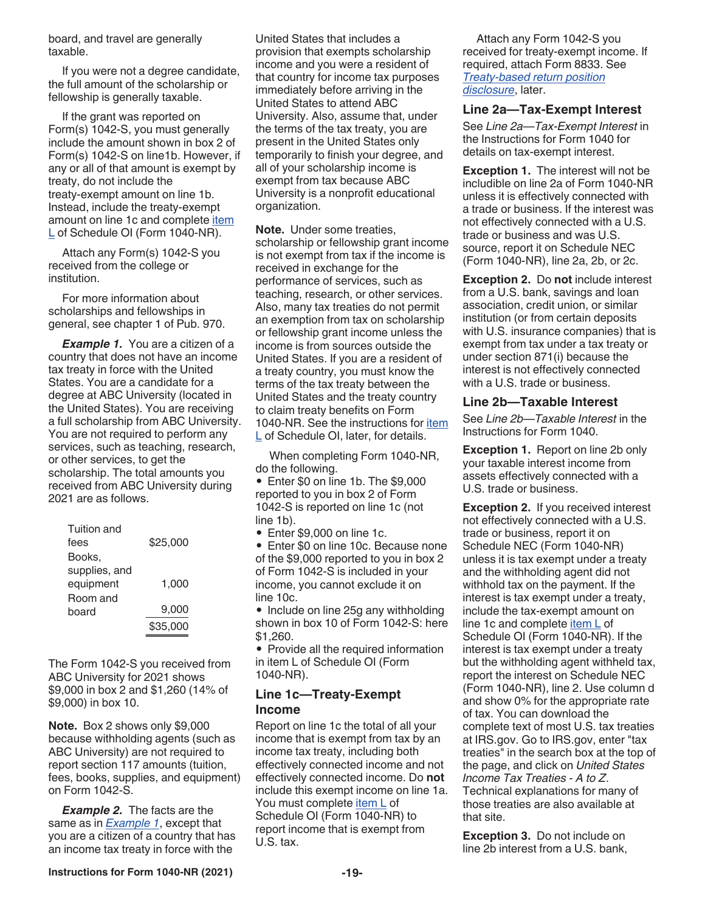board, and travel are generally taxable.

If you were not a degree candidate, the full amount of the scholarship or fellowship is generally taxable.

If the grant was reported on Form(s) 1042-S, you must generally include the amount shown in box 2 of Form(s) 1042-S on line1b. However, if any or all of that amount is exempt by treaty, do not include the treaty-exempt amount on line 1b. Instead, include the treaty-exempt amount on line 1c and complete item L of Schedule OI (Form 1040-NR).

Attach any Form(s) 1042-S you received from the college or institution.

For more information about scholarships and fellowships in general, see chapter 1 of Pub. 970.

***Example 1.*** You are a citizen of a country that does not have an income tax treaty in force with the United States. You are a candidate for a degree at ABC University (located in the United States). You are receiving a full scholarship from ABC University. You are not required to perform any services, such as teaching, research, or other services, to get the scholarship. The total amounts you received from ABC University during 2021 are as follows.

| | |
|---|---|
| Tuition and fees | $25,000 |
| Books, supplies, and equipment | 1,000 |
| Room and board | 9,000 |
| | $35,000 |

The Form 1042-S you received from ABC University for 2021 shows $9,000 in box 2 and $1,260 (14% of $9,000) in box 10.

**Note.** Box 2 shows only $9,000 because withholding agents (such as ABC University) are not required to report section 117 amounts (tuition, fees, books, supplies, and equipment) on Form 1042-S.

***Example 2.*** The facts are the same as in *Example 1*, except that you are a citizen of a country that has an income tax treaty in force with the United States that includes a provision that exempts scholarship income and you were a resident of that country for income tax purposes immediately before arriving in the United States to attend ABC University. Also, assume that, under the terms of the tax treaty, you are present in the United States only temporarily to finish your degree, and all of your scholarship income is exempt from tax because ABC University is a nonprofit educational organization.

**Note.** Under some treaties, scholarship or fellowship grant income is not exempt from tax if the income is received in exchange for the performance of services, such as teaching, research, or other services. Also, many tax treaties do not permit an exemption from tax on scholarship or fellowship grant income unless the income is from sources outside the United States. If you are a resident of a treaty country, you must know the terms of the tax treaty between the United States and the treaty country to claim treaty benefits on Form 1040-NR. See the instructions for item L of Schedule OI, later, for details.

When completing Form 1040-NR, do the following.

- Enter $0 on line 1b. The $9,000 reported to you in box 2 of Form 1042-S is reported on line 1c (not line 1b).
- Enter $9,000 on line 1c.
- Enter $0 on line 10c. Because none of the $9,000 reported to you in box 2 of Form 1042-S is included in your income, you cannot exclude it on line 10c.
- Include on line 25g any withholding shown in box 10 of Form 1042-S: here $1,260.
- Provide all the required information in item L of Schedule OI (Form 1040-NR).

## Line 1c—Treaty-Exempt Income

Report on line 1c the total of all your income that is exempt from tax by an income tax treaty, including both effectively connected income and not effectively connected income. Do **not** include this exempt income on line 1a. You must complete item L of Schedule OI (Form 1040-NR) to report income that is exempt from U.S. tax.

Attach any Form 1042-S you received for treaty-exempt income. If required, attach Form 8833. See *Treaty-based return position disclosure*, later.

## Line 2a—Tax-Exempt Interest

See *Line 2a—Tax-Exempt Interest* in the Instructions for Form 1040 for details on tax-exempt interest.

**Exception 1.** The interest will not be includible on line 2a of Form 1040-NR unless it is effectively connected with a trade or business. If the interest was not effectively connected with a U.S. trade or business and was U.S. source, report it on Schedule NEC (Form 1040-NR), line 2a, 2b, or 2c.

**Exception 2.** Do **not** include interest from a U.S. bank, savings and loan association, credit union, or similar institution (or from certain deposits with U.S. insurance companies) that is exempt from tax under a tax treaty or under section 871(i) because the interest is not effectively connected with a U.S. trade or business.

## Line 2b—Taxable Interest

See *Line 2b—Taxable Interest* in the Instructions for Form 1040.

**Exception 1.** Report on line 2b only your taxable interest income from assets effectively connected with a U.S. trade or business.

**Exception 2.** If you received interest not effectively connected with a U.S. trade or business, report it on Schedule NEC (Form 1040-NR) unless it is tax exempt under a treaty and the withholding agent did not withhold tax on the payment. If the interest is tax exempt under a treaty, include the tax-exempt amount on line 1c and complete item L of Schedule OI (Form 1040-NR). If the interest is tax exempt under a treaty but the withholding agent withheld tax, report the interest on Schedule NEC (Form 1040-NR), line 2. Use column d and show 0% for the appropriate rate of tax. You can download the complete text of most U.S. tax treaties at IRS.gov. Go to IRS.gov, enter "tax treaties" in the search box at the top of the page, and click on *United States Income Tax Treaties - A to Z*. Technical explanations for many of those treaties are also available at that site.

**Exception 3.** Do not include on line 2b interest from a U.S. bank,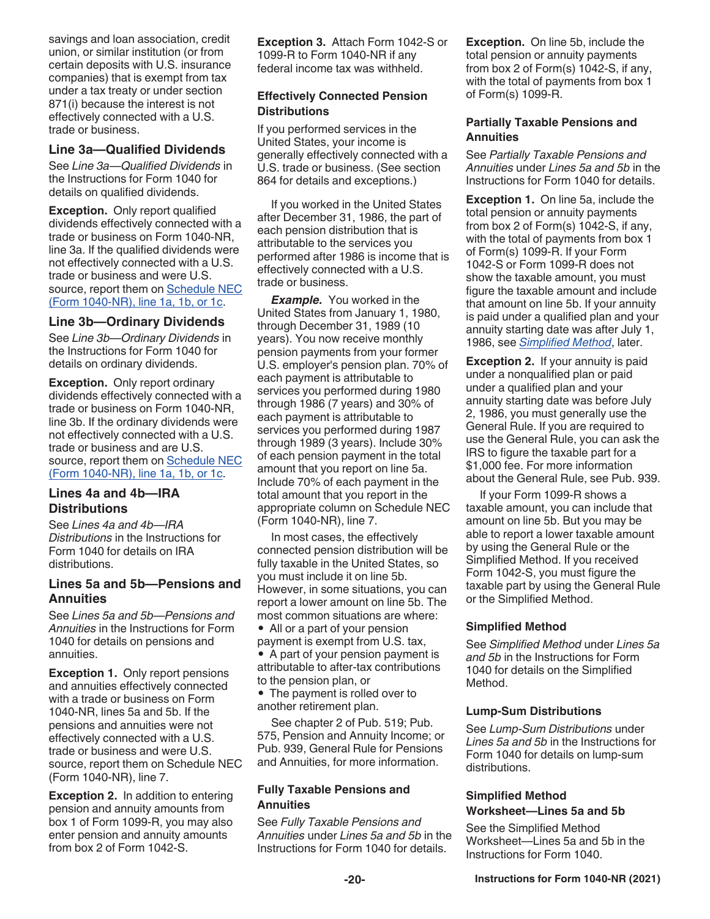savings and loan association, credit union, or similar institution (or from certain deposits with U.S. insurance companies) that is exempt from tax under a tax treaty or under section 871(i) because the interest is not effectively connected with a U.S. trade or business.

### Line 3a—Qualified Dividends

See *Line 3a—Qualified Dividends* in the Instructions for Form 1040 for details on qualified dividends.

**Exception.** Only report qualified dividends effectively connected with a trade or business on Form 1040-NR, line 3a. If the qualified dividends were not effectively connected with a U.S. trade or business and were U.S. source, report them on Schedule NEC (Form 1040-NR), line 1a, 1b, or 1c.

### Line 3b—Ordinary Dividends

See *Line 3b—Ordinary Dividends* in the Instructions for Form 1040 for details on ordinary dividends.

**Exception.** Only report ordinary dividends effectively connected with a trade or business on Form 1040-NR, line 3b. If the ordinary dividends were not effectively connected with a U.S. trade or business and are U.S. source, report them on Schedule NEC (Form 1040-NR), line 1a, 1b, or 1c.

### Lines 4a and 4b—IRA Distributions

See *Lines 4a and 4b—IRA Distributions* in the Instructions for Form 1040 for details on IRA distributions.

### Lines 5a and 5b—Pensions and Annuities

See *Lines 5a and 5b—Pensions and Annuities* in the Instructions for Form 1040 for details on pensions and annuities.

**Exception 1.** Only report pensions and annuities effectively connected with a trade or business on Form 1040-NR, lines 5a and 5b. If the pensions and annuities were not effectively connected with a U.S. trade or business and were U.S. source, report them on Schedule NEC (Form 1040-NR), line 7.

**Exception 2.** In addition to entering pension and annuity amounts from box 1 of Form 1099-R, you may also enter pension and annuity amounts from box 2 of Form 1042-S.

**Exception 3.** Attach Form 1042-S or 1099-R to Form 1040-NR if any federal income tax was withheld.

#### Effectively Connected Pension Distributions

If you performed services in the United States, your income is generally effectively connected with a U.S. trade or business. (See section 864 for details and exceptions.)

If you worked in the United States after December 31, 1986, the part of each pension distribution that is attributable to the services you performed after 1986 is income that is effectively connected with a U.S. trade or business.

***Example.*** You worked in the United States from January 1, 1980, through December 31, 1989 (10 years). You now receive monthly pension payments from your former U.S. employer's pension plan. 70% of each payment is attributable to services you performed during 1980 through 1986 (7 years) and 30% of each payment is attributable to services you performed during 1987 through 1989 (3 years). Include 30% of each pension payment in the total amount that you report on line 5a. Include 70% of each payment in the total amount that you report in the appropriate column on Schedule NEC (Form 1040-NR), line 7.

In most cases, the effectively connected pension distribution will be fully taxable in the United States, so you must include it on line 5b. However, in some situations, you can report a lower amount on line 5b. The most common situations are where:

- All or a part of your pension payment is exempt from U.S. tax,
- A part of your pension payment is attributable to after-tax contributions to the pension plan, or
- The payment is rolled over to another retirement plan.

See chapter 2 of Pub. 519; Pub. 575, Pension and Annuity Income; or Pub. 939, General Rule for Pensions and Annuities, for more information.

#### Fully Taxable Pensions and Annuities

See *Fully Taxable Pensions and Annuities* under *Lines 5a and 5b* in the Instructions for Form 1040 for details.

**Exception.** On line 5b, include the total pension or annuity payments from box 2 of Form(s) 1042-S, if any, with the total of payments from box 1 of Form(s) 1099-R.

#### Partially Taxable Pensions and Annuities

See *Partially Taxable Pensions and Annuities* under *Lines 5a and 5b* in the Instructions for Form 1040 for details.

**Exception 1.** On line 5a, include the total pension or annuity payments from box 2 of Form(s) 1042-S, if any, with the total of payments from box 1 of Form(s) 1099-R. If your Form 1042-S or Form 1099-R does not show the taxable amount, you must figure the taxable amount and include that amount on line 5b. If your annuity is paid under a qualified plan and your annuity starting date was after July 1, 1986, see *Simplified Method*, later.

**Exception 2.** If your annuity is paid under a nonqualified plan or paid under a qualified plan and your annuity starting date was before July 2, 1986, you must generally use the General Rule. If you are required to use the General Rule, you can ask the IRS to figure the taxable part for a $1,000 fee. For more information about the General Rule, see Pub. 939.

If your Form 1099-R shows a taxable amount, you can include that amount on line 5b. But you may be able to report a lower taxable amount by using the General Rule or the Simplified Method. If you received Form 1042-S, you must figure the taxable part by using the General Rule or the Simplified Method.

#### Simplified Method

See *Simplified Method* under *Lines 5a and 5b* in the Instructions for Form 1040 for details on the Simplified Method.

#### Lump-Sum Distributions

See *Lump-Sum Distributions* under *Lines 5a and 5b* in the Instructions for Form 1040 for details on lump-sum distributions.

#### Simplified Method Worksheet—Lines 5a and 5b

See the Simplified Method Worksheet—Lines 5a and 5b in the Instructions for Form 1040.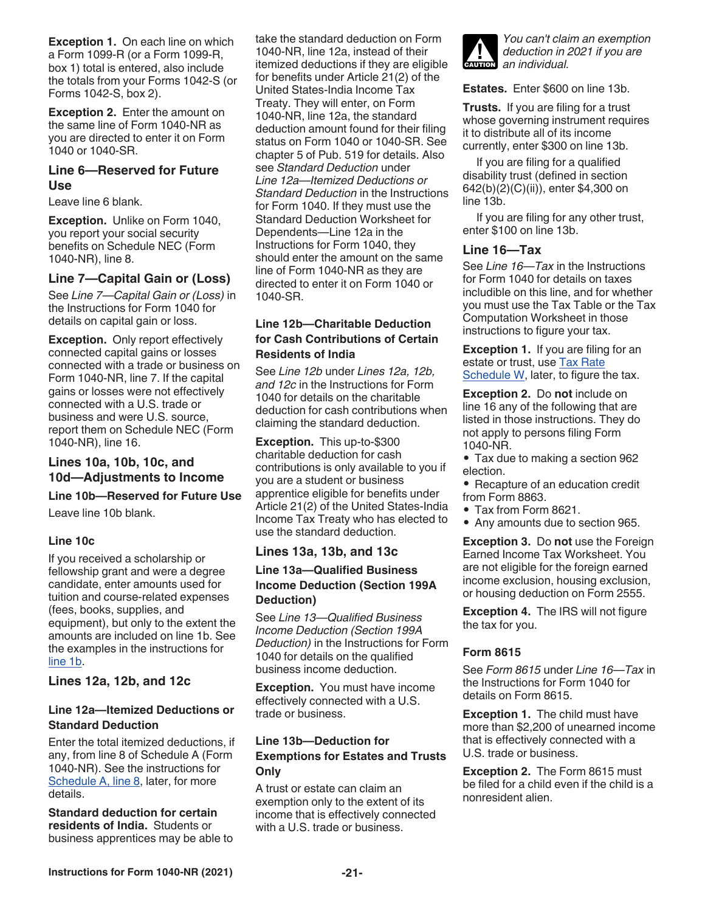**Exception 1.** On each line on which a Form 1099-R (or a Form 1099-R, box 1) total is entered, also include the totals from your Forms 1042-S (or Forms 1042-S, box 2).

**Exception 2.** Enter the amount on the same line of Form 1040-NR as you are directed to enter it on Form 1040 or 1040-SR.

## Line 6—Reserved for Future Use

Leave line 6 blank.

**Exception.** Unlike on Form 1040, you report your social security benefits on Schedule NEC (Form 1040-NR), line 8.

## Line 7—Capital Gain or (Loss)

See *Line 7—Capital Gain or (Loss)* in the Instructions for Form 1040 for details on capital gain or loss.

**Exception.** Only report effectively connected capital gains or losses connected with a trade or business on Form 1040-NR, line 7. If the capital gains or losses were not effectively connected with a U.S. trade or business and were U.S. source, report them on Schedule NEC (Form 1040-NR), line 16.

## Lines 10a, 10b, 10c, and 10d—Adjustments to Income

### Line 10b—Reserved for Future Use

Leave line 10b blank.

### Line 10c

If you received a scholarship or fellowship grant and were a degree candidate, enter amounts used for tuition and course-related expenses (fees, books, supplies, and equipment), but only to the extent the amounts are included on line 1b. See the examples in the instructions for line 1b.

## Lines 12a, 12b, and 12c

### Line 12a—Itemized Deductions or Standard Deduction

Enter the total itemized deductions, if any, from line 8 of Schedule A (Form 1040-NR). See the instructions for Schedule A, line 8, later, for more details.

**Standard deduction for certain residents of India.** Students or business apprentices may be able to take the standard deduction on Form 1040-NR, line 12a, instead of their itemized deductions if they are eligible for benefits under Article 21(2) of the United States-India Income Tax Treaty. They will enter, on Form 1040-NR, line 12a, the standard deduction amount found for their filing status on Form 1040 or 1040-SR. See chapter 5 of Pub. 519 for details. Also see *Standard Deduction* under *Line 12a—Itemized Deductions or Standard Deduction* in the Instructions for Form 1040. If they must use the Standard Deduction Worksheet for Dependents—Line 12a in the Instructions for Form 1040, they should enter the amount on the same line of Form 1040-NR as they are directed to enter it on Form 1040 or 1040-SR.

### Line 12b—Charitable Deduction for Cash Contributions of Certain Residents of India

See *Line 12b* under *Lines 12a, 12b, and 12c* in the Instructions for Form 1040 for details on the charitable deduction for cash contributions when claiming the standard deduction.

**Exception.** This up-to-$300 charitable deduction for cash contributions is only available to you if you are a student or business apprentice eligible for benefits under Article 21(2) of the United States-India Income Tax Treaty who has elected to use the standard deduction.

## Lines 13a, 13b, and 13c

### Line 13a—Qualified Business Income Deduction (Section 199A Deduction)

See *Line 13—Qualified Business Income Deduction (Section 199A Deduction)* in the Instructions for Form 1040 for details on the qualified business income deduction.

**Exception.** You must have income effectively connected with a U.S. trade or business.

### Line 13b—Deduction for Exemptions for Estates and Trusts Only

A trust or estate can claim an exemption only to the extent of its income that is effectively connected with a U.S. trade or business.

CAUTION: *You can't claim an exemption deduction in 2021 if you are an individual.*

**Estates.** Enter $600 on line 13b.

**Trusts.** If you are filing for a trust whose governing instrument requires it to distribute all of its income currently, enter $300 on line 13b.

If you are filing for a qualified disability trust (defined in section 642(b)(2)(C)(ii)), enter $4,300 on line 13b.

If you are filing for any other trust, enter $100 on line 13b.

## Line 16—Tax

See *Line 16—Tax* in the Instructions for Form 1040 for details on taxes includible on this line, and for whether you must use the Tax Table or the Tax Computation Worksheet in those instructions to figure your tax.

**Exception 1.** If you are filing for an estate or trust, use Tax Rate Schedule W, later, to figure the tax.

**Exception 2.** Do **not** include on line 16 any of the following that are listed in those instructions. They do not apply to persons filing Form 1040-NR.

- Tax due to making a section 962 election.
- Recapture of an education credit from Form 8863.
- Tax from Form 8621.
- Any amounts due to section 965.

**Exception 3.** Do **not** use the Foreign Earned Income Tax Worksheet. You are not eligible for the foreign earned income exclusion, housing exclusion, or housing deduction on Form 2555.

**Exception 4.** The IRS will not figure the tax for you.

### Form 8615

See *Form 8615* under *Line 16—Tax* in the Instructions for Form 1040 for details on Form 8615.

**Exception 1.** The child must have more than $2,200 of unearned income that is effectively connected with a U.S. trade or business.

**Exception 2.** The Form 8615 must be filed for a child even if the child is a nonresident alien.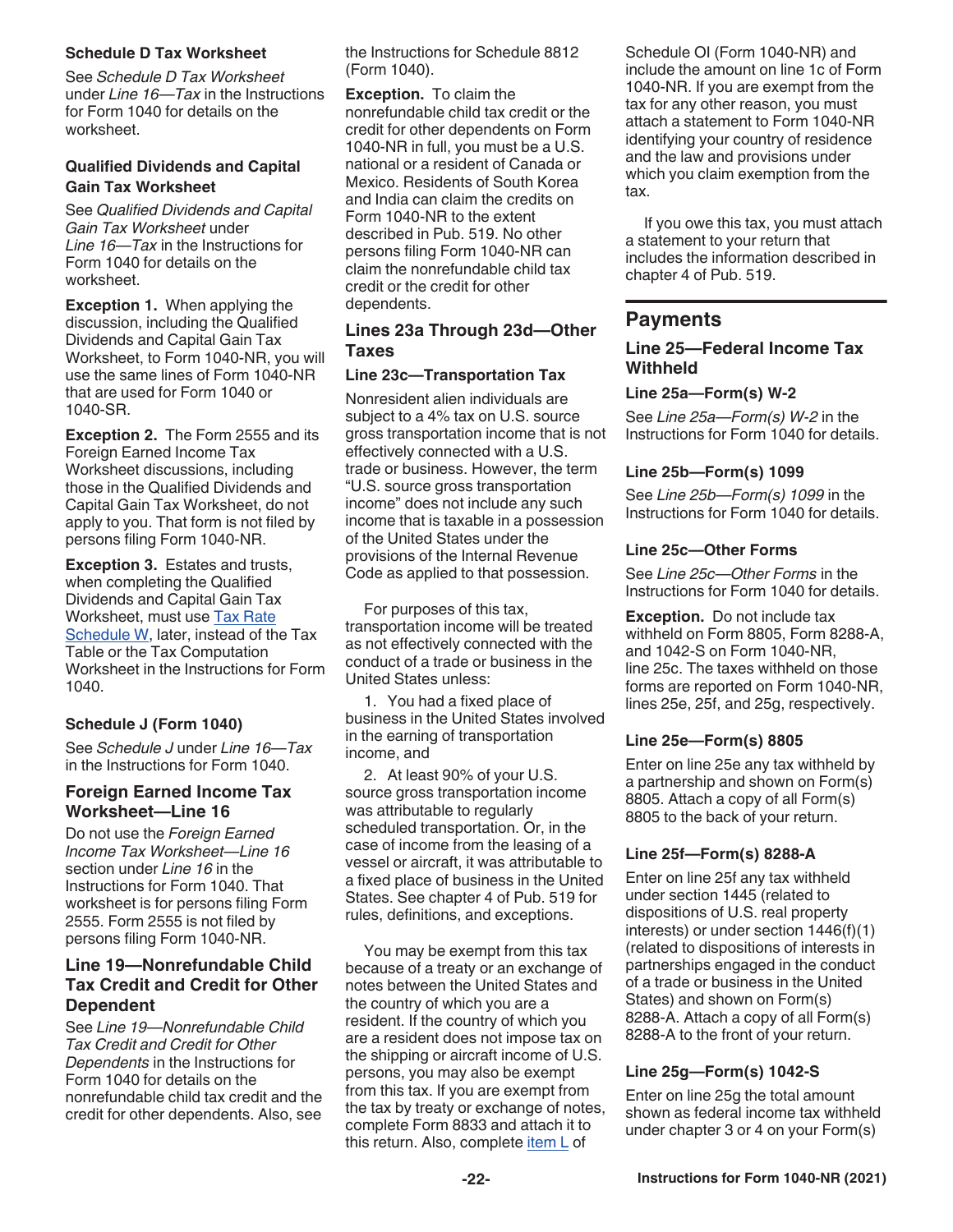### Schedule D Tax Worksheet

See *Schedule D Tax Worksheet* under *Line 16—Tax* in the Instructions for Form 1040 for details on the worksheet.

### Qualified Dividends and Capital Gain Tax Worksheet

See *Qualified Dividends and Capital Gain Tax Worksheet* under *Line 16—Tax* in the Instructions for Form 1040 for details on the worksheet.

**Exception 1.** When applying the discussion, including the Qualified Dividends and Capital Gain Tax Worksheet, to Form 1040-NR, you will use the same lines of Form 1040-NR that are used for Form 1040 or 1040-SR.

**Exception 2.** The Form 2555 and its Foreign Earned Income Tax Worksheet discussions, including those in the Qualified Dividends and Capital Gain Tax Worksheet, do not apply to you. That form is not filed by persons filing Form 1040-NR.

**Exception 3.** Estates and trusts, when completing the Qualified Dividends and Capital Gain Tax Worksheet, must use Tax Rate Schedule W, later, instead of the Tax Table or the Tax Computation Worksheet in the Instructions for Form 1040.

### Schedule J (Form 1040)

See *Schedule J* under *Line 16—Tax* in the Instructions for Form 1040.

## Foreign Earned Income Tax Worksheet—Line 16

Do not use the *Foreign Earned Income Tax Worksheet—Line 16* section under *Line 16* in the Instructions for Form 1040. That worksheet is for persons filing Form 2555. Form 2555 is not filed by persons filing Form 1040-NR.

## Line 19—Nonrefundable Child Tax Credit and Credit for Other Dependent

See *Line 19—Nonrefundable Child Tax Credit and Credit for Other Dependents* in the Instructions for Form 1040 for details on the nonrefundable child tax credit and the credit for other dependents. Also, see the Instructions for Schedule 8812 (Form 1040).

**Exception.** To claim the nonrefundable child tax credit or the credit for other dependents on Form 1040-NR in full, you must be a U.S. national or a resident of Canada or Mexico. Residents of South Korea and India can claim the credits on Form 1040-NR to the extent described in Pub. 519. No other persons filing Form 1040-NR can claim the nonrefundable child tax credit or the credit for other dependents.

## Lines 23a Through 23d—Other Taxes

### Line 23c—Transportation Tax

Nonresident alien individuals are subject to a 4% tax on U.S. source gross transportation income that is not effectively connected with a U.S. trade or business. However, the term "U.S. source gross transportation income" does not include any such income that is taxable in a possession of the United States under the provisions of the Internal Revenue Code as applied to that possession.

For purposes of this tax, transportation income will be treated as not effectively connected with the conduct of a trade or business in the United States unless:

1. You had a fixed place of business in the United States involved in the earning of transportation income, and
2. At least 90% of your U.S. source gross transportation income was attributable to regularly scheduled transportation. Or, in the case of income from the leasing of a vessel or aircraft, it was attributable to a fixed place of business in the United States. See chapter 4 of Pub. 519 for rules, definitions, and exceptions.

You may be exempt from this tax because of a treaty or an exchange of notes between the United States and the country of which you are a resident. If the country of which you are a resident does not impose tax on the shipping or aircraft income of U.S. persons, you may also be exempt from this tax. If you are exempt from the tax by treaty or exchange of notes, complete Form 8833 and attach it to this return. Also, complete item L of Schedule OI (Form 1040-NR) and include the amount on line 1c of Form 1040-NR. If you are exempt from the tax for any other reason, you must attach a statement to Form 1040-NR identifying your country of residence and the law and provisions under which you claim exemption from the tax.

If you owe this tax, you must attach a statement to your return that includes the information described in chapter 4 of Pub. 519.

# Payments

## Line 25—Federal Income Tax Withheld

### Line 25a—Form(s) W-2

See *Line 25a—Form(s) W-2* in the Instructions for Form 1040 for details.

### Line 25b—Form(s) 1099

See *Line 25b—Form(s) 1099* in the Instructions for Form 1040 for details.

### Line 25c—Other Forms

See *Line 25c—Other Forms* in the Instructions for Form 1040 for details.

**Exception.** Do not include tax withheld on Form 8805, Form 8288-A, and 1042-S on Form 1040-NR, line 25c. The taxes withheld on those forms are reported on Form 1040-NR, lines 25e, 25f, and 25g, respectively.

### Line 25e—Form(s) 8805

Enter on line 25e any tax withheld by a partnership and shown on Form(s) 8805. Attach a copy of all Form(s) 8805 to the back of your return.

### Line 25f—Form(s) 8288-A

Enter on line 25f any tax withheld under section 1445 (related to dispositions of U.S. real property interests) or under section 1446(f)(1) (related to dispositions of interests in partnerships engaged in the conduct of a trade or business in the United States) and shown on Form(s) 8288-A. Attach a copy of all Form(s) 8288-A to the front of your return.

### Line 25g—Form(s) 1042-S

Enter on line 25g the total amount shown as federal income tax withheld under chapter 3 or 4 on your Form(s)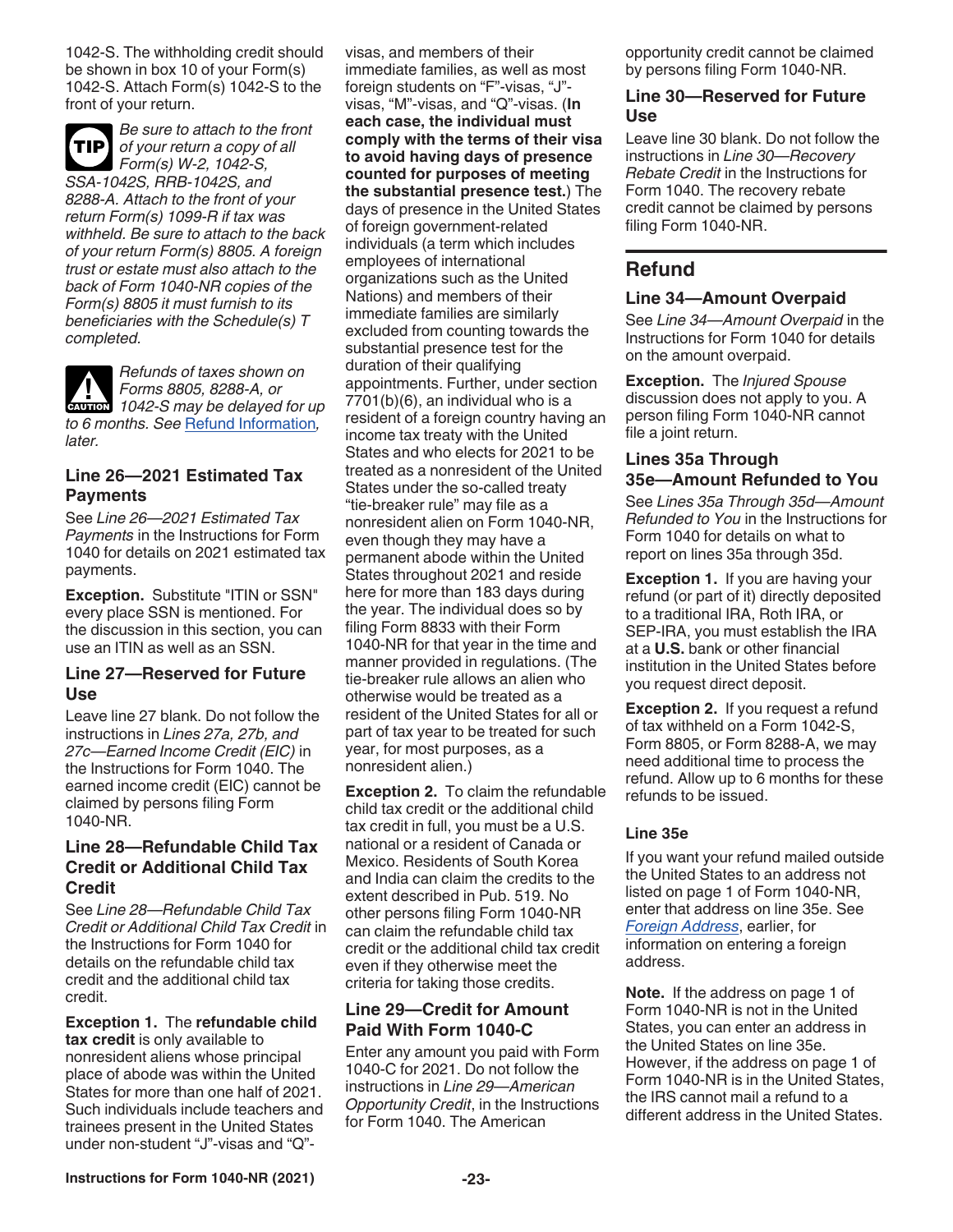1042-S. The withholding credit should be shown in box 10 of your Form(s) 1042-S. Attach Form(s) 1042-S to the front of your return.

**TIP** *Be sure to attach to the front of your return a copy of all Form(s) W-2, 1042-S, SSA-1042S, RRB-1042S, and 8288-A. Attach to the front of your return Form(s) 1099-R if tax was withheld. Be sure to attach to the back of your return Form(s) 8805. A foreign trust or estate must also attach to the back of Form 1040-NR copies of the Form(s) 8805 it must furnish to its beneficiaries with the Schedule(s) T completed.*

**CAUTION** *Refunds of taxes shown on Forms 8805, 8288-A, or 1042-S may be delayed for up to 6 months. See Refund Information, later.*

### Line 26—2021 Estimated Tax Payments

See *Line 26—2021 Estimated Tax Payments* in the Instructions for Form 1040 for details on 2021 estimated tax payments.

**Exception.** Substitute "ITIN or SSN" every place SSN is mentioned. For the discussion in this section, you can use an ITIN as well as an SSN.

### Line 27—Reserved for Future Use

Leave line 27 blank. Do not follow the instructions in *Lines 27a, 27b, and 27c—Earned Income Credit (EIC)* in the Instructions for Form 1040. The earned income credit (EIC) cannot be claimed by persons filing Form 1040-NR.

### Line 28—Refundable Child Tax Credit or Additional Child Tax Credit

See *Line 28—Refundable Child Tax Credit or Additional Child Tax Credit* in the Instructions for Form 1040 for details on the refundable child tax credit and the additional child tax credit.

**Exception 1.** The **refundable child tax credit** is only available to nonresident aliens whose principal place of abode was within the United States for more than one half of 2021. Such individuals include teachers and trainees present in the United States under non-student "J"-visas and "Q"-visas, and members of their immediate families, as well as most foreign students on "F"-visas, "J"-visas, "M"-visas, and "Q"-visas. (**In each case, the individual must comply with the terms of their visa to avoid having days of presence counted for purposes of meeting the substantial presence test.**) The days of presence in the United States of foreign government-related individuals (a term which includes employees of international organizations such as the United Nations) and members of their immediate families are similarly excluded from counting towards the substantial presence test for the duration of their qualifying appointments. Further, under section 7701(b)(6), an individual who is a resident of a foreign country having an income tax treaty with the United States and who elects for 2021 to be treated as a nonresident of the United States under the so-called treaty "tie-breaker rule" may file as a nonresident alien on Form 1040-NR, even though they may have a permanent abode within the United States throughout 2021 and reside here for more than 183 days during the year. The individual does so by filing Form 8833 with their Form 1040-NR for that year in the time and manner provided in regulations. (The tie-breaker rule allows an alien who otherwise would be treated as a resident of the United States for all or part of tax year to be treated for such year, for most purposes, as a nonresident alien.)

**Exception 2.** To claim the refundable child tax credit or the additional child tax credit in full, you must be a U.S. national or a resident of Canada or Mexico. Residents of South Korea and India can claim the credits to the extent described in Pub. 519. No other persons filing Form 1040-NR can claim the refundable child tax credit or the additional child tax credit even if they otherwise meet the criteria for taking those credits.

### Line 29—Credit for Amount Paid With Form 1040-C

Enter any amount you paid with Form 1040-C for 2021. Do not follow the instructions in *Line 29—American Opportunity Credit*, in the Instructions for Form 1040. The American opportunity credit cannot be claimed by persons filing Form 1040-NR.

### Line 30—Reserved for Future Use

Leave line 30 blank. Do not follow the instructions in *Line 30—Recovery Rebate Credit* in the Instructions for Form 1040. The recovery rebate credit cannot be claimed by persons filing Form 1040-NR.

## Refund

### Line 34—Amount Overpaid

See *Line 34—Amount Overpaid* in the Instructions for Form 1040 for details on the amount overpaid.

**Exception.** The *Injured Spouse* discussion does not apply to you. A person filing Form 1040-NR cannot file a joint return.

### Lines 35a Through 35e—Amount Refunded to You

See *Lines 35a Through 35d—Amount Refunded to You* in the Instructions for Form 1040 for details on what to report on lines 35a through 35d.

**Exception 1.** If you are having your refund (or part of it) directly deposited to a traditional IRA, Roth IRA, or SEP-IRA, you must establish the IRA at a **U.S.** bank or other financial institution in the United States before you request direct deposit.

**Exception 2.** If you request a refund of tax withheld on a Form 1042-S, Form 8805, or Form 8288-A, we may need additional time to process the refund. Allow up to 6 months for these refunds to be issued.

#### Line 35e

If you want your refund mailed outside the United States to an address not listed on page 1 of Form 1040-NR, enter that address on line 35e. See *Foreign Address*, earlier, for information on entering a foreign address.

**Note.** If the address on page 1 of Form 1040-NR is not in the United States, you can enter an address in the United States on line 35e. However, if the address on page 1 of Form 1040-NR is in the United States, the IRS cannot mail a refund to a different address in the United States.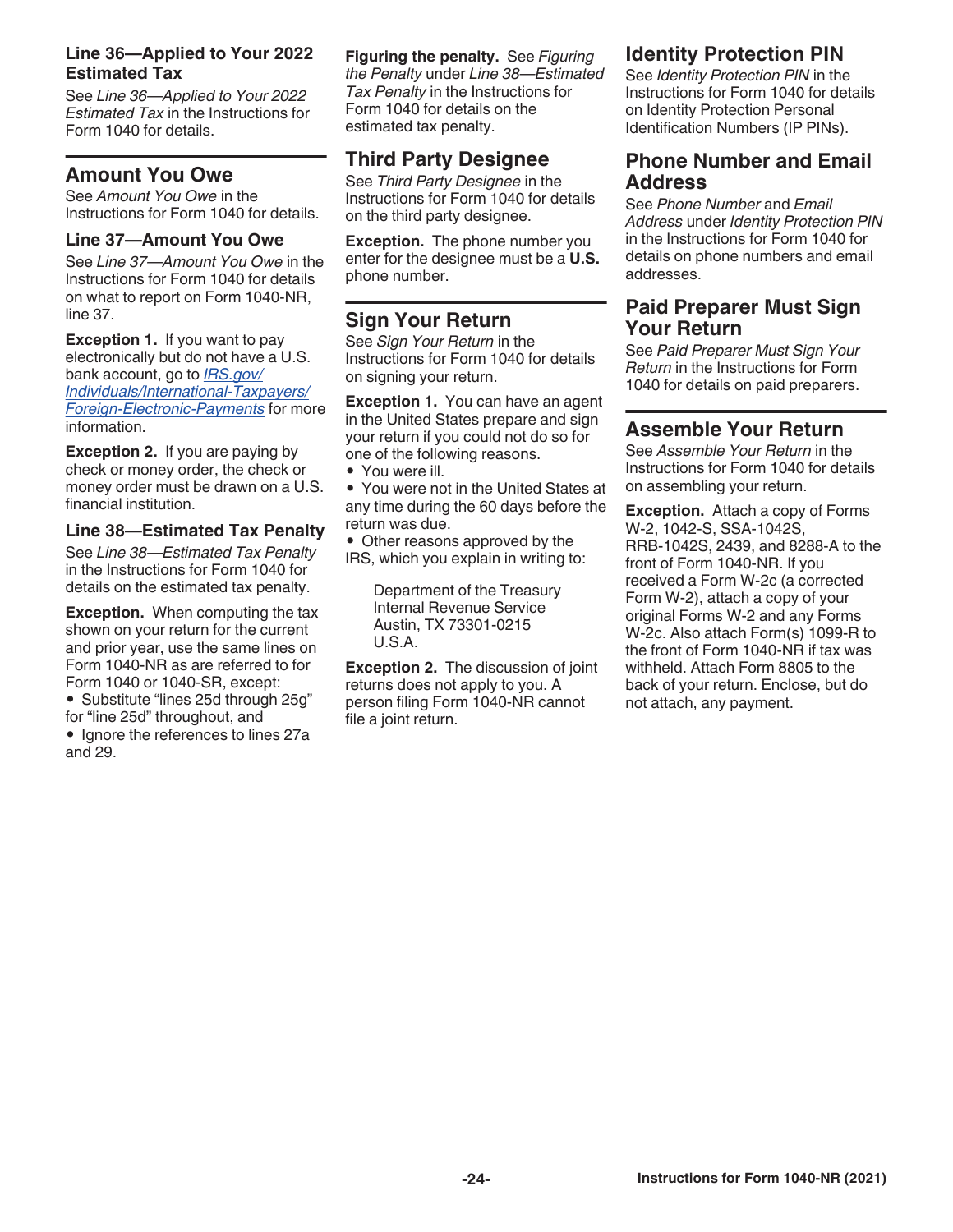### Line 36—Applied to Your 2022 Estimated Tax

See *Line 36—Applied to Your 2022 Estimated Tax* in the Instructions for Form 1040 for details.

## Amount You Owe

See *Amount You Owe* in the Instructions for Form 1040 for details.

### Line 37—Amount You Owe

See *Line 37—Amount You Owe* in the Instructions for Form 1040 for details on what to report on Form 1040-NR, line 37.

**Exception 1.** If you want to pay electronically but do not have a U.S. bank account, go to *IRS.gov/Individuals/International-Taxpayers/Foreign-Electronic-Payments* for more information.

**Exception 2.** If you are paying by check or money order, the check or money order must be drawn on a U.S. financial institution.

### Line 38—Estimated Tax Penalty

See *Line 38—Estimated Tax Penalty* in the Instructions for Form 1040 for details on the estimated tax penalty.

**Exception.** When computing the tax shown on your return for the current and prior year, use the same lines on Form 1040-NR as are referred to for Form 1040 or 1040-SR, except:

- Substitute "lines 25d through 25g" for "line 25d" throughout, and
- Ignore the references to lines 27a and 29.

**Figuring the penalty.** See *Figuring the Penalty* under *Line 38—Estimated Tax Penalty* in the Instructions for Form 1040 for details on the estimated tax penalty.

## Third Party Designee

See *Third Party Designee* in the Instructions for Form 1040 for details on the third party designee.

**Exception.** The phone number you enter for the designee must be a **U.S.** phone number.

## Sign Your Return

See *Sign Your Return* in the Instructions for Form 1040 for details on signing your return.

**Exception 1.** You can have an agent in the United States prepare and sign your return if you could not do so for one of the following reasons.

- You were ill.
- You were not in the United States at any time during the 60 days before the return was due.
- Other reasons approved by the IRS, which you explain in writing to:

Department of the Treasury
Internal Revenue Service
Austin, TX 73301-0215
U.S.A.

**Exception 2.** The discussion of joint returns does not apply to you. A person filing Form 1040-NR cannot file a joint return.

## Identity Protection PIN

See *Identity Protection PIN* in the Instructions for Form 1040 for details on Identity Protection Personal Identification Numbers (IP PINs).

## Phone Number and Email Address

See *Phone Number* and *Email Address* under *Identity Protection PIN* in the Instructions for Form 1040 for details on phone numbers and email addresses.

## Paid Preparer Must Sign Your Return

See *Paid Preparer Must Sign Your Return* in the Instructions for Form 1040 for details on paid preparers.

## Assemble Your Return

See *Assemble Your Return* in the Instructions for Form 1040 for details on assembling your return.

**Exception.** Attach a copy of Forms W-2, 1042-S, SSA-1042S, RRB-1042S, 2439, and 8288-A to the front of Form 1040-NR. If you received a Form W-2c (a corrected Form W-2), attach a copy of your original Forms W-2 and any Forms W-2c. Also attach Form(s) 1099-R to the front of Form 1040-NR if tax was withheld. Attach Form 8805 to the back of your return. Enclose, but do not attach, any payment.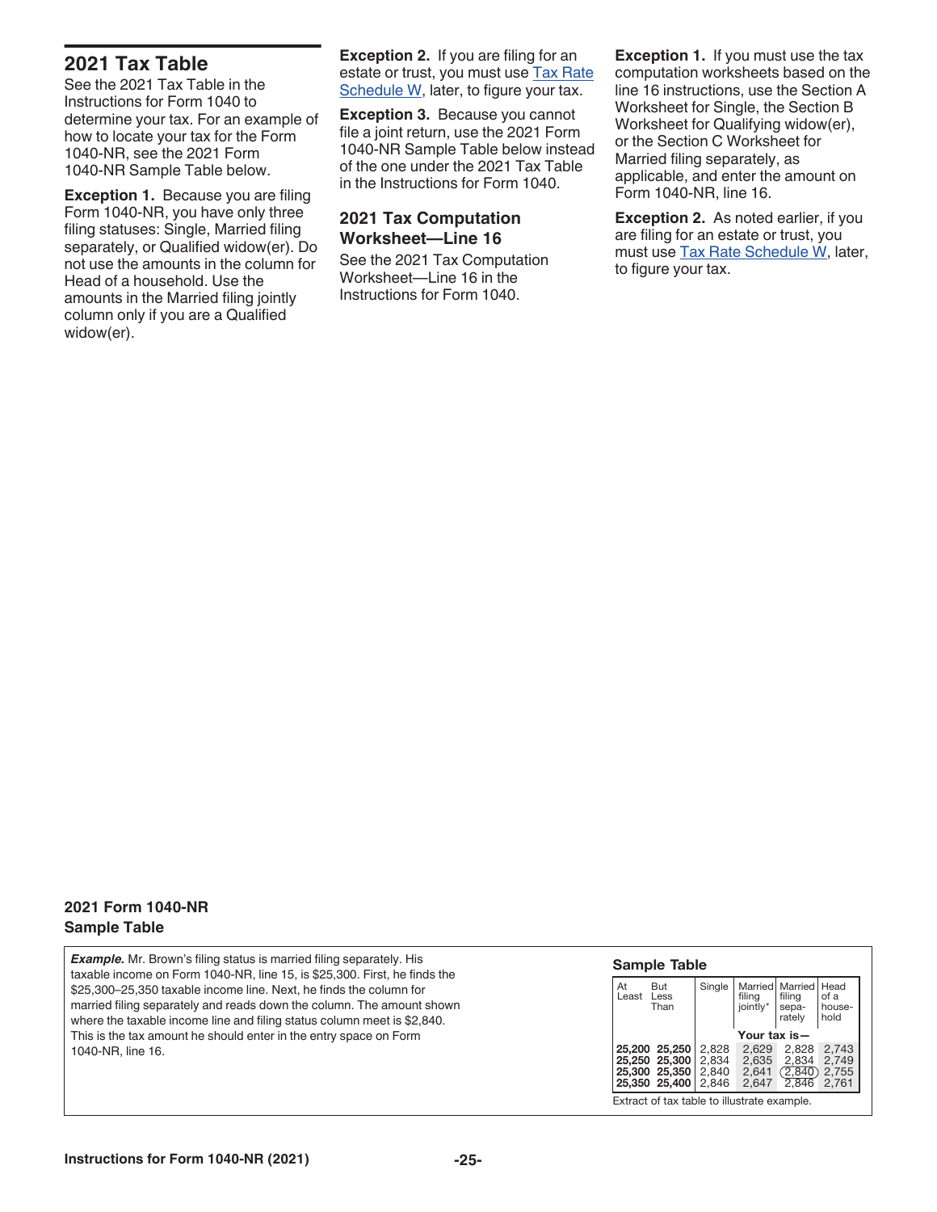## 2021 Tax Table

See the 2021 Tax Table in the Instructions for Form 1040 to determine your tax. For an example of how to locate your tax for the Form 1040-NR, see the 2021 Form 1040-NR Sample Table below.

**Exception 1.** Because you are filing Form 1040-NR, you have only three filing statuses: Single, Married filing separately, or Qualified widow(er). Do not use the amounts in the column for Head of a household. Use the amounts in the Married filing jointly column only if you are a Qualified widow(er).

**Exception 2.** If you are filing for an estate or trust, you must use Tax Rate Schedule W, later, to figure your tax.

**Exception 3.** Because you cannot file a joint return, use the 2021 Form 1040-NR Sample Table below instead of the one under the 2021 Tax Table in the Instructions for Form 1040.

## 2021 Tax Computation Worksheet—Line 16

See the 2021 Tax Computation Worksheet—Line 16 in the Instructions for Form 1040.

**Exception 1.** If you must use the tax computation worksheets based on the line 16 instructions, use the Section A Worksheet for Single, the Section B Worksheet for Qualifying widow(er), or the Section C Worksheet for Married filing separately, as applicable, and enter the amount on Form 1040-NR, line 16.

**Exception 2.** As noted earlier, if you are filing for an estate or trust, you must use Tax Rate Schedule W, later, to figure your tax.

### 2021 Form 1040-NR Sample Table

***Example.*** Mr. Brown's filing status is married filing separately. His taxable income on Form 1040-NR, line 15, is $25,300. First, he finds the $25,300–25,350 taxable income line. Next, he finds the column for married filing separately and reads down the column. The amount shown where the taxable income line and filing status column meet is $2,840. This is the tax amount he should enter in the entry space on Form 1040-NR, line 16.

**Sample Table**

| At Least | But Less Than | Single | Married filing jointly* | Married filing sepa-rately | Head of a house-hold |
|---|---|---|---|---|---|
| | | Your tax is— | | | |
| **25,200** | **25,250** | 2,828 | 2,629 | 2,828 | 2,743 |
| **25,250** | **25,300** | 2,834 | 2,635 | 2,834 | 2,749 |
| **25,300** | **25,350** | 2,840 | 2,641 | (2,840) | 2,755 |
| **25,350** | **25,400** | 2,846 | 2,647 | 2,846 | 2,761 |

Extract of tax table to illustrate example.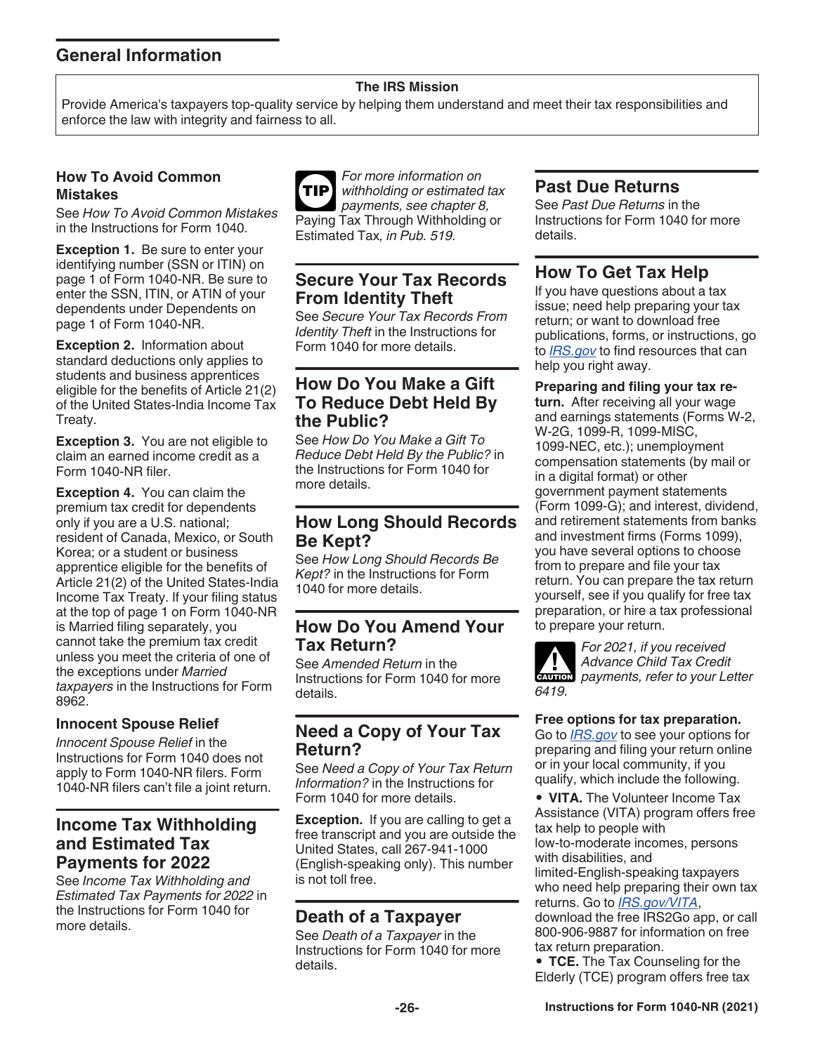## General Information

**The IRS Mission**

Provide America's taxpayers top-quality service by helping them understand and meet their tax responsibilities and enforce the law with integrity and fairness to all.

### How To Avoid Common Mistakes

See *How To Avoid Common Mistakes* in the Instructions for Form 1040.

**Exception 1.** Be sure to enter your identifying number (SSN or ITIN) on page 1 of Form 1040-NR. Be sure to enter the SSN, ITIN, or ATIN of your dependents under Dependents on page 1 of Form 1040-NR.

**Exception 2.** Information about standard deductions only applies to students and business apprentices eligible for the benefits of Article 21(2) of the United States-India Income Tax Treaty.

**Exception 3.** You are not eligible to claim an earned income credit as a Form 1040-NR filer.

**Exception 4.** You can claim the premium tax credit for dependents only if you are a U.S. national; resident of Canada, Mexico, or South Korea; or a student or business apprentice eligible for the benefits of Article 21(2) of the United States-India Income Tax Treaty. If your filing status at the top of page 1 on Form 1040-NR is Married filing separately, you cannot take the premium tax credit unless you meet the criteria of one of the exceptions under *Married taxpayers* in the Instructions for Form 8962.

### Innocent Spouse Relief

*Innocent Spouse Relief* in the Instructions for Form 1040 does not apply to Form 1040-NR filers. Form 1040-NR filers can't file a joint return.

## Income Tax Withholding and Estimated Tax Payments for 2022

See *Income Tax Withholding and Estimated Tax Payments for 2022* in the Instructions for Form 1040 for more details.

**TIP** *For more information on withholding or estimated tax payments, see chapter 8,* Paying Tax Through Withholding or Estimated Tax*, in Pub. 519.*

## Secure Your Tax Records From Identity Theft

See *Secure Your Tax Records From Identity Theft* in the Instructions for Form 1040 for more details.

## How Do You Make a Gift To Reduce Debt Held By the Public?

See *How Do You Make a Gift To Reduce Debt Held By the Public?* in the Instructions for Form 1040 for more details.

## How Long Should Records Be Kept?

See *How Long Should Records Be Kept?* in the Instructions for Form 1040 for more details.

## How Do You Amend Your Tax Return?

See *Amended Return* in the Instructions for Form 1040 for more details.

## Need a Copy of Your Tax Return?

See *Need a Copy of Your Tax Return Information?* in the Instructions for Form 1040 for more details.

**Exception.** If you are calling to get a free transcript and you are outside the United States, call 267-941-1000 (English-speaking only). This number is not toll free.

## Death of a Taxpayer

See *Death of a Taxpayer* in the Instructions for Form 1040 for more details.

## Past Due Returns

See *Past Due Returns* in the Instructions for Form 1040 for more details.

## How To Get Tax Help

If you have questions about a tax issue; need help preparing your tax return; or want to download free publications, forms, or instructions, go to *IRS.gov* to find resources that can help you right away.

**Preparing and filing your tax return.** After receiving all your wage and earnings statements (Forms W-2, W-2G, 1099-R, 1099-MISC, 1099-NEC, etc.); unemployment compensation statements (by mail or in a digital format) or other government payment statements (Form 1099-G); and interest, dividend, and retirement statements from banks and investment firms (Forms 1099), you have several options to choose from to prepare and file your tax return. You can prepare the tax return yourself, see if you qualify for free tax preparation, or hire a tax professional to prepare your return.

**CAUTION** *For 2021, if you received Advance Child Tax Credit payments, refer to your Letter 6419.*

**Free options for tax preparation.** Go to *IRS.gov* to see your options for preparing and filing your return online or in your local community, if you qualify, which include the following.

- **VITA.** The Volunteer Income Tax Assistance (VITA) program offers free tax help to people with low-to-moderate incomes, persons with disabilities, and limited-English-speaking taxpayers who need help preparing their own tax returns. Go to *IRS.gov/VITA*, download the free IRS2Go app, or call 800-906-9887 for information on free tax return preparation.
- **TCE.** The Tax Counseling for the Elderly (TCE) program offers free tax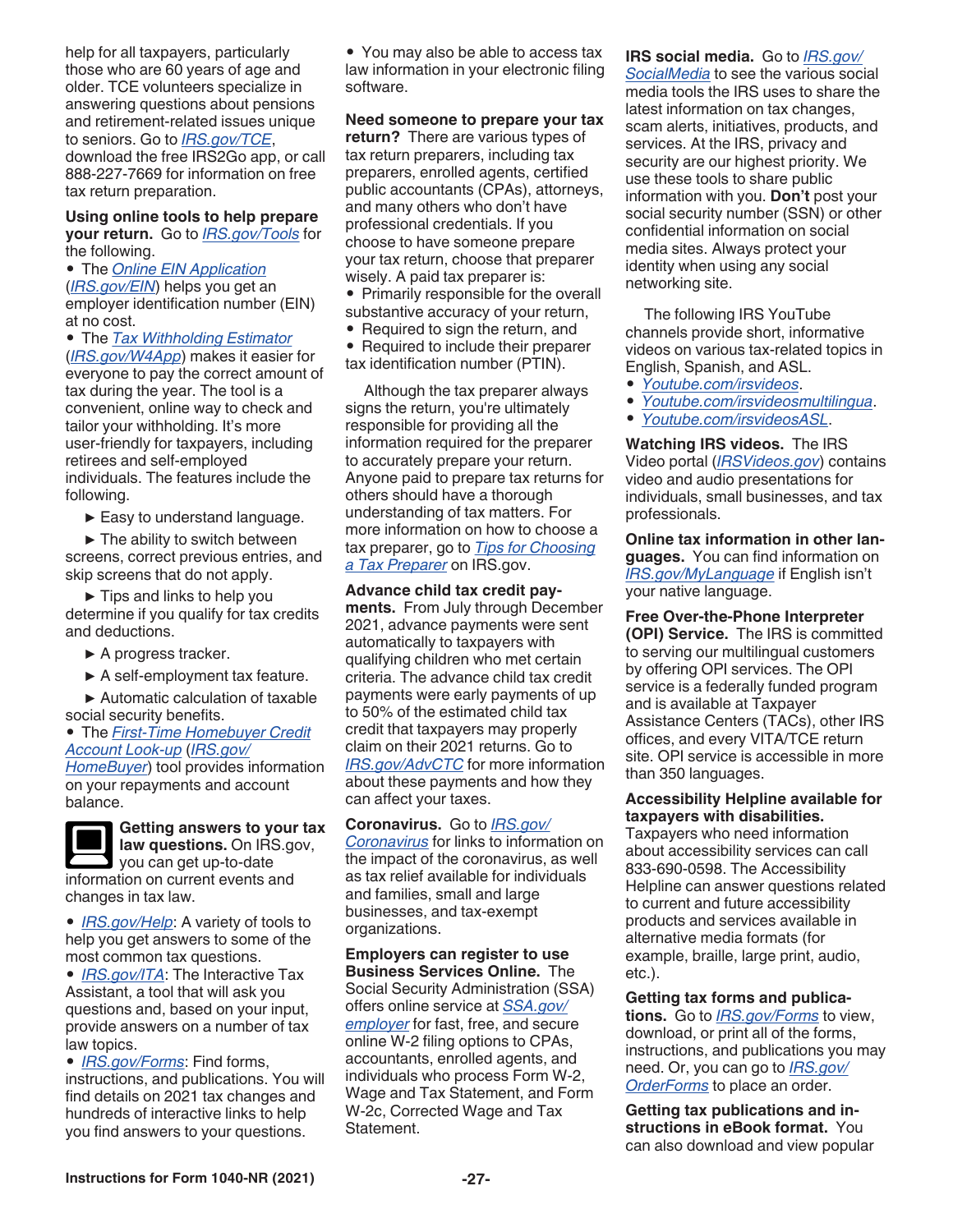help for all taxpayers, particularly those who are 60 years of age and older. TCE volunteers specialize in answering questions about pensions and retirement-related issues unique to seniors. Go to *IRS.gov/TCE*, download the free IRS2Go app, or call 888-227-7669 for information on free tax return preparation.

**Using online tools to help prepare your return.** Go to *IRS.gov/Tools* for the following.

- The *Online EIN Application* (*IRS.gov/EIN*) helps you get an employer identification number (EIN) at no cost.
- The *Tax Withholding Estimator* (*IRS.gov/W4App*) makes it easier for everyone to pay the correct amount of tax during the year. The tool is a convenient, online way to check and tailor your withholding. It's more user-friendly for taxpayers, including retirees and self-employed individuals. The features include the following.
  - ▶ Easy to understand language.
  - ▶ The ability to switch between screens, correct previous entries, and skip screens that do not apply.
  - ▶ Tips and links to help you determine if you qualify for tax credits and deductions.
  - ▶ A progress tracker.
  - ▶ A self-employment tax feature.
  - ▶ Automatic calculation of taxable social security benefits.
- The *First-Time Homebuyer Credit Account Look-up* (*IRS.gov/HomeBuyer*) tool provides information on your repayments and account balance.

**Getting answers to your tax law questions.** On IRS.gov, you can get up-to-date information on current events and changes in tax law.

- *IRS.gov/Help*: A variety of tools to help you get answers to some of the most common tax questions.
- *IRS.gov/ITA*: The Interactive Tax Assistant, a tool that will ask you questions and, based on your input, provide answers on a number of tax law topics.
- *IRS.gov/Forms*: Find forms, instructions, and publications. You will find details on 2021 tax changes and hundreds of interactive links to help you find answers to your questions.
- You may also be able to access tax law information in your electronic filing software.

**Need someone to prepare your tax return?** There are various types of tax return preparers, including tax preparers, enrolled agents, certified public accountants (CPAs), attorneys, and many others who don't have professional credentials. If you choose to have someone prepare your tax return, choose that preparer wisely. A paid tax preparer is:

- Primarily responsible for the overall substantive accuracy of your return,
- Required to sign the return, and
- Required to include their preparer tax identification number (PTIN).

Although the tax preparer always signs the return, you're ultimately responsible for providing all the information required for the preparer to accurately prepare your return. Anyone paid to prepare tax returns for others should have a thorough understanding of tax matters. For more information on how to choose a tax preparer, go to *Tips for Choosing a Tax Preparer* on IRS.gov.

**Advance child tax credit payments.** From July through December 2021, advance payments were sent automatically to taxpayers with qualifying children who met certain criteria. The advance child tax credit payments were early payments of up to 50% of the estimated child tax credit that taxpayers may properly claim on their 2021 returns. Go to *IRS.gov/AdvCTC* for more information about these payments and how they can affect your taxes.

**Coronavirus.** Go to *IRS.gov/Coronavirus* for links to information on the impact of the coronavirus, as well as tax relief available for individuals and families, small and large businesses, and tax-exempt organizations.

**Employers can register to use Business Services Online.** The Social Security Administration (SSA) offers online service at *SSA.gov/employer* for fast, free, and secure online W-2 filing options to CPAs, accountants, enrolled agents, and individuals who process Form W-2, Wage and Tax Statement, and Form W-2c, Corrected Wage and Tax Statement.

**IRS social media.** Go to *IRS.gov/SocialMedia* to see the various social media tools the IRS uses to share the latest information on tax changes, scam alerts, initiatives, products, and services. At the IRS, privacy and security are our highest priority. We use these tools to share public information with you. **Don't** post your social security number (SSN) or other confidential information on social media sites. Always protect your identity when using any social networking site.

The following IRS YouTube channels provide short, informative videos on various tax-related topics in English, Spanish, and ASL.

- *Youtube.com/irsvideos*.
- *Youtube.com/irsvideosmultilingua*.
- *Youtube.com/irsvideosASL*.

**Watching IRS videos.** The IRS Video portal (*IRSVideos.gov*) contains video and audio presentations for individuals, small businesses, and tax professionals.

**Online tax information in other languages.** You can find information on *IRS.gov/MyLanguage* if English isn't your native language.

**Free Over-the-Phone Interpreter (OPI) Service.** The IRS is committed to serving our multilingual customers by offering OPI services. The OPI service is a federally funded program and is available at Taxpayer Assistance Centers (TACs), other IRS offices, and every VITA/TCE return site. OPI service is accessible in more than 350 languages.

**Accessibility Helpline available for taxpayers with disabilities.** Taxpayers who need information about accessibility services can call 833-690-0598. The Accessibility Helpline can answer questions related to current and future accessibility products and services available in alternative media formats (for example, braille, large print, audio, etc.).

**Getting tax forms and publications.** Go to *IRS.gov/Forms* to view, download, or print all of the forms, instructions, and publications you may need. Or, you can go to *IRS.gov/OrderForms* to place an order.

**Getting tax publications and instructions in eBook format.** You can also download and view popular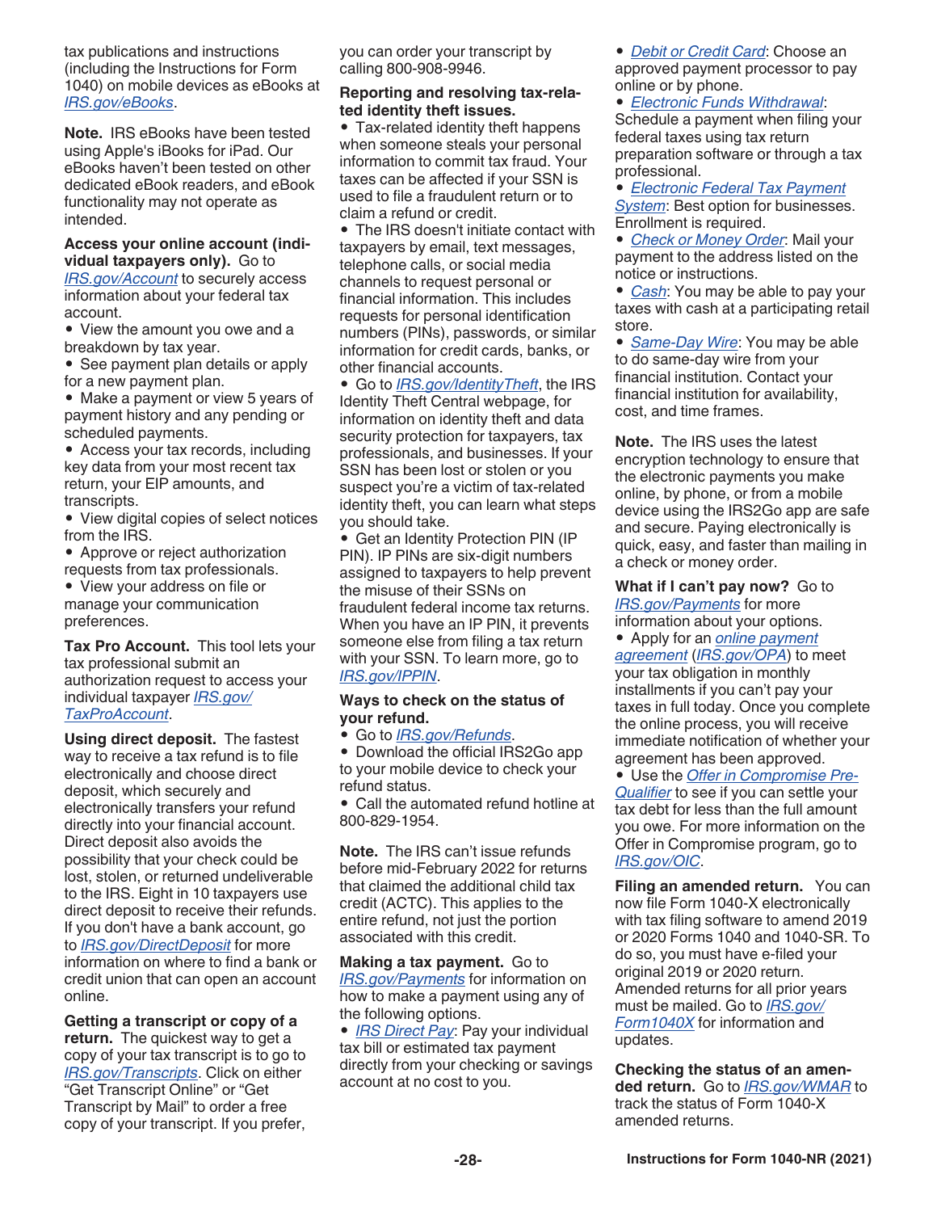tax publications and instructions (including the Instructions for Form 1040) on mobile devices as eBooks at *IRS.gov/eBooks*.

**Note.** IRS eBooks have been tested using Apple's iBooks for iPad. Our eBooks haven't been tested on other dedicated eBook readers, and eBook functionality may not operate as intended.

**Access your online account (individual taxpayers only).** Go to *IRS.gov/Account* to securely access information about your federal tax account.

- View the amount you owe and a breakdown by tax year.
- See payment plan details or apply for a new payment plan.
- Make a payment or view 5 years of payment history and any pending or scheduled payments.
- Access your tax records, including key data from your most recent tax return, your EIP amounts, and transcripts.
- View digital copies of select notices from the IRS.
- Approve or reject authorization requests from tax professionals.
- View your address on file or manage your communication preferences.

**Tax Pro Account.** This tool lets your tax professional submit an authorization request to access your individual taxpayer *IRS.gov/TaxProAccount*.

**Using direct deposit.** The fastest way to receive a tax refund is to file electronically and choose direct deposit, which securely and electronically transfers your refund directly into your financial account. Direct deposit also avoids the possibility that your check could be lost, stolen, or returned undeliverable to the IRS. Eight in 10 taxpayers use direct deposit to receive their refunds. If you don't have a bank account, go to *IRS.gov/DirectDeposit* for more information on where to find a bank or credit union that can open an account online.

**Getting a transcript or copy of a return.** The quickest way to get a copy of your tax transcript is to go to *IRS.gov/Transcripts*. Click on either "Get Transcript Online" or "Get Transcript by Mail" to order a free copy of your transcript. If you prefer, you can order your transcript by calling 800-908-9946.

**Reporting and resolving tax-related identity theft issues.**

- Tax-related identity theft happens when someone steals your personal information to commit tax fraud. Your taxes can be affected if your SSN is used to file a fraudulent return or to claim a refund or credit.
- The IRS doesn't initiate contact with taxpayers by email, text messages, telephone calls, or social media channels to request personal or financial information. This includes requests for personal identification numbers (PINs), passwords, or similar information for credit cards, banks, or other financial accounts.
- Go to *IRS.gov/IdentityTheft*, the IRS Identity Theft Central webpage, for information on identity theft and data security protection for taxpayers, tax professionals, and businesses. If your SSN has been lost or stolen or you suspect you're a victim of tax-related identity theft, you can learn what steps you should take.
- Get an Identity Protection PIN (IP PIN). IP PINs are six-digit numbers assigned to taxpayers to help prevent the misuse of their SSNs on fraudulent federal income tax returns. When you have an IP PIN, it prevents someone else from filing a tax return with your SSN. To learn more, go to *IRS.gov/IPPIN*.

**Ways to check on the status of your refund.**

- Go to *IRS.gov/Refunds*.
- Download the official IRS2Go app to your mobile device to check your refund status.
- Call the automated refund hotline at 800-829-1954.

**Note.** The IRS can't issue refunds before mid-February 2022 for returns that claimed the additional child tax credit (ACTC). This applies to the entire refund, not just the portion associated with this credit.

**Making a tax payment.** Go to *IRS.gov/Payments* for information on how to make a payment using any of the following options.

- *IRS Direct Pay*: Pay your individual tax bill or estimated tax payment directly from your checking or savings account at no cost to you.
- *Debit or Credit Card*: Choose an approved payment processor to pay online or by phone.
- *Electronic Funds Withdrawal*: Schedule a payment when filing your federal taxes using tax return preparation software or through a tax professional.
- *Electronic Federal Tax Payment System*: Best option for businesses. Enrollment is required.
- *Check or Money Order*: Mail your payment to the address listed on the notice or instructions.
- *Cash*: You may be able to pay your taxes with cash at a participating retail store.
- *Same-Day Wire*: You may be able to do same-day wire from your financial institution. Contact your financial institution for availability, cost, and time frames.

**Note.** The IRS uses the latest encryption technology to ensure that the electronic payments you make online, by phone, or from a mobile device using the IRS2Go app are safe and secure. Paying electronically is quick, easy, and faster than mailing in a check or money order.

**What if I can't pay now?** Go to *IRS.gov/Payments* for more information about your options.

- Apply for an *online payment agreement* (*IRS.gov/OPA*) to meet your tax obligation in monthly installments if you can't pay your taxes in full today. Once you complete the online process, you will receive immediate notification of whether your agreement has been approved.
- Use the *Offer in Compromise Pre-Qualifier* to see if you can settle your tax debt for less than the full amount you owe. For more information on the Offer in Compromise program, go to *IRS.gov/OIC*.

**Filing an amended return.** You can now file Form 1040-X electronically with tax filing software to amend 2019 or 2020 Forms 1040 and 1040-SR. To do so, you must have e-filed your original 2019 or 2020 return. Amended returns for all prior years must be mailed. Go to *IRS.gov/Form1040X* for information and updates.

**Checking the status of an amended return.** Go to *IRS.gov/WMAR* to track the status of Form 1040-X amended returns.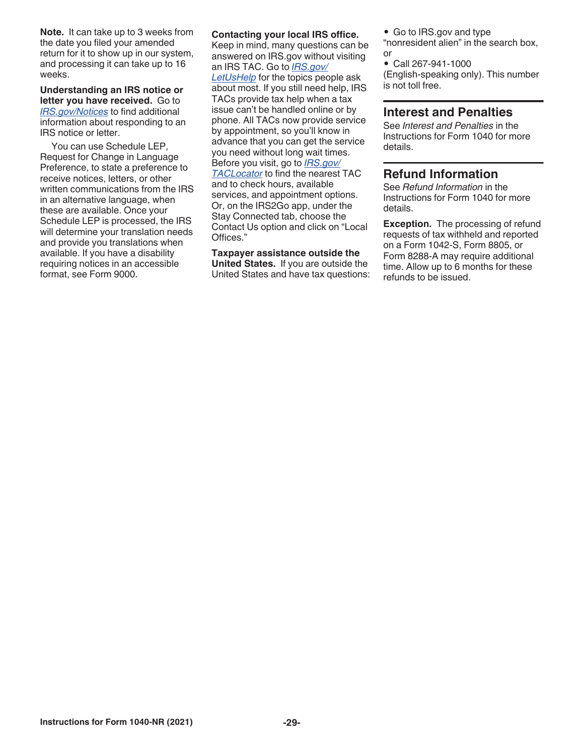**Note.** It can take up to 3 weeks from the date you filed your amended return for it to show up in our system, and processing it can take up to 16 weeks.

**Understanding an IRS notice or letter you have received.** Go to *IRS.gov/Notices* to find additional information about responding to an IRS notice or letter.

You can use Schedule LEP, Request for Change in Language Preference, to state a preference to receive notices, letters, or other written communications from the IRS in an alternative language, when these are available. Once your Schedule LEP is processed, the IRS will determine your translation needs and provide you translations when available. If you have a disability requiring notices in an accessible format, see Form 9000.

**Contacting your local IRS office.** Keep in mind, many questions can be answered on IRS.gov without visiting an IRS TAC. Go to *IRS.gov/LetUsHelp* for the topics people ask about most. If you still need help, IRS TACs provide tax help when a tax issue can't be handled online or by phone. All TACs now provide service by appointment, so you'll know in advance that you can get the service you need without long wait times. Before you visit, go to *IRS.gov/TACLocator* to find the nearest TAC and to check hours, available services, and appointment options. Or, on the IRS2Go app, under the Stay Connected tab, choose the Contact Us option and click on "Local Offices."

**Taxpayer assistance outside the United States.** If you are outside the United States and have tax questions:

- Go to IRS.gov and type "nonresident alien" in the search box, or
- Call 267-941-1000 (English-speaking only). This number is not toll free.

## Interest and Penalties

See *Interest and Penalties* in the Instructions for Form 1040 for more details.

## Refund Information

See *Refund Information* in the Instructions for Form 1040 for more details.

**Exception.** The processing of refund requests of tax withheld and reported on a Form 1042-S, Form 8805, or Form 8288-A may require additional time. Allow up to 6 months for these refunds to be issued.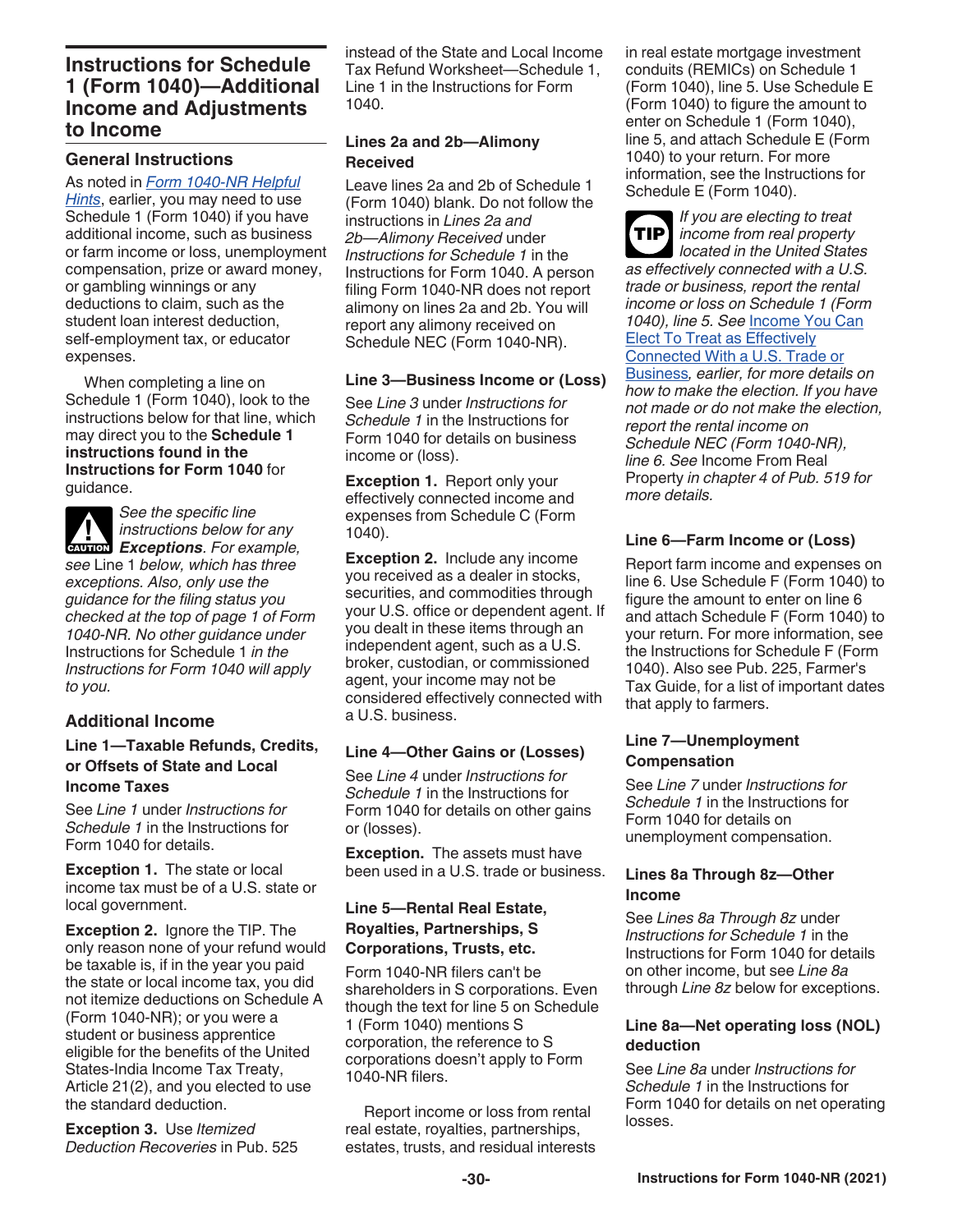## Instructions for Schedule 1 (Form 1040)—Additional Income and Adjustments to Income

### General Instructions

As noted in *Form 1040-NR Helpful Hints*, earlier, you may need to use Schedule 1 (Form 1040) if you have additional income, such as business or farm income or loss, unemployment compensation, prize or award money, or gambling winnings or any deductions to claim, such as the student loan interest deduction, self-employment tax, or educator expenses.

When completing a line on Schedule 1 (Form 1040), look to the instructions below for that line, which may direct you to the **Schedule 1 instructions found in the Instructions for Form 1040** for guidance.

CAUTION: *See the specific line instructions below for any **Exceptions**. For example, see* Line 1 *below, which has three exceptions. Also, only use the guidance for the filing status you checked at the top of page 1 of Form 1040-NR. No other guidance under* Instructions for Schedule 1 *in the Instructions for Form 1040 will apply to you.*

### Additional Income

#### Line 1—Taxable Refunds, Credits, or Offsets of State and Local Income Taxes

See *Line 1* under *Instructions for Schedule 1* in the Instructions for Form 1040 for details.

**Exception 1.** The state or local income tax must be of a U.S. state or local government.

**Exception 2.** Ignore the TIP. The only reason none of your refund would be taxable is, if in the year you paid the state or local income tax, you did not itemize deductions on Schedule A (Form 1040-NR); or you were a student or business apprentice eligible for the benefits of the United States-India Income Tax Treaty, Article 21(2), and you elected to use the standard deduction.

**Exception 3.** Use *Itemized Deduction Recoveries* in Pub. 525 instead of the State and Local Income Tax Refund Worksheet—Schedule 1, Line 1 in the Instructions for Form 1040.

#### Lines 2a and 2b—Alimony Received

Leave lines 2a and 2b of Schedule 1 (Form 1040) blank. Do not follow the instructions in *Lines 2a and 2b—Alimony Received* under *Instructions for Schedule 1* in the Instructions for Form 1040. A person filing Form 1040-NR does not report alimony on lines 2a and 2b. You will report any alimony received on Schedule NEC (Form 1040-NR).

#### Line 3—Business Income or (Loss)

See *Line 3* under *Instructions for Schedule 1* in the Instructions for Form 1040 for details on business income or (loss).

**Exception 1.** Report only your effectively connected income and expenses from Schedule C (Form 1040).

**Exception 2.** Include any income you received as a dealer in stocks, securities, and commodities through your U.S. office or dependent agent. If you dealt in these items through an independent agent, such as a U.S. broker, custodian, or commissioned agent, your income may not be considered effectively connected with a U.S. business.

#### Line 4—Other Gains or (Losses)

See *Line 4* under *Instructions for Schedule 1* in the Instructions for Form 1040 for details on other gains or (losses).

**Exception.** The assets must have been used in a U.S. trade or business.

#### Line 5—Rental Real Estate, Royalties, Partnerships, S Corporations, Trusts, etc.

Form 1040-NR filers can't be shareholders in S corporations. Even though the text for line 5 on Schedule 1 (Form 1040) mentions S corporation, the reference to S corporations doesn't apply to Form 1040-NR filers.

Report income or loss from rental real estate, royalties, partnerships, estates, trusts, and residual interests in real estate mortgage investment conduits (REMICs) on Schedule 1 (Form 1040), line 5. Use Schedule E (Form 1040) to figure the amount to enter on Schedule 1 (Form 1040), line 5, and attach Schedule E (Form 1040) to your return. For more information, see the Instructions for Schedule E (Form 1040).

TIP: *If you are electing to treat income from real property located in the United States as effectively connected with a U.S. trade or business, report the rental income or loss on Schedule 1 (Form 1040), line 5. See* Income You Can Elect To Treat as Effectively Connected With a U.S. Trade or Business*, earlier, for more details on how to make the election. If you have not made or do not make the election, report the rental income on Schedule NEC (Form 1040-NR), line 6. See* Income From Real Property *in chapter 4 of Pub. 519 for more details.*

#### Line 6—Farm Income or (Loss)

Report farm income and expenses on line 6. Use Schedule F (Form 1040) to figure the amount to enter on line 6 and attach Schedule F (Form 1040) to your return. For more information, see the Instructions for Schedule F (Form 1040). Also see Pub. 225, Farmer's Tax Guide, for a list of important dates that apply to farmers.

#### Line 7—Unemployment Compensation

See *Line 7* under *Instructions for Schedule 1* in the Instructions for Form 1040 for details on unemployment compensation.

#### Lines 8a Through 8z—Other Income

See *Lines 8a Through 8z* under *Instructions for Schedule 1* in the Instructions for Form 1040 for details on other income, but see *Line 8a* through *Line 8z* below for exceptions.

#### Line 8a—Net operating loss (NOL) deduction

See *Line 8a* under *Instructions for Schedule 1* in the Instructions for Form 1040 for details on net operating losses.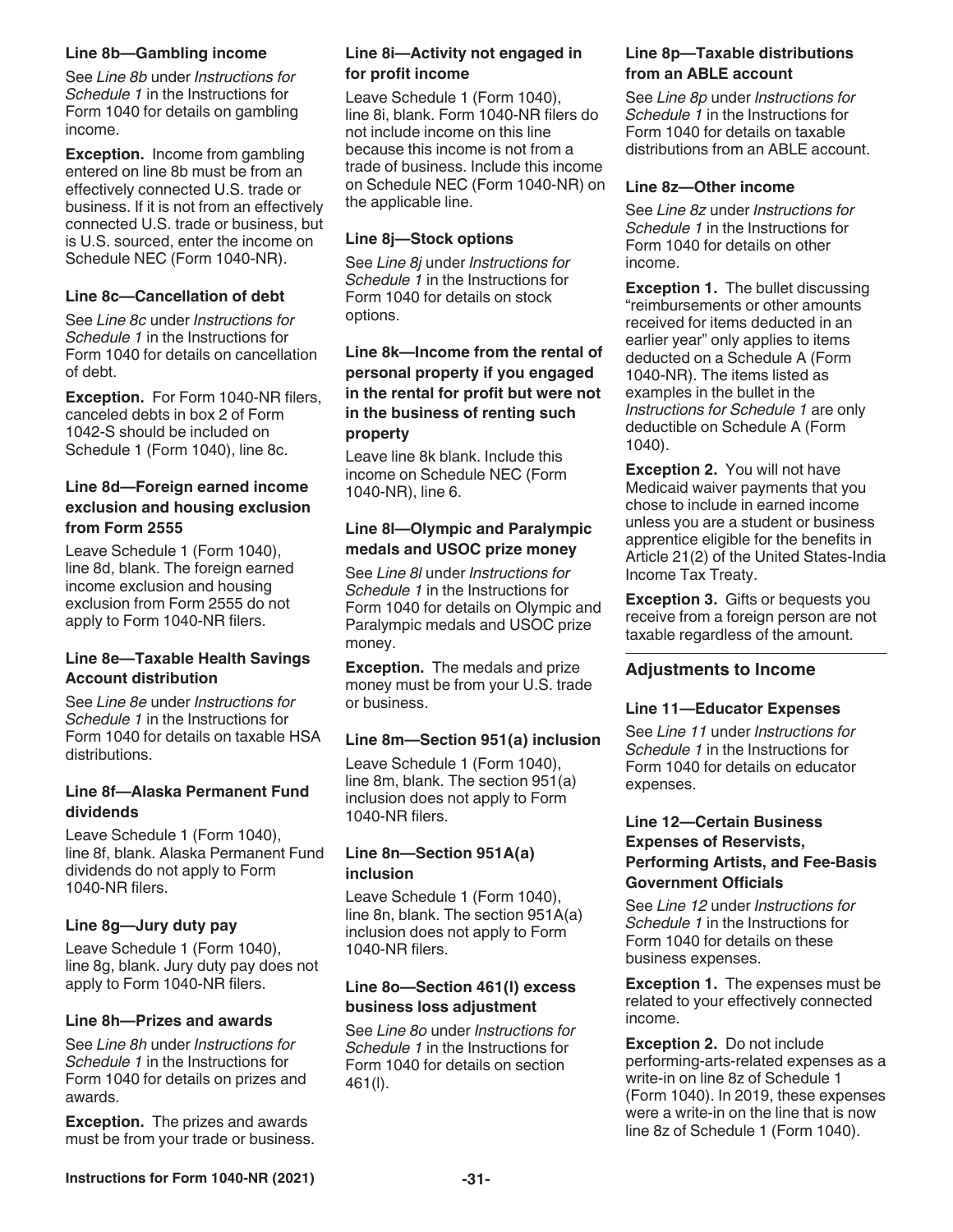#### Line 8b—Gambling income

See *Line 8b* under *Instructions for Schedule 1* in the Instructions for Form 1040 for details on gambling income.

**Exception.** Income from gambling entered on line 8b must be from an effectively connected U.S. trade or business. If it is not from an effectively connected U.S. trade or business, but is U.S. sourced, enter the income on Schedule NEC (Form 1040-NR).

#### Line 8c—Cancellation of debt

See *Line 8c* under *Instructions for Schedule 1* in the Instructions for Form 1040 for details on cancellation of debt.

**Exception.** For Form 1040-NR filers, canceled debts in box 2 of Form 1042-S should be included on Schedule 1 (Form 1040), line 8c.

#### Line 8d—Foreign earned income exclusion and housing exclusion from Form 2555

Leave Schedule 1 (Form 1040), line 8d, blank. The foreign earned income exclusion and housing exclusion from Form 2555 do not apply to Form 1040-NR filers.

#### Line 8e—Taxable Health Savings Account distribution

See *Line 8e* under *Instructions for Schedule 1* in the Instructions for Form 1040 for details on taxable HSA distributions.

#### Line 8f—Alaska Permanent Fund dividends

Leave Schedule 1 (Form 1040), line 8f, blank. Alaska Permanent Fund dividends do not apply to Form 1040-NR filers.

#### Line 8g—Jury duty pay

Leave Schedule 1 (Form 1040), line 8g, blank. Jury duty pay does not apply to Form 1040-NR filers.

#### Line 8h—Prizes and awards

See *Line 8h* under *Instructions for Schedule 1* in the Instructions for Form 1040 for details on prizes and awards.

**Exception.** The prizes and awards must be from your trade or business.

#### Line 8i—Activity not engaged in for profit income

Leave Schedule 1 (Form 1040), line 8i, blank. Form 1040-NR filers do not include income on this line because this income is not from a trade of business. Include this income on Schedule NEC (Form 1040-NR) on the applicable line.

#### Line 8j—Stock options

See *Line 8j* under *Instructions for Schedule 1* in the Instructions for Form 1040 for details on stock options.

#### Line 8k—Income from the rental of personal property if you engaged in the rental for profit but were not in the business of renting such property

Leave line 8k blank. Include this income on Schedule NEC (Form 1040-NR), line 6.

#### Line 8l—Olympic and Paralympic medals and USOC prize money

See *Line 8l* under *Instructions for Schedule 1* in the Instructions for Form 1040 for details on Olympic and Paralympic medals and USOC prize money.

**Exception.** The medals and prize money must be from your U.S. trade or business.

#### Line 8m—Section 951(a) inclusion

Leave Schedule 1 (Form 1040), line 8m, blank. The section 951(a) inclusion does not apply to Form 1040-NR filers.

#### Line 8n—Section 951A(a) inclusion

Leave Schedule 1 (Form 1040), line 8n, blank. The section 951A(a) inclusion does not apply to Form 1040-NR filers.

#### Line 8o—Section 461(l) excess business loss adjustment

See *Line 8o* under *Instructions for Schedule 1* in the Instructions for Form 1040 for details on section 461(l).

#### Line 8p—Taxable distributions from an ABLE account

See *Line 8p* under *Instructions for Schedule 1* in the Instructions for Form 1040 for details on taxable distributions from an ABLE account.

#### Line 8z—Other income

See *Line 8z* under *Instructions for Schedule 1* in the Instructions for Form 1040 for details on other income.

**Exception 1.** The bullet discussing "reimbursements or other amounts received for items deducted in an earlier year" only applies to items deducted on a Schedule A (Form 1040-NR). The items listed as examples in the bullet in the *Instructions for Schedule 1* are only deductible on Schedule A (Form 1040).

**Exception 2.** You will not have Medicaid waiver payments that you chose to include in earned income unless you are a student or business apprentice eligible for the benefits in Article 21(2) of the United States-India Income Tax Treaty.

**Exception 3.** Gifts or bequests you receive from a foreign person are not taxable regardless of the amount.

### Adjustments to Income

#### Line 11—Educator Expenses

See *Line 11* under *Instructions for Schedule 1* in the Instructions for Form 1040 for details on educator expenses.

#### Line 12—Certain Business Expenses of Reservists, Performing Artists, and Fee-Basis Government Officials

See *Line 12* under *Instructions for Schedule 1* in the Instructions for Form 1040 for details on these business expenses.

**Exception 1.** The expenses must be related to your effectively connected income.

**Exception 2.** Do not include performing-arts-related expenses as a write-in on line 8z of Schedule 1 (Form 1040). In 2019, these expenses were a write-in on the line that is now line 8z of Schedule 1 (Form 1040).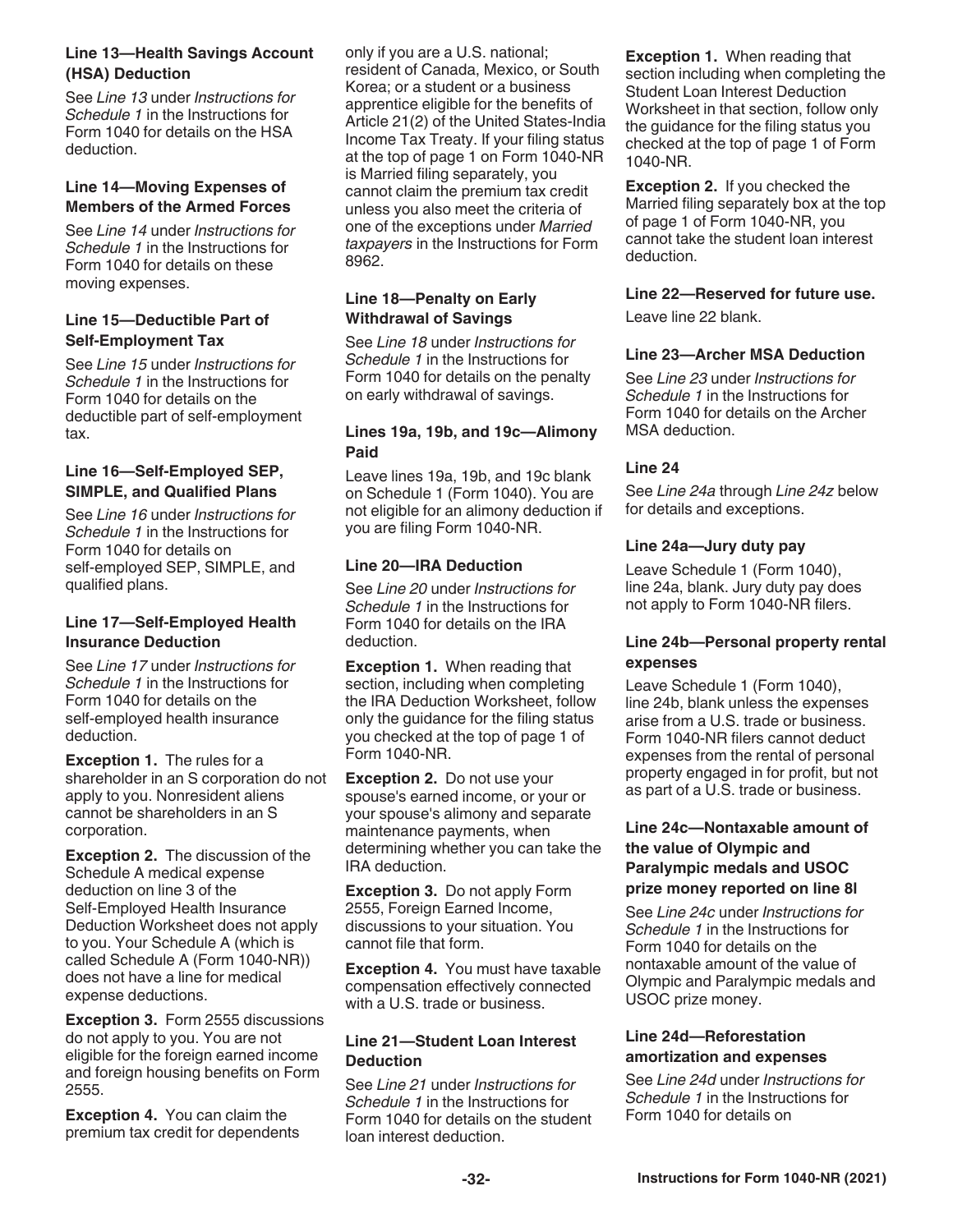### Line 13—Health Savings Account (HSA) Deduction

See *Line 13* under *Instructions for Schedule 1* in the Instructions for Form 1040 for details on the HSA deduction.

### Line 14—Moving Expenses of Members of the Armed Forces

See *Line 14* under *Instructions for Schedule 1* in the Instructions for Form 1040 for details on these moving expenses.

### Line 15—Deductible Part of Self-Employment Tax

See *Line 15* under *Instructions for Schedule 1* in the Instructions for Form 1040 for details on the deductible part of self-employment tax.

### Line 16—Self-Employed SEP, SIMPLE, and Qualified Plans

See *Line 16* under *Instructions for Schedule 1* in the Instructions for Form 1040 for details on self-employed SEP, SIMPLE, and qualified plans.

### Line 17—Self-Employed Health Insurance Deduction

See *Line 17* under *Instructions for Schedule 1* in the Instructions for Form 1040 for details on the self-employed health insurance deduction.

**Exception 1.** The rules for a shareholder in an S corporation do not apply to you. Nonresident aliens cannot be shareholders in an S corporation.

**Exception 2.** The discussion of the Schedule A medical expense deduction on line 3 of the Self-Employed Health Insurance Deduction Worksheet does not apply to you. Your Schedule A (which is called Schedule A (Form 1040-NR)) does not have a line for medical expense deductions.

**Exception 3.** Form 2555 discussions do not apply to you. You are not eligible for the foreign earned income and foreign housing benefits on Form 2555.

**Exception 4.** You can claim the premium tax credit for dependents only if you are a U.S. national; resident of Canada, Mexico, or South Korea; or a student or a business apprentice eligible for the benefits of Article 21(2) of the United States-India Income Tax Treaty. If your filing status at the top of page 1 on Form 1040-NR is Married filing separately, you cannot claim the premium tax credit unless you also meet the criteria of one of the exceptions under *Married taxpayers* in the Instructions for Form 8962.

### Line 18—Penalty on Early Withdrawal of Savings

See *Line 18* under *Instructions for Schedule 1* in the Instructions for Form 1040 for details on the penalty on early withdrawal of savings.

### Lines 19a, 19b, and 19c—Alimony Paid

Leave lines 19a, 19b, and 19c blank on Schedule 1 (Form 1040). You are not eligible for an alimony deduction if you are filing Form 1040-NR.

### Line 20—IRA Deduction

See *Line 20* under *Instructions for Schedule 1* in the Instructions for Form 1040 for details on the IRA deduction.

**Exception 1.** When reading that section, including when completing the IRA Deduction Worksheet, follow only the guidance for the filing status you checked at the top of page 1 of Form 1040-NR.

**Exception 2.** Do not use your spouse's earned income, or your or your spouse's alimony and separate maintenance payments, when determining whether you can take the IRA deduction.

**Exception 3.** Do not apply Form 2555, Foreign Earned Income, discussions to your situation. You cannot file that form.

**Exception 4.** You must have taxable compensation effectively connected with a U.S. trade or business.

### Line 21—Student Loan Interest Deduction

See *Line 21* under *Instructions for Schedule 1* in the Instructions for Form 1040 for details on the student loan interest deduction.

**Exception 1.** When reading that section including when completing the Student Loan Interest Deduction Worksheet in that section, follow only the guidance for the filing status you checked at the top of page 1 of Form 1040-NR.

**Exception 2.** If you checked the Married filing separately box at the top of page 1 of Form 1040-NR, you cannot take the student loan interest deduction.

### Line 22—Reserved for future use.

Leave line 22 blank.

### Line 23—Archer MSA Deduction

See *Line 23* under *Instructions for Schedule 1* in the Instructions for Form 1040 for details on the Archer MSA deduction.

### Line 24

See *Line 24a* through *Line 24z* below for details and exceptions.

### Line 24a—Jury duty pay

Leave Schedule 1 (Form 1040), line 24a, blank. Jury duty pay does not apply to Form 1040-NR filers.

### Line 24b—Personal property rental expenses

Leave Schedule 1 (Form 1040), line 24b, blank unless the expenses arise from a U.S. trade or business. Form 1040-NR filers cannot deduct expenses from the rental of personal property engaged in for profit, but not as part of a U.S. trade or business.

### Line 24c—Nontaxable amount of the value of Olympic and Paralympic medals and USOC prize money reported on line 8l

See *Line 24c* under *Instructions for Schedule 1* in the Instructions for Form 1040 for details on the nontaxable amount of the value of Olympic and Paralympic medals and USOC prize money.

### Line 24d—Reforestation amortization and expenses

See *Line 24d* under *Instructions for Schedule 1* in the Instructions for Form 1040 for details on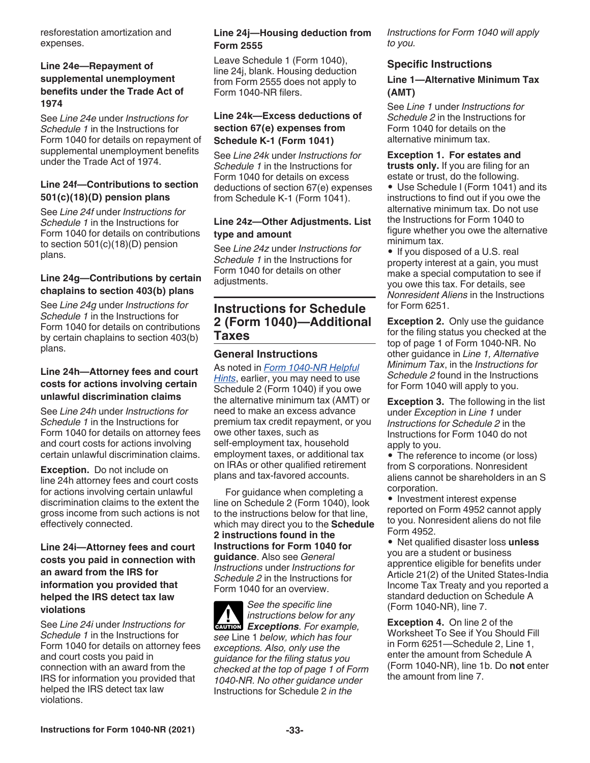resforestation amortization and expenses.

#### Line 24e—Repayment of supplemental unemployment benefits under the Trade Act of 1974

See *Line 24e* under *Instructions for Schedule 1* in the Instructions for Form 1040 for details on repayment of supplemental unemployment benefits under the Trade Act of 1974.

#### Line 24f—Contributions to section 501(c)(18)(D) pension plans

See *Line 24f* under *Instructions for Schedule 1* in the Instructions for Form 1040 for details on contributions to section 501(c)(18)(D) pension plans.

#### Line 24g—Contributions by certain chaplains to section 403(b) plans

See *Line 24g* under *Instructions for Schedule 1* in the Instructions for Form 1040 for details on contributions by certain chaplains to section 403(b) plans.

#### Line 24h—Attorney fees and court costs for actions involving certain unlawful discrimination claims

See *Line 24h* under *Instructions for Schedule 1* in the Instructions for Form 1040 for details on attorney fees and court costs for actions involving certain unlawful discrimination claims.

**Exception.** Do not include on line 24h attorney fees and court costs for actions involving certain unlawful discrimination claims to the extent the gross income from such actions is not effectively connected.

#### Line 24i—Attorney fees and court costs you paid in connection with an award from the IRS for information you provided that helped the IRS detect tax law violations

See *Line 24i* under *Instructions for Schedule 1* in the Instructions for Form 1040 for details on attorney fees and court costs you paid in connection with an award from the IRS for information you provided that helped the IRS detect tax law violations.

#### Line 24j—Housing deduction from Form 2555

Leave Schedule 1 (Form 1040), line 24j, blank. Housing deduction from Form 2555 does not apply to Form 1040-NR filers.

#### Line 24k—Excess deductions of section 67(e) expenses from Schedule K-1 (Form 1041)

See *Line 24k* under *Instructions for Schedule 1* in the Instructions for Form 1040 for details on excess deductions of section 67(e) expenses from Schedule K-1 (Form 1041).

#### Line 24z—Other Adjustments. List type and amount

See *Line 24z* under *Instructions for Schedule 1* in the Instructions for Form 1040 for details on other adjustments.

## Instructions for Schedule 2 (Form 1040)—Additional Taxes

### General Instructions

As noted in *Form 1040-NR Helpful Hints*, earlier, you may need to use Schedule 2 (Form 1040) if you owe the alternative minimum tax (AMT) or need to make an excess advance premium tax credit repayment, or you owe other taxes, such as self-employment tax, household employment taxes, or additional tax on IRAs or other qualified retirement plans and tax-favored accounts.

For guidance when completing a line on Schedule 2 (Form 1040), look to the instructions below for that line, which may direct you to the **Schedule 2 instructions found in the Instructions for Form 1040 for guidance**. Also see *General Instructions* under *Instructions for Schedule 2* in the Instructions for Form 1040 for an overview.

CAUTION: *See the specific line instructions below for any* ***Exceptions****. For example, see* Line 1 *below, which has four exceptions. Also, only use the guidance for the filing status you checked at the top of page 1 of Form 1040-NR. No other guidance under* Instructions for Schedule 2 *in the Instructions for Form 1040 will apply to you.*

### Specific Instructions

#### Line 1—Alternative Minimum Tax (AMT)

See *Line 1* under *Instructions for Schedule 2* in the Instructions for Form 1040 for details on the alternative minimum tax.

**Exception 1. For estates and trusts only.** If you are filing for an estate or trust, do the following.

- Use Schedule I (Form 1041) and its instructions to find out if you owe the alternative minimum tax. Do not use the Instructions for Form 1040 to figure whether you owe the alternative minimum tax.
- If you disposed of a U.S. real property interest at a gain, you must make a special computation to see if you owe this tax. For details, see *Nonresident Aliens* in the Instructions for Form 6251.

**Exception 2.** Only use the guidance for the filing status you checked at the top of page 1 of Form 1040-NR. No other guidance in *Line 1, Alternative Minimum Tax*, in the *Instructions for Schedule 2* found in the Instructions for Form 1040 will apply to you.

**Exception 3.** The following in the list under *Exception* in *Line 1* under *Instructions for Schedule 2* in the Instructions for Form 1040 do not apply to you.

- The reference to income (or loss) from S corporations. Nonresident aliens cannot be shareholders in an S corporation.
- Investment interest expense reported on Form 4952 cannot apply to you. Nonresident aliens do not file Form 4952.
- Net qualified disaster loss **unless** you are a student or business apprentice eligible for benefits under Article 21(2) of the United States-India Income Tax Treaty and you reported a standard deduction on Schedule A (Form 1040-NR), line 7.

**Exception 4.** On line 2 of the Worksheet To See if You Should Fill in Form 6251—Schedule 2, Line 1, enter the amount from Schedule A (Form 1040-NR), line 1b. Do **not** enter the amount from line 7.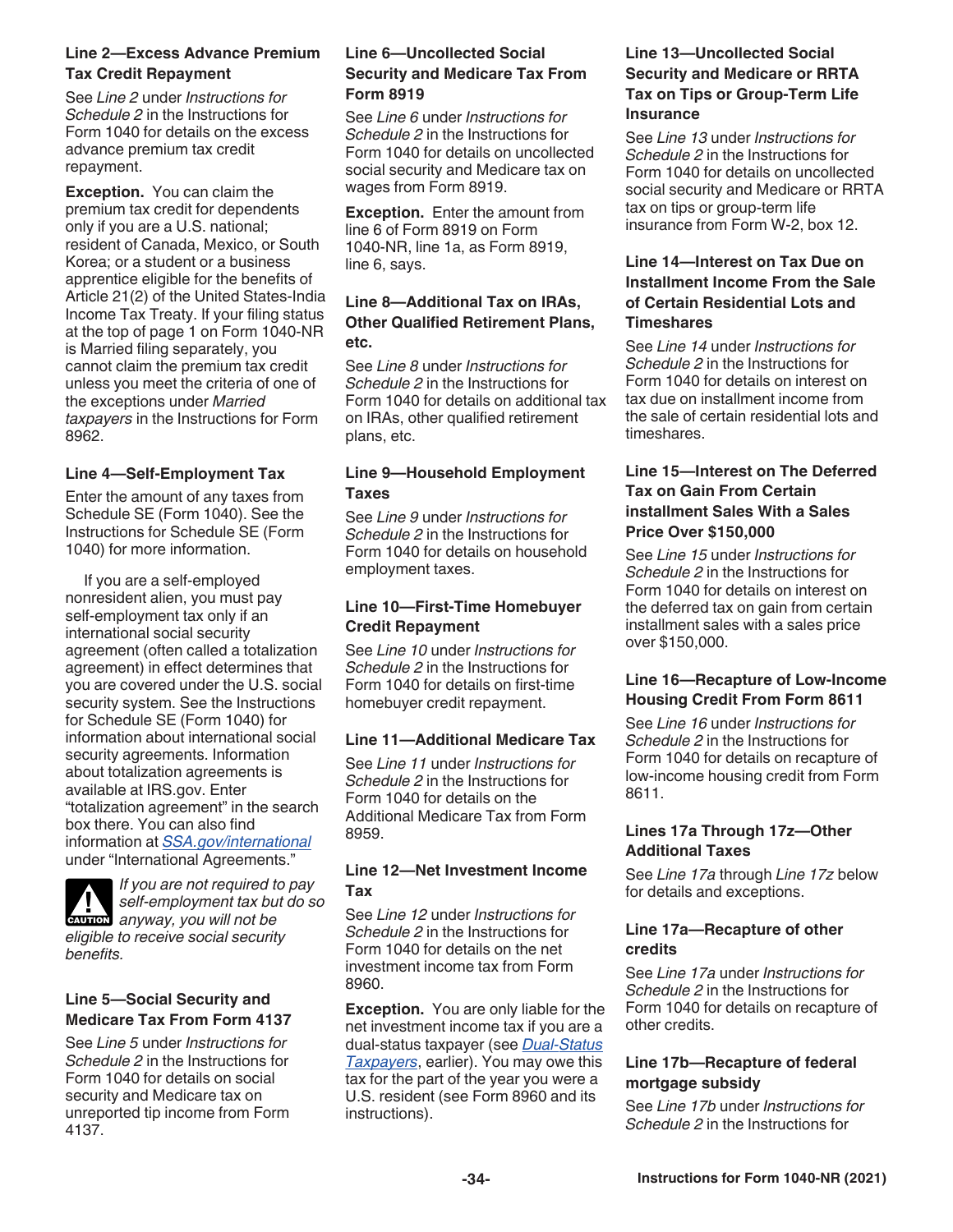### Line 2—Excess Advance Premium Tax Credit Repayment

See *Line 2* under *Instructions for Schedule 2* in the Instructions for Form 1040 for details on the excess advance premium tax credit repayment.

**Exception.** You can claim the premium tax credit for dependents only if you are a U.S. national; resident of Canada, Mexico, or South Korea; or a student or a business apprentice eligible for the benefits of Article 21(2) of the United States-India Income Tax Treaty. If your filing status at the top of page 1 on Form 1040-NR is Married filing separately, you cannot claim the premium tax credit unless you meet the criteria of one of the exceptions under *Married taxpayers* in the Instructions for Form 8962.

### Line 4—Self-Employment Tax

Enter the amount of any taxes from Schedule SE (Form 1040). See the Instructions for Schedule SE (Form 1040) for more information.

If you are a self-employed nonresident alien, you must pay self-employment tax only if an international social security agreement (often called a totalization agreement) in effect determines that you are covered under the U.S. social security system. See the Instructions for Schedule SE (Form 1040) for information about international social security agreements. Information about totalization agreements is available at IRS.gov. Enter "totalization agreement" in the search box there. You can also find information at *SSA.gov/international* under "International Agreements."

**CAUTION** *If you are not required to pay self-employment tax but do so anyway, you will not be eligible to receive social security benefits.*

### Line 5—Social Security and Medicare Tax From Form 4137

See *Line 5* under *Instructions for Schedule 2* in the Instructions for Form 1040 for details on social security and Medicare tax on unreported tip income from Form 4137.

### Line 6—Uncollected Social Security and Medicare Tax From Form 8919

See *Line 6* under *Instructions for Schedule 2* in the Instructions for Form 1040 for details on uncollected social security and Medicare tax on wages from Form 8919.

**Exception.** Enter the amount from line 6 of Form 8919 on Form 1040-NR, line 1a, as Form 8919, line 6, says.

### Line 8—Additional Tax on IRAs, Other Qualified Retirement Plans, etc.

See *Line 8* under *Instructions for Schedule 2* in the Instructions for Form 1040 for details on additional tax on IRAs, other qualified retirement plans, etc.

### Line 9—Household Employment Taxes

See *Line 9* under *Instructions for Schedule 2* in the Instructions for Form 1040 for details on household employment taxes.

### Line 10—First-Time Homebuyer Credit Repayment

See *Line 10* under *Instructions for Schedule 2* in the Instructions for Form 1040 for details on first-time homebuyer credit repayment.

### Line 11—Additional Medicare Tax

See *Line 11* under *Instructions for Schedule 2* in the Instructions for Form 1040 for details on the Additional Medicare Tax from Form 8959.

### Line 12—Net Investment Income Tax

See *Line 12* under *Instructions for Schedule 2* in the Instructions for Form 1040 for details on the net investment income tax from Form 8960.

**Exception.** You are only liable for the net investment income tax if you are a dual-status taxpayer (see *Dual-Status Taxpayers*, earlier). You may owe this tax for the part of the year you were a U.S. resident (see Form 8960 and its instructions).

### Line 13—Uncollected Social Security and Medicare or RRTA Tax on Tips or Group-Term Life Insurance

See *Line 13* under *Instructions for Schedule 2* in the Instructions for Form 1040 for details on uncollected social security and Medicare or RRTA tax on tips or group-term life insurance from Form W-2, box 12.

### Line 14—Interest on Tax Due on Installment Income From the Sale of Certain Residential Lots and Timeshares

See *Line 14* under *Instructions for Schedule 2* in the Instructions for Form 1040 for details on interest on tax due on installment income from the sale of certain residential lots and timeshares.

### Line 15—Interest on The Deferred Tax on Gain From Certain installment Sales With a Sales Price Over $150,000

See *Line 15* under *Instructions for Schedule 2* in the Instructions for Form 1040 for details on interest on the deferred tax on gain from certain installment sales with a sales price over $150,000.

### Line 16—Recapture of Low-Income Housing Credit From Form 8611

See *Line 16* under *Instructions for Schedule 2* in the Instructions for Form 1040 for details on recapture of low-income housing credit from Form 8611.

### Lines 17a Through 17z—Other Additional Taxes

See *Line 17a* through *Line 17z* below for details and exceptions.

### Line 17a—Recapture of other credits

See *Line 17a* under *Instructions for Schedule 2* in the Instructions for Form 1040 for details on recapture of other credits.

### Line 17b—Recapture of federal mortgage subsidy

See *Line 17b* under *Instructions for Schedule 2* in the Instructions for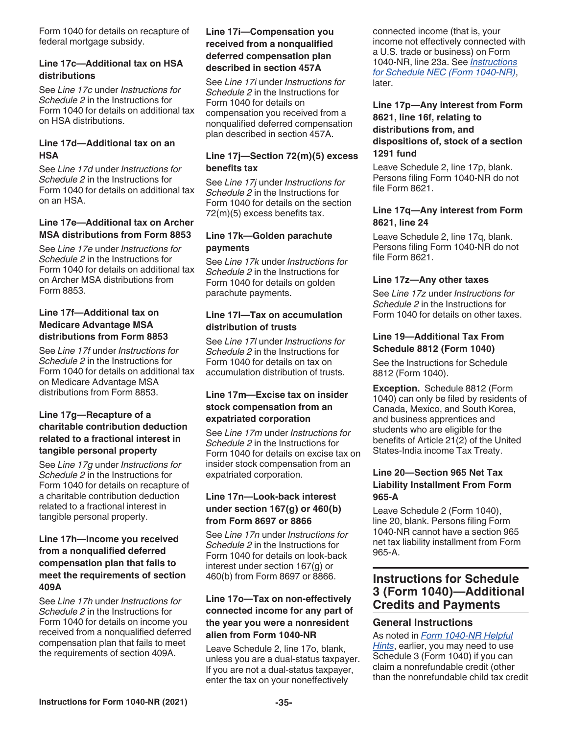Form 1040 for details on recapture of federal mortgage subsidy.

### Line 17c—Additional tax on HSA distributions

See *Line 17c* under *Instructions for Schedule 2* in the Instructions for Form 1040 for details on additional tax on HSA distributions.

### Line 17d—Additional tax on an HSA

See *Line 17d* under *Instructions for Schedule 2* in the Instructions for Form 1040 for details on additional tax on an HSA.

### Line 17e—Additional tax on Archer MSA distributions from Form 8853

See *Line 17e* under *Instructions for Schedule 2* in the Instructions for Form 1040 for details on additional tax on Archer MSA distributions from Form 8853.

### Line 17f—Additional tax on Medicare Advantage MSA distributions from Form 8853

See *Line 17f* under *Instructions for Schedule 2* in the Instructions for Form 1040 for details on additional tax on Medicare Advantage MSA distributions from Form 8853.

### Line 17g—Recapture of a charitable contribution deduction related to a fractional interest in tangible personal property

See *Line 17g* under *Instructions for Schedule 2* in the Instructions for Form 1040 for details on recapture of a charitable contribution deduction related to a fractional interest in tangible personal property.

### Line 17h—Income you received from a nonqualified deferred compensation plan that fails to meet the requirements of section 409A

See *Line 17h* under *Instructions for Schedule 2* in the Instructions for Form 1040 for details on income you received from a nonqualified deferred compensation plan that fails to meet the requirements of section 409A.

### Line 17i—Compensation you received from a nonqualified deferred compensation plan described in section 457A

See *Line 17i* under *Instructions for Schedule 2* in the Instructions for Form 1040 for details on compensation you received from a nonqualified deferred compensation plan described in section 457A.

### Line 17j—Section 72(m)(5) excess benefits tax

See *Line 17j* under *Instructions for Schedule 2* in the Instructions for Form 1040 for details on the section 72(m)(5) excess benefits tax.

### Line 17k—Golden parachute payments

See *Line 17k* under *Instructions for Schedule 2* in the Instructions for Form 1040 for details on golden parachute payments.

### Line 17l—Tax on accumulation distribution of trusts

See *Line 17l* under *Instructions for Schedule 2* in the Instructions for Form 1040 for details on tax on accumulation distribution of trusts.

### Line 17m—Excise tax on insider stock compensation from an expatriated corporation

See *Line 17m* under *Instructions for Schedule 2* in the Instructions for Form 1040 for details on excise tax on insider stock compensation from an expatriated corporation.

### Line 17n—Look-back interest under section 167(g) or 460(b) from Form 8697 or 8866

See *Line 17n* under *Instructions for Schedule 2* in the Instructions for Form 1040 for details on look-back interest under section 167(g) or 460(b) from Form 8697 or 8866.

### Line 17o—Tax on non-effectively connected income for any part of the year you were a nonresident alien from Form 1040-NR

Leave Schedule 2, line 17o, blank, unless you are a dual-status taxpayer. If you are not a dual-status taxpayer, enter the tax on your noneffectively connected income (that is, your income not effectively connected with a U.S. trade or business) on Form 1040-NR, line 23a. See *Instructions for Schedule NEC (Form 1040-NR)*, later.

### Line 17p—Any interest from Form 8621, line 16f, relating to distributions from, and dispositions of, stock of a section 1291 fund

Leave Schedule 2, line 17p, blank. Persons filing Form 1040-NR do not file Form 8621.

### Line 17q—Any interest from Form 8621, line 24

Leave Schedule 2, line 17q, blank. Persons filing Form 1040-NR do not file Form 8621.

### Line 17z—Any other taxes

See *Line 17z* under *Instructions for Schedule 2* in the Instructions for Form 1040 for details on other taxes.

### Line 19—Additional Tax From Schedule 8812 (Form 1040)

See the Instructions for Schedule 8812 (Form 1040).

**Exception.** Schedule 8812 (Form 1040) can only be filed by residents of Canada, Mexico, and South Korea, and business apprentices and students who are eligible for the benefits of Article 21(2) of the United States-India income Tax Treaty.

### Line 20—Section 965 Net Tax Liability Installment From Form 965-A

Leave Schedule 2 (Form 1040), line 20, blank. Persons filing Form 1040-NR cannot have a section 965 net tax liability installment from Form 965-A.

## Instructions for Schedule 3 (Form 1040)—Additional Credits and Payments

### General Instructions

As noted in *Form 1040-NR Helpful Hints*, earlier, you may need to use Schedule 3 (Form 1040) if you can claim a nonrefundable credit (other than the nonrefundable child tax credit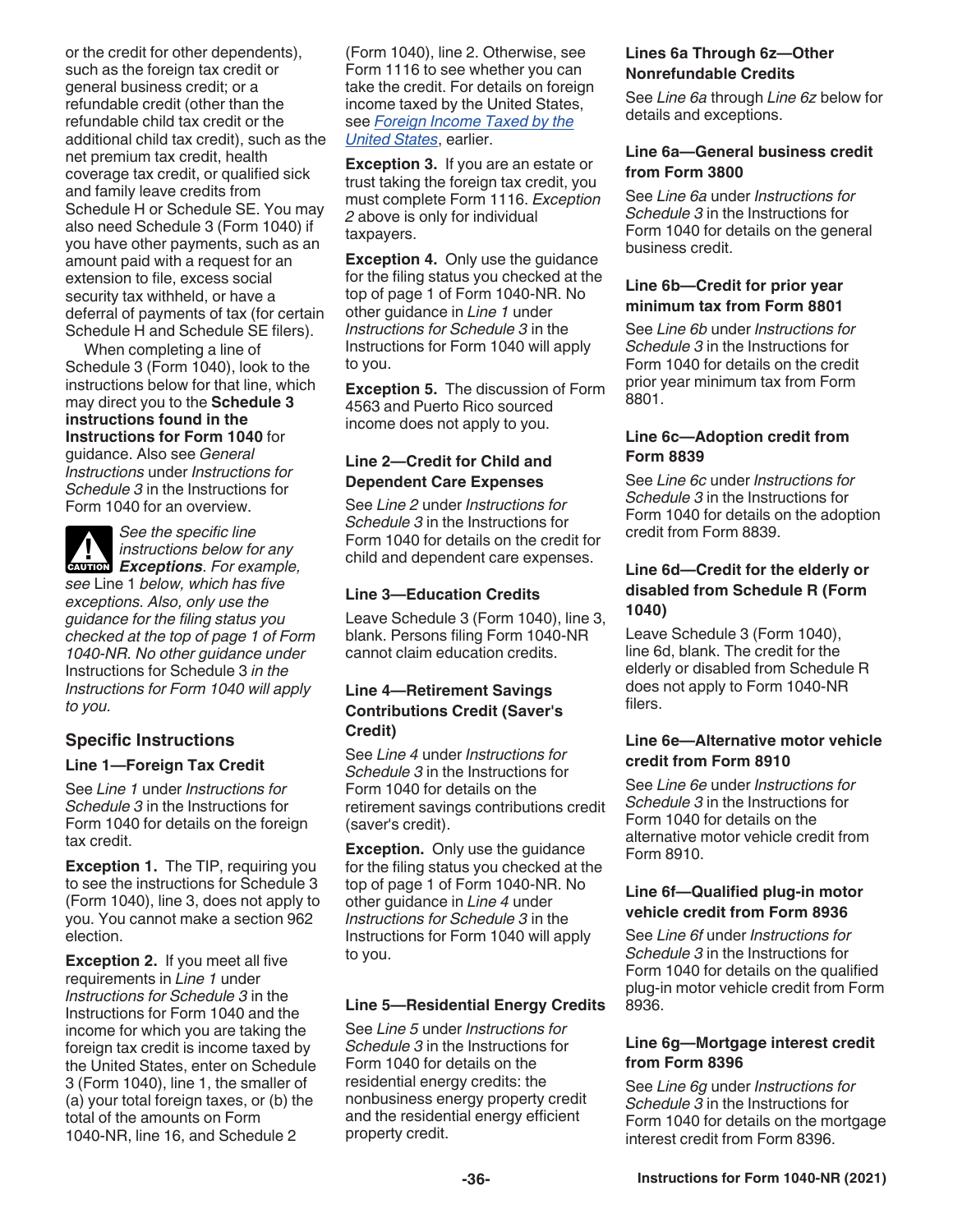or the credit for other dependents), such as the foreign tax credit or general business credit; or a refundable credit (other than the refundable child tax credit or the additional child tax credit), such as the net premium tax credit, health coverage tax credit, or qualified sick and family leave credits from Schedule H or Schedule SE. You may also need Schedule 3 (Form 1040) if you have other payments, such as an amount paid with a request for an extension to file, excess social security tax withheld, or have a deferral of payments of tax (for certain Schedule H and Schedule SE filers).

When completing a line of Schedule 3 (Form 1040), look to the instructions below for that line, which may direct you to the **Schedule 3 instructions found in the Instructions for Form 1040** for guidance. Also see *General Instructions* under *Instructions for Schedule 3* in the Instructions for Form 1040 for an overview.

CAUTION *See the specific line instructions below for any* ***Exceptions****. For example, see* Line 1 *below, which has five exceptions. Also, only use the guidance for the filing status you checked at the top of page 1 of Form 1040-NR. No other guidance under* Instructions for Schedule 3 *in the Instructions for Form 1040 will apply to you.*

## Specific Instructions

### Line 1—Foreign Tax Credit

See *Line 1* under *Instructions for Schedule 3* in the Instructions for Form 1040 for details on the foreign tax credit.

**Exception 1.** The TIP, requiring you to see the instructions for Schedule 3 (Form 1040), line 3, does not apply to you. You cannot make a section 962 election.

**Exception 2.** If you meet all five requirements in *Line 1* under *Instructions for Schedule 3* in the Instructions for Form 1040 and the income for which you are taking the foreign tax credit is income taxed by the United States, enter on Schedule 3 (Form 1040), line 1, the smaller of (a) your total foreign taxes, or (b) the total of the amounts on Form 1040-NR, line 16, and Schedule 2 (Form 1040), line 2. Otherwise, see Form 1116 to see whether you can take the credit. For details on foreign income taxed by the United States, see *Foreign Income Taxed by the United States*, earlier.

**Exception 3.** If you are an estate or trust taking the foreign tax credit, you must complete Form 1116. *Exception 2* above is only for individual taxpayers.

**Exception 4.** Only use the guidance for the filing status you checked at the top of page 1 of Form 1040-NR. No other guidance in *Line 1* under *Instructions for Schedule 3* in the Instructions for Form 1040 will apply to you.

**Exception 5.** The discussion of Form 4563 and Puerto Rico sourced income does not apply to you.

### Line 2—Credit for Child and Dependent Care Expenses

See *Line 2* under *Instructions for Schedule 3* in the Instructions for Form 1040 for details on the credit for child and dependent care expenses.

### Line 3—Education Credits

Leave Schedule 3 (Form 1040), line 3, blank. Persons filing Form 1040-NR cannot claim education credits.

### Line 4—Retirement Savings Contributions Credit (Saver's Credit)

See *Line 4* under *Instructions for Schedule 3* in the Instructions for Form 1040 for details on the retirement savings contributions credit (saver's credit).

**Exception.** Only use the guidance for the filing status you checked at the top of page 1 of Form 1040-NR. No other guidance in *Line 4* under *Instructions for Schedule 3* in the Instructions for Form 1040 will apply to you.

### Line 5—Residential Energy Credits

See *Line 5* under *Instructions for Schedule 3* in the Instructions for Form 1040 for details on the residential energy credits: the nonbusiness energy property credit and the residential energy efficient property credit.

### Lines 6a Through 6z—Other Nonrefundable Credits

See *Line 6a* through *Line 6z* below for details and exceptions.

### Line 6a—General business credit from Form 3800

See *Line 6a* under *Instructions for Schedule 3* in the Instructions for Form 1040 for details on the general business credit.

### Line 6b—Credit for prior year minimum tax from Form 8801

See *Line 6b* under *Instructions for Schedule 3* in the Instructions for Form 1040 for details on the credit prior year minimum tax from Form 8801.

### Line 6c—Adoption credit from Form 8839

See *Line 6c* under *Instructions for Schedule 3* in the Instructions for Form 1040 for details on the adoption credit from Form 8839.

### Line 6d—Credit for the elderly or disabled from Schedule R (Form 1040)

Leave Schedule 3 (Form 1040), line 6d, blank. The credit for the elderly or disabled from Schedule R does not apply to Form 1040-NR filers.

### Line 6e—Alternative motor vehicle credit from Form 8910

See *Line 6e* under *Instructions for Schedule 3* in the Instructions for Form 1040 for details on the alternative motor vehicle credit from Form 8910.

### Line 6f—Qualified plug-in motor vehicle credit from Form 8936

See *Line 6f* under *Instructions for Schedule 3* in the Instructions for Form 1040 for details on the qualified plug-in motor vehicle credit from Form 8936.

### Line 6g—Mortgage interest credit from Form 8396

See *Line 6g* under *Instructions for Schedule 3* in the Instructions for Form 1040 for details on the mortgage interest credit from Form 8396.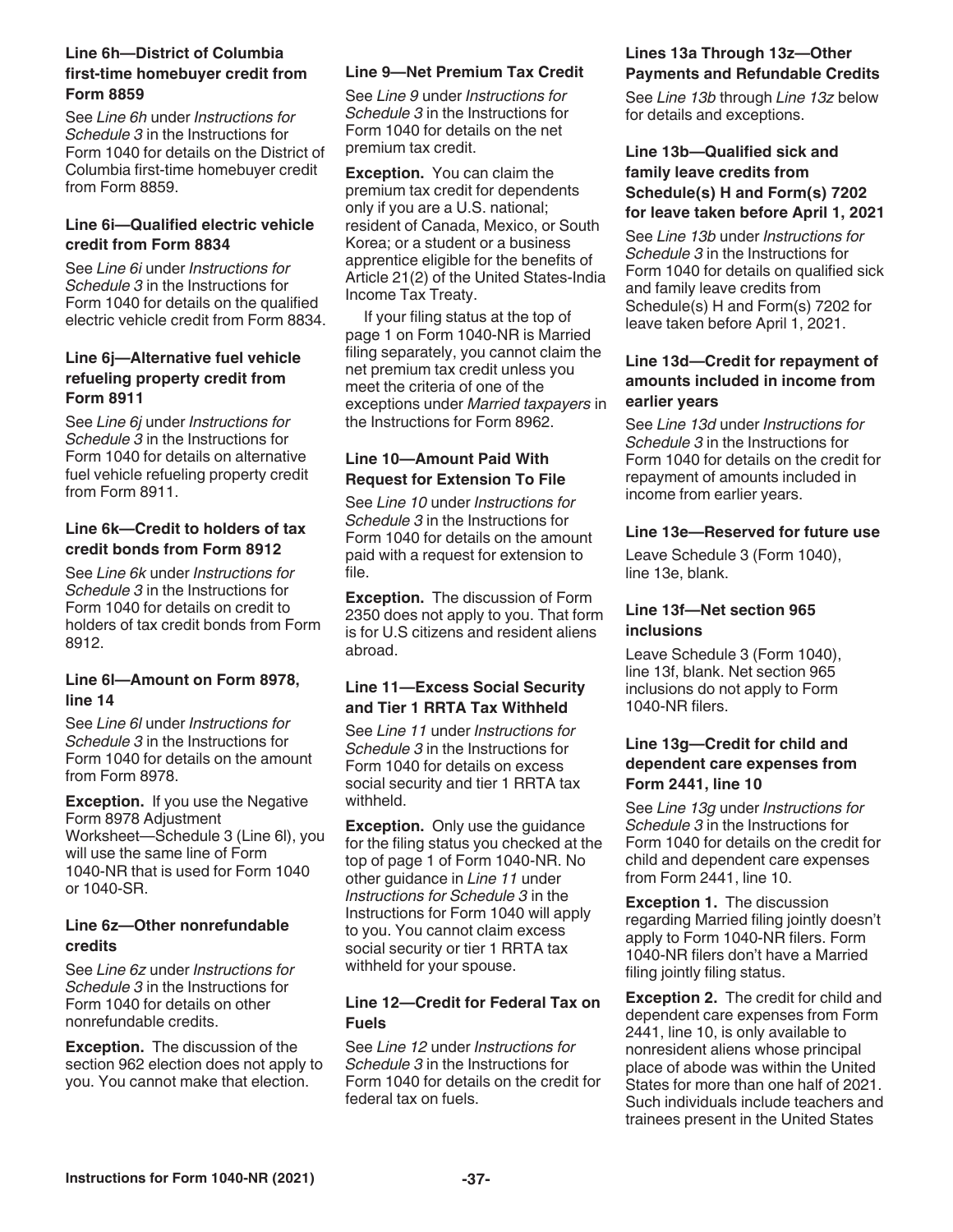### Line 6h—District of Columbia first-time homebuyer credit from Form 8859

See *Line 6h* under *Instructions for Schedule 3* in the Instructions for Form 1040 for details on the District of Columbia first-time homebuyer credit from Form 8859.

### Line 6i—Qualified electric vehicle credit from Form 8834

See *Line 6i* under *Instructions for Schedule 3* in the Instructions for Form 1040 for details on the qualified electric vehicle credit from Form 8834.

### Line 6j—Alternative fuel vehicle refueling property credit from Form 8911

See *Line 6j* under *Instructions for Schedule 3* in the Instructions for Form 1040 for details on alternative fuel vehicle refueling property credit from Form 8911.

### Line 6k—Credit to holders of tax credit bonds from Form 8912

See *Line 6k* under *Instructions for Schedule 3* in the Instructions for Form 1040 for details on credit to holders of tax credit bonds from Form 8912.

### Line 6l—Amount on Form 8978, line 14

See *Line 6l* under *Instructions for Schedule 3* in the Instructions for Form 1040 for details on the amount from Form 8978.

**Exception.** If you use the Negative Form 8978 Adjustment Worksheet—Schedule 3 (Line 6l), you will use the same line of Form 1040-NR that is used for Form 1040 or 1040-SR.

### Line 6z—Other nonrefundable credits

See *Line 6z* under *Instructions for Schedule 3* in the Instructions for Form 1040 for details on other nonrefundable credits.

**Exception.** The discussion of the section 962 election does not apply to you. You cannot make that election.

### Line 9—Net Premium Tax Credit

See *Line 9* under *Instructions for Schedule 3* in the Instructions for Form 1040 for details on the net premium tax credit.

**Exception.** You can claim the premium tax credit for dependents only if you are a U.S. national; resident of Canada, Mexico, or South Korea; or a student or a business apprentice eligible for the benefits of Article 21(2) of the United States-India Income Tax Treaty.

If your filing status at the top of page 1 on Form 1040-NR is Married filing separately, you cannot claim the net premium tax credit unless you meet the criteria of one of the exceptions under *Married taxpayers* in the Instructions for Form 8962.

### Line 10—Amount Paid With Request for Extension To File

See *Line 10* under *Instructions for Schedule 3* in the Instructions for Form 1040 for details on the amount paid with a request for extension to file.

**Exception.** The discussion of Form 2350 does not apply to you. That form is for U.S citizens and resident aliens abroad.

### Line 11—Excess Social Security and Tier 1 RRTA Tax Withheld

See *Line 11* under *Instructions for Schedule 3* in the Instructions for Form 1040 for details on excess social security and tier 1 RRTA tax withheld.

**Exception.** Only use the guidance for the filing status you checked at the top of page 1 of Form 1040-NR. No other guidance in *Line 11* under *Instructions for Schedule 3* in the Instructions for Form 1040 will apply to you. You cannot claim excess social security or tier 1 RRTA tax withheld for your spouse.

### Line 12—Credit for Federal Tax on Fuels

See *Line 12* under *Instructions for Schedule 3* in the Instructions for Form 1040 for details on the credit for federal tax on fuels.

### Lines 13a Through 13z—Other Payments and Refundable Credits

See *Line 13b* through *Line 13z* below for details and exceptions.

### Line 13b—Qualified sick and family leave credits from Schedule(s) H and Form(s) 7202 for leave taken before April 1, 2021

See *Line 13b* under *Instructions for Schedule 3* in the Instructions for Form 1040 for details on qualified sick and family leave credits from Schedule(s) H and Form(s) 7202 for leave taken before April 1, 2021.

### Line 13d—Credit for repayment of amounts included in income from earlier years

See *Line 13d* under *Instructions for Schedule 3* in the Instructions for Form 1040 for details on the credit for repayment of amounts included in income from earlier years.

### Line 13e—Reserved for future use

Leave Schedule 3 (Form 1040), line 13e, blank.

### Line 13f—Net section 965 inclusions

Leave Schedule 3 (Form 1040), line 13f, blank. Net section 965 inclusions do not apply to Form 1040-NR filers.

### Line 13g—Credit for child and dependent care expenses from Form 2441, line 10

See *Line 13g* under *Instructions for Schedule 3* in the Instructions for Form 1040 for details on the credit for child and dependent care expenses from Form 2441, line 10.

**Exception 1.** The discussion regarding Married filing jointly doesn't apply to Form 1040-NR filers. Form 1040-NR filers don't have a Married filing jointly filing status.

**Exception 2.** The credit for child and dependent care expenses from Form 2441, line 10, is only available to nonresident aliens whose principal place of abode was within the United States for more than one half of 2021. Such individuals include teachers and trainees present in the United States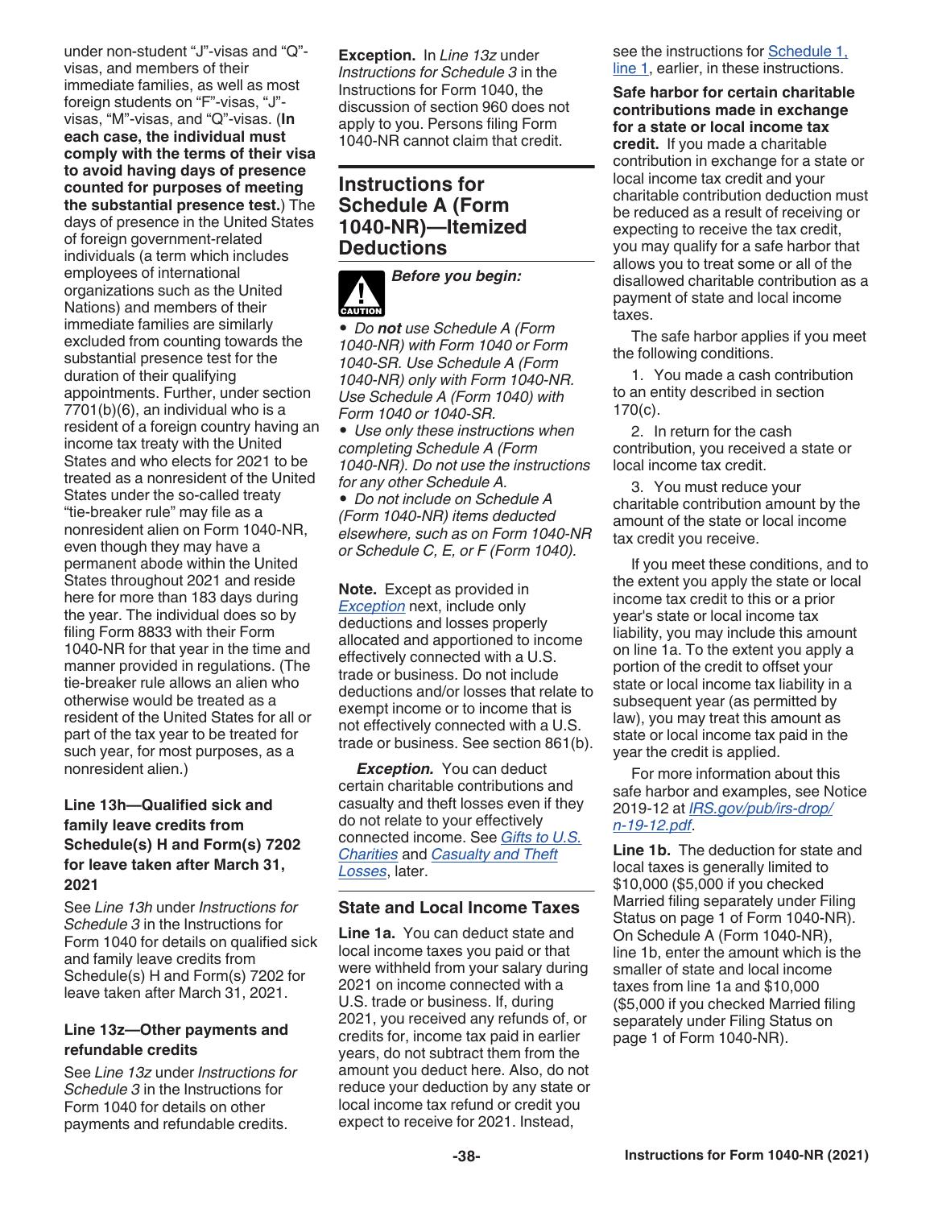under non-student “J”-visas and “Q”-visas, and members of their immediate families, as well as most foreign students on “F”-visas, “J”-visas, “M”-visas, and “Q”-visas. (**In each case, the individual must comply with the terms of their visa to avoid having days of presence counted for purposes of meeting the substantial presence test.**) The days of presence in the United States of foreign government-related individuals (a term which includes employees of international organizations such as the United Nations) and members of their immediate families are similarly excluded from counting towards the substantial presence test for the duration of their qualifying appointments. Further, under section 7701(b)(6), an individual who is a resident of a foreign country having an income tax treaty with the United States and who elects for 2021 to be treated as a nonresident of the United States under the so-called treaty “tie-breaker rule” may file as a nonresident alien on Form 1040-NR, even though they may have a permanent abode within the United States throughout 2021 and reside here for more than 183 days during the year. The individual does so by filing Form 8833 with their Form 1040-NR for that year in the time and manner provided in regulations. (The tie-breaker rule allows an alien who otherwise would be treated as a resident of the United States for all or part of the tax year to be treated for such year, for most purposes, as a nonresident alien.)

### Line 13h—Qualified sick and family leave credits from Schedule(s) H and Form(s) 7202 for leave taken after March 31, 2021

See *Line 13h* under *Instructions for Schedule 3* in the Instructions for Form 1040 for details on qualified sick and family leave credits from Schedule(s) H and Form(s) 7202 for leave taken after March 31, 2021.

### Line 13z—Other payments and refundable credits

See *Line 13z* under *Instructions for Schedule 3* in the Instructions for Form 1040 for details on other payments and refundable credits.

**Exception.** In *Line 13z* under *Instructions for Schedule 3* in the Instructions for Form 1040, the discussion of section 960 does not apply to you. Persons filing Form 1040-NR cannot claim that credit.

## Instructions for Schedule A (Form 1040-NR)—Itemized Deductions

CAUTION ***Before you begin:***

- *Do **not** use Schedule A (Form 1040-NR) with Form 1040 or Form 1040-SR. Use Schedule A (Form 1040-NR) only with Form 1040-NR. Use Schedule A (Form 1040) with Form 1040 or 1040-SR.*
- *Use only these instructions when completing Schedule A (Form 1040-NR). Do not use the instructions for any other Schedule A.*
- *Do not include on Schedule A (Form 1040-NR) items deducted elsewhere, such as on Form 1040-NR or Schedule C, E, or F (Form 1040).*

**Note.** Except as provided in *Exception* next, include only deductions and losses properly allocated and apportioned to income effectively connected with a U.S. trade or business. Do not include deductions and/or losses that relate to exempt income or to income that is not effectively connected with a U.S. trade or business. See section 861(b).

***Exception.*** You can deduct certain charitable contributions and casualty and theft losses even if they do not relate to your effectively connected income. See *Gifts to U.S. Charities* and *Casualty and Theft Losses*, later.

### State and Local Income Taxes

**Line 1a.** You can deduct state and local income taxes you paid or that were withheld from your salary during 2021 on income connected with a U.S. trade or business. If, during 2021, you received any refunds of, or credits for, income tax paid in earlier years, do not subtract them from the amount you deduct here. Also, do not reduce your deduction by any state or local income tax refund or credit you expect to receive for 2021. Instead, see the instructions for Schedule 1, line 1, earlier, in these instructions.

**Safe harbor for certain charitable contributions made in exchange for a state or local income tax credit.** If you made a charitable contribution in exchange for a state or local income tax credit and your charitable contribution deduction must be reduced as a result of receiving or expecting to receive the tax credit, you may qualify for a safe harbor that allows you to treat some or all of the disallowed charitable contribution as a payment of state and local income taxes.

The safe harbor applies if you meet the following conditions.

1. You made a cash contribution to an entity described in section 170(c).
2. In return for the cash contribution, you received a state or local income tax credit.
3. You must reduce your charitable contribution amount by the amount of the state or local income tax credit you receive.

If you meet these conditions, and to the extent you apply the state or local income tax credit to this or a prior year's state or local income tax liability, you may include this amount on line 1a. To the extent you apply a portion of the credit to offset your state or local income tax liability in a subsequent year (as permitted by law), you may treat this amount as state or local income tax paid in the year the credit is applied.

For more information about this safe harbor and examples, see Notice 2019-12 at *IRS.gov/pub/irs-drop/n-19-12.pdf*.

**Line 1b.** The deduction for state and local taxes is generally limited to $10,000 ($5,000 if you checked Married filing separately under Filing Status on page 1 of Form 1040-NR). On Schedule A (Form 1040-NR), line 1b, enter the amount which is the smaller of state and local income taxes from line 1a and $10,000 ($5,000 if you checked Married filing separately under Filing Status on page 1 of Form 1040-NR).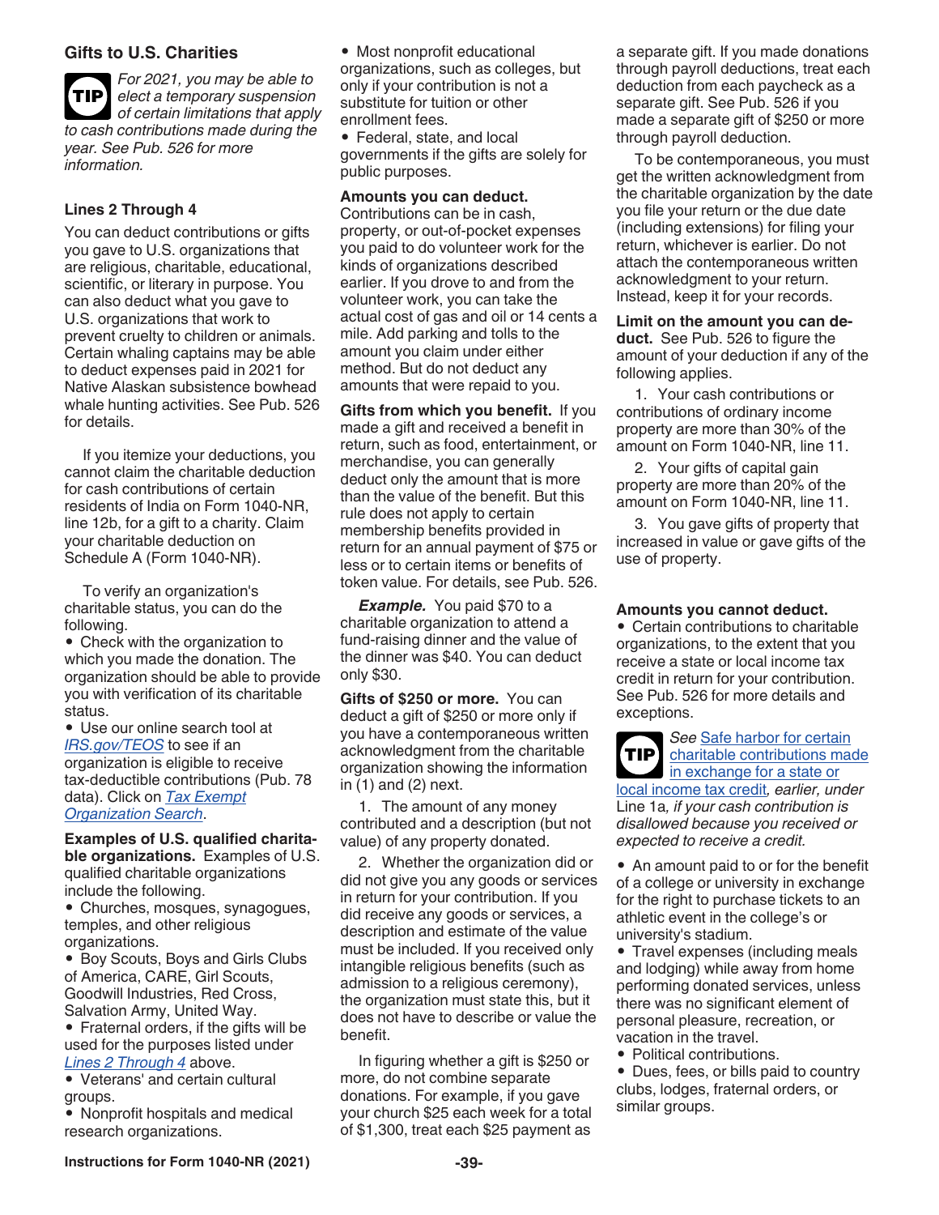### Gifts to U.S. Charities

**TIP** *For 2021, you may be able to elect a temporary suspension of certain limitations that apply to cash contributions made during the year. See Pub. 526 for more information.*

### Lines 2 Through 4

You can deduct contributions or gifts you gave to U.S. organizations that are religious, charitable, educational, scientific, or literary in purpose. You can also deduct what you gave to U.S. organizations that work to prevent cruelty to children or animals. Certain whaling captains may be able to deduct expenses paid in 2021 for Native Alaskan subsistence bowhead whale hunting activities. See Pub. 526 for details.

If you itemize your deductions, you cannot claim the charitable deduction for cash contributions of certain residents of India on Form 1040-NR, line 12b, for a gift to a charity. Claim your charitable deduction on Schedule A (Form 1040-NR).

To verify an organization's charitable status, you can do the following.

- Check with the organization to which you made the donation. The organization should be able to provide you with verification of its charitable status.
- Use our online search tool at *IRS.gov/TEOS* to see if an organization is eligible to receive tax-deductible contributions (Pub. 78 data). Click on *Tax Exempt Organization Search*.

**Examples of U.S. qualified charitable organizations.** Examples of U.S. qualified charitable organizations include the following.

- Churches, mosques, synagogues, temples, and other religious organizations.
- Boy Scouts, Boys and Girls Clubs of America, CARE, Girl Scouts, Goodwill Industries, Red Cross, Salvation Army, United Way.
- Fraternal orders, if the gifts will be used for the purposes listed under *Lines 2 Through 4* above.
- Veterans' and certain cultural groups.
- Nonprofit hospitals and medical research organizations.
- Most nonprofit educational organizations, such as colleges, but only if your contribution is not a substitute for tuition or other enrollment fees.
- Federal, state, and local governments if the gifts are solely for public purposes.

**Amounts you can deduct.** Contributions can be in cash, property, or out-of-pocket expenses you paid to do volunteer work for the kinds of organizations described earlier. If you drove to and from the volunteer work, you can take the actual cost of gas and oil or 14 cents a mile. Add parking and tolls to the amount you claim under either method. But do not deduct any amounts that were repaid to you.

**Gifts from which you benefit.** If you made a gift and received a benefit in return, such as food, entertainment, or merchandise, you can generally deduct only the amount that is more than the value of the benefit. But this rule does not apply to certain membership benefits provided in return for an annual payment of $75 or less or to certain items or benefits of token value. For details, see Pub. 526.

***Example.*** You paid $70 to a charitable organization to attend a fund-raising dinner and the value of the dinner was $40. You can deduct only $30.

**Gifts of $250 or more.** You can deduct a gift of $250 or more only if you have a contemporaneous written acknowledgment from the charitable organization showing the information in (1) and (2) next.

1. The amount of any money contributed and a description (but not value) of any property donated.
2. Whether the organization did or did not give you any goods or services in return for your contribution. If you did receive any goods or services, a description and estimate of the value must be included. If you received only intangible religious benefits (such as admission to a religious ceremony), the organization must state this, but it does not have to describe or value the benefit.

In figuring whether a gift is $250 or more, do not combine separate donations. For example, if you gave your church $25 each week for a total of $1,300, treat each $25 payment as a separate gift. If you made donations through payroll deductions, treat each deduction from each paycheck as a separate gift. See Pub. 526 if you made a separate gift of $250 or more through payroll deduction.

To be contemporaneous, you must get the written acknowledgment from the charitable organization by the date you file your return or the due date (including extensions) for filing your return, whichever is earlier. Do not attach the contemporaneous written acknowledgment to your return. Instead, keep it for your records.

**Limit on the amount you can deduct.** See Pub. 526 to figure the amount of your deduction if any of the following applies.

1. Your cash contributions or contributions of ordinary income property are more than 30% of the amount on Form 1040-NR, line 11.
2. Your gifts of capital gain property are more than 20% of the amount on Form 1040-NR, line 11.
3. You gave gifts of property that increased in value or gave gifts of the use of property.

**Amounts you cannot deduct.**

- Certain contributions to charitable organizations, to the extent that you receive a state or local income tax credit in return for your contribution. See Pub. 526 for more details and exceptions.

**TIP** *See* Safe harbor for certain charitable contributions made in exchange for a state or local income tax credit*, earlier, under Line 1a, if your cash contribution is disallowed because you received or expected to receive a credit.*

- An amount paid to or for the benefit of a college or university in exchange for the right to purchase tickets to an athletic event in the college's or university's stadium.
- Travel expenses (including meals and lodging) while away from home performing donated services, unless there was no significant element of personal pleasure, recreation, or vacation in the travel.
- Political contributions.
- Dues, fees, or bills paid to country clubs, lodges, fraternal orders, or similar groups.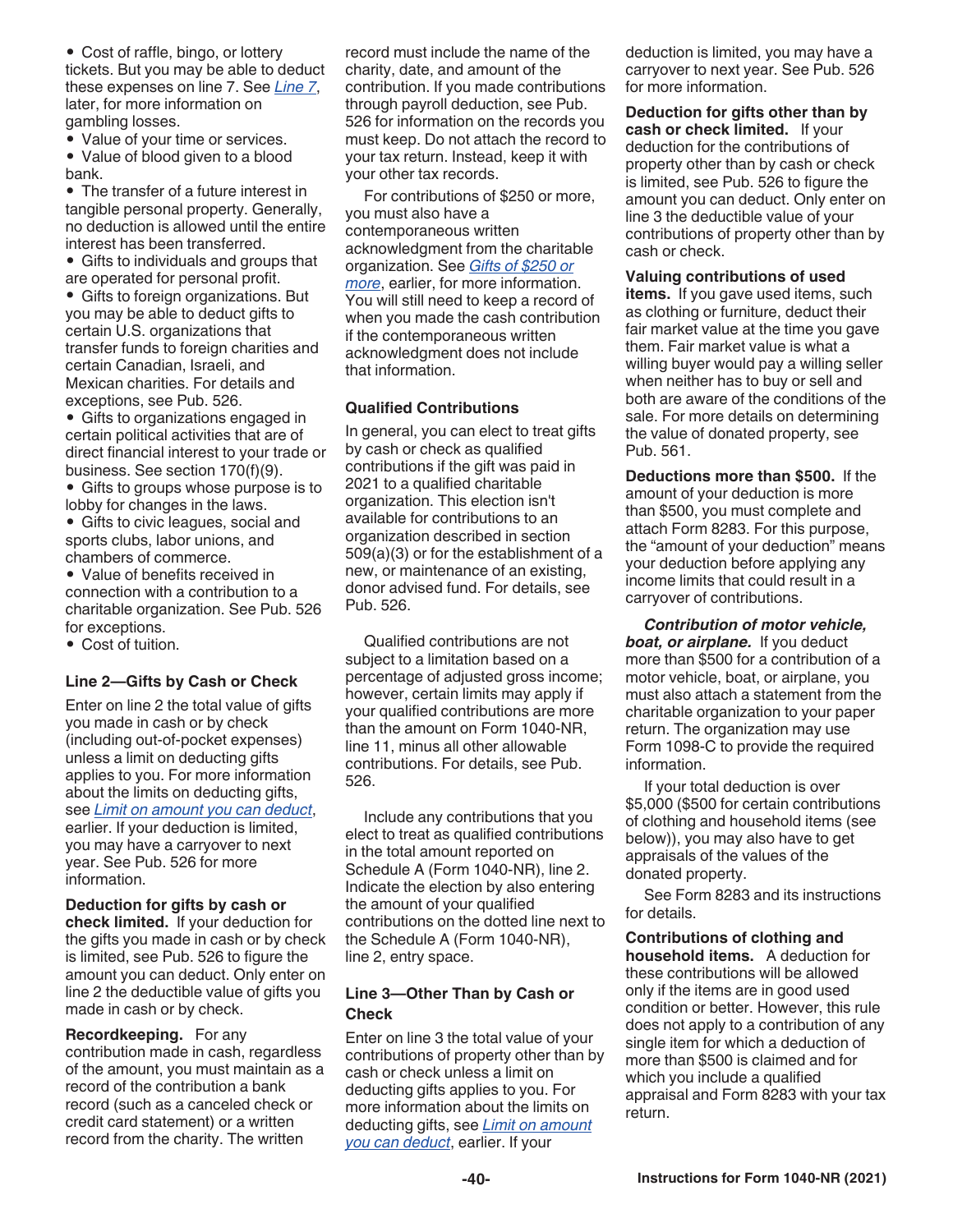- Cost of raffle, bingo, or lottery tickets. But you may be able to deduct these expenses on line 7. See *Line 7*, later, for more information on gambling losses.
- Value of your time or services.
- Value of blood given to a blood bank.
- The transfer of a future interest in tangible personal property. Generally, no deduction is allowed until the entire interest has been transferred.
- Gifts to individuals and groups that are operated for personal profit.
- Gifts to foreign organizations. But you may be able to deduct gifts to certain U.S. organizations that transfer funds to foreign charities and certain Canadian, Israeli, and Mexican charities. For details and exceptions, see Pub. 526.
- Gifts to organizations engaged in certain political activities that are of direct financial interest to your trade or business. See section 170(f)(9).
- Gifts to groups whose purpose is to lobby for changes in the laws.
- Gifts to civic leagues, social and sports clubs, labor unions, and chambers of commerce.
- Value of benefits received in connection with a contribution to a charitable organization. See Pub. 526 for exceptions.
- Cost of tuition.

### Line 2—Gifts by Cash or Check

Enter on line 2 the total value of gifts you made in cash or by check (including out-of-pocket expenses) unless a limit on deducting gifts applies to you. For more information about the limits on deducting gifts, see *Limit on amount you can deduct*, earlier. If your deduction is limited, you may have a carryover to next year. See Pub. 526 for more information.

**Deduction for gifts by cash or check limited.** If your deduction for the gifts you made in cash or by check is limited, see Pub. 526 to figure the amount you can deduct. Only enter on line 2 the deductible value of gifts you made in cash or by check.

**Recordkeeping.** For any contribution made in cash, regardless of the amount, you must maintain as a record of the contribution a bank record (such as a canceled check or credit card statement) or a written record from the charity. The written record must include the name of the charity, date, and amount of the contribution. If you made contributions through payroll deduction, see Pub. 526 for information on the records you must keep. Do not attach the record to your tax return. Instead, keep it with your other tax records.

For contributions of $250 or more, you must also have a contemporaneous written acknowledgment from the charitable organization. See *Gifts of $250 or more*, earlier, for more information. You will still need to keep a record of when you made the cash contribution if the contemporaneous written acknowledgment does not include that information.

### Qualified Contributions

In general, you can elect to treat gifts by cash or check as qualified contributions if the gift was paid in 2021 to a qualified charitable organization. This election isn't available for contributions to an organization described in section 509(a)(3) or for the establishment of a new, or maintenance of an existing, donor advised fund. For details, see Pub. 526.

Qualified contributions are not subject to a limitation based on a percentage of adjusted gross income; however, certain limits may apply if your qualified contributions are more than the amount on Form 1040-NR, line 11, minus all other allowable contributions. For details, see Pub. 526.

Include any contributions that you elect to treat as qualified contributions in the total amount reported on Schedule A (Form 1040-NR), line 2. Indicate the election by also entering the amount of your qualified contributions on the dotted line next to the Schedule A (Form 1040-NR), line 2, entry space.

### Line 3—Other Than by Cash or Check

Enter on line 3 the total value of your contributions of property other than by cash or check unless a limit on deducting gifts applies to you. For more information about the limits on deducting gifts, see *Limit on amount you can deduct*, earlier. If your deduction is limited, you may have a carryover to next year. See Pub. 526 for more information.

**Deduction for gifts other than by cash or check limited.** If your deduction for the contributions of property other than by cash or check is limited, see Pub. 526 to figure the amount you can deduct. Only enter on line 3 the deductible value of your contributions of property other than by cash or check.

**Valuing contributions of used items.** If you gave used items, such as clothing or furniture, deduct their fair market value at the time you gave them. Fair market value is what a willing buyer would pay a willing seller when neither has to buy or sell and both are aware of the conditions of the sale. For more details on determining the value of donated property, see Pub. 561.

**Deductions more than $500.** If the amount of your deduction is more than $500, you must complete and attach Form 8283. For this purpose, the "amount of your deduction" means your deduction before applying any income limits that could result in a carryover of contributions.

***Contribution of motor vehicle, boat, or airplane.*** If you deduct more than $500 for a contribution of a motor vehicle, boat, or airplane, you must also attach a statement from the charitable organization to your paper return. The organization may use Form 1098-C to provide the required information.

If your total deduction is over $5,000 ($500 for certain contributions of clothing and household items (see below)), you may also have to get appraisals of the values of the donated property.

See Form 8283 and its instructions for details.

**Contributions of clothing and household items.** A deduction for these contributions will be allowed only if the items are in good used condition or better. However, this rule does not apply to a contribution of any single item for which a deduction of more than $500 is claimed and for which you include a qualified appraisal and Form 8283 with your tax return.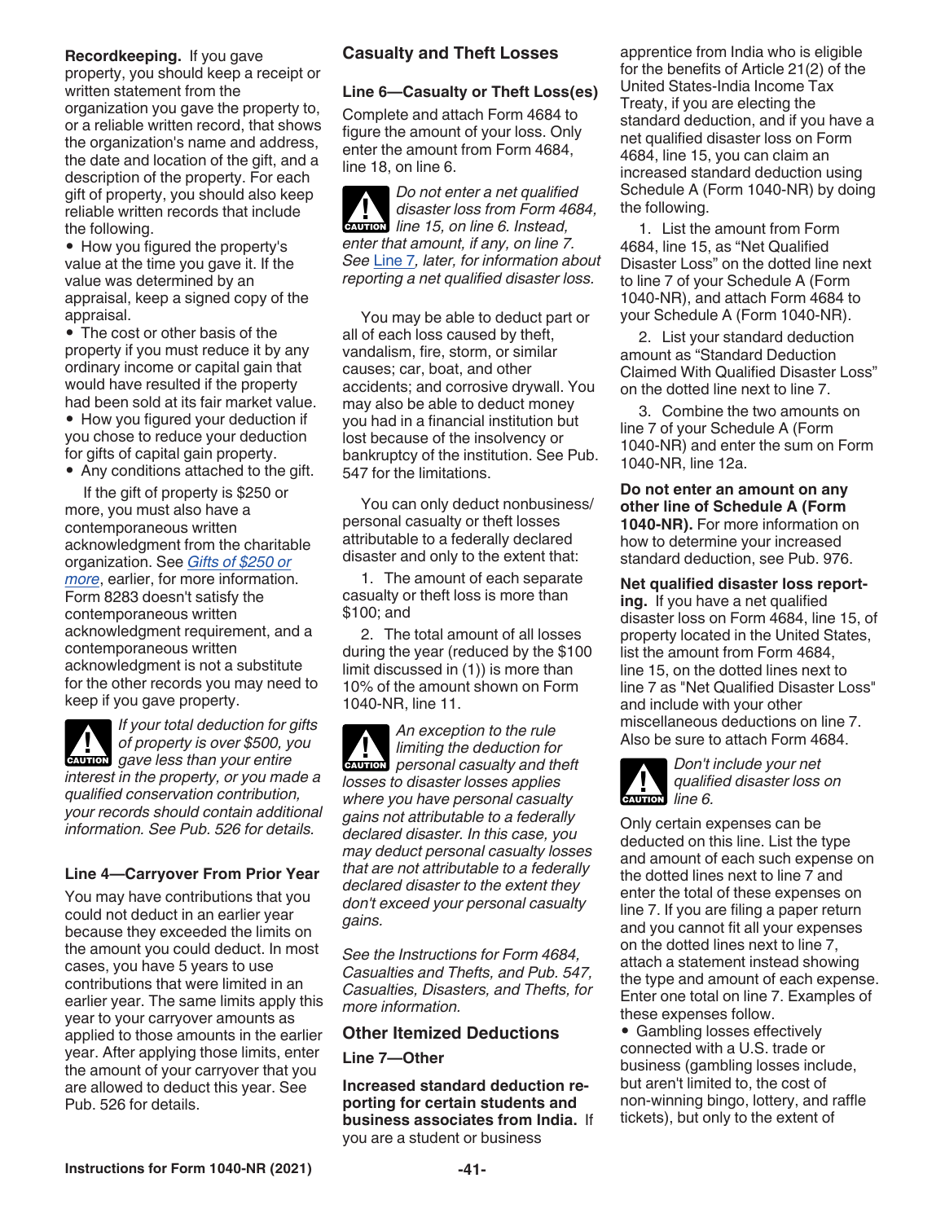**Recordkeeping.** If you gave property, you should keep a receipt or written statement from the organization you gave the property to, or a reliable written record, that shows the organization's name and address, the date and location of the gift, and a description of the property. For each gift of property, you should also keep reliable written records that include the following.

- How you figured the property's value at the time you gave it. If the value was determined by an appraisal, keep a signed copy of the appraisal.
- The cost or other basis of the property if you must reduce it by any ordinary income or capital gain that would have resulted if the property had been sold at its fair market value.
- How you figured your deduction if you chose to reduce your deduction for gifts of capital gain property.
- Any conditions attached to the gift.

If the gift of property is $250 or more, you must also have a contemporaneous written acknowledgment from the charitable organization. See *Gifts of $250 or more*, earlier, for more information. Form 8283 doesn't satisfy the contemporaneous written acknowledgment requirement, and a contemporaneous written acknowledgment is not a substitute for the other records you may need to keep if you gave property.

**CAUTION** *If your total deduction for gifts of property is over $500, you gave less than your entire interest in the property, or you made a qualified conservation contribution, your records should contain additional information. See Pub. 526 for details.*

### Line 4—Carryover From Prior Year

You may have contributions that you could not deduct in an earlier year because they exceeded the limits on the amount you could deduct. In most cases, you have 5 years to use contributions that were limited in an earlier year. The same limits apply this year to your carryover amounts as applied to those amounts in the earlier year. After applying those limits, enter the amount of your carryover that you are allowed to deduct this year. See Pub. 526 for details.

## Casualty and Theft Losses

### Line 6—Casualty or Theft Loss(es)

Complete and attach Form 4684 to figure the amount of your loss. Only enter the amount from Form 4684, line 18, on line 6.

**CAUTION** *Do not enter a net qualified disaster loss from Form 4684, line 15, on line 6. Instead, enter that amount, if any, on line 7. See Line 7, later, for information about reporting a net qualified disaster loss.*

You may be able to deduct part or all of each loss caused by theft, vandalism, fire, storm, or similar causes; car, boat, and other accidents; and corrosive drywall. You may also be able to deduct money you had in a financial institution but lost because of the insolvency or bankruptcy of the institution. See Pub. 547 for the limitations.

You can only deduct nonbusiness/personal casualty or theft losses attributable to a federally declared disaster and only to the extent that:

1. The amount of each separate casualty or theft loss is more than $100; and
2. The total amount of all losses during the year (reduced by the $100 limit discussed in (1)) is more than 10% of the amount shown on Form 1040-NR, line 11.

**CAUTION** *An exception to the rule limiting the deduction for personal casualty and theft losses to disaster losses applies where you have personal casualty gains not attributable to a federally declared disaster. In this case, you may deduct personal casualty losses that are not attributable to a federally declared disaster to the extent they don't exceed your personal casualty gains.*

*See the Instructions for Form 4684, Casualties and Thefts, and Pub. 547, Casualties, Disasters, and Thefts, for more information.*

## Other Itemized Deductions

### Line 7—Other

**Increased standard deduction reporting for certain students and business associates from India.** If you are a student or business apprentice from India who is eligible for the benefits of Article 21(2) of the United States-India Income Tax Treaty, if you are electing the standard deduction, and if you have a net qualified disaster loss on Form 4684, line 15, you can claim an increased standard deduction using Schedule A (Form 1040-NR) by doing the following.

1. List the amount from Form 4684, line 15, as "Net Qualified Disaster Loss" on the dotted line next to line 7 of your Schedule A (Form 1040-NR), and attach Form 4684 to your Schedule A (Form 1040-NR).
2. List your standard deduction amount as "Standard Deduction Claimed With Qualified Disaster Loss" on the dotted line next to line 7.
3. Combine the two amounts on line 7 of your Schedule A (Form 1040-NR) and enter the sum on Form 1040-NR, line 12a.

**Do not enter an amount on any other line of Schedule A (Form 1040-NR).** For more information on how to determine your increased standard deduction, see Pub. 976.

**Net qualified disaster loss reporting.** If you have a net qualified disaster loss on Form 4684, line 15, of property located in the United States, list the amount from Form 4684, line 15, on the dotted lines next to line 7 as "Net Qualified Disaster Loss" and include with your other miscellaneous deductions on line 7. Also be sure to attach Form 4684.

**CAUTION** *Don't include your net qualified disaster loss on line 6.*

Only certain expenses can be deducted on this line. List the type and amount of each such expense on the dotted lines next to line 7 and enter the total of these expenses on line 7. If you are filing a paper return and you cannot fit all your expenses on the dotted lines next to line 7, attach a statement instead showing the type and amount of each expense. Enter one total on line 7. Examples of these expenses follow.

- Gambling losses effectively connected with a U.S. trade or business (gambling losses include, but aren't limited to, the cost of non-winning bingo, lottery, and raffle tickets), but only to the extent of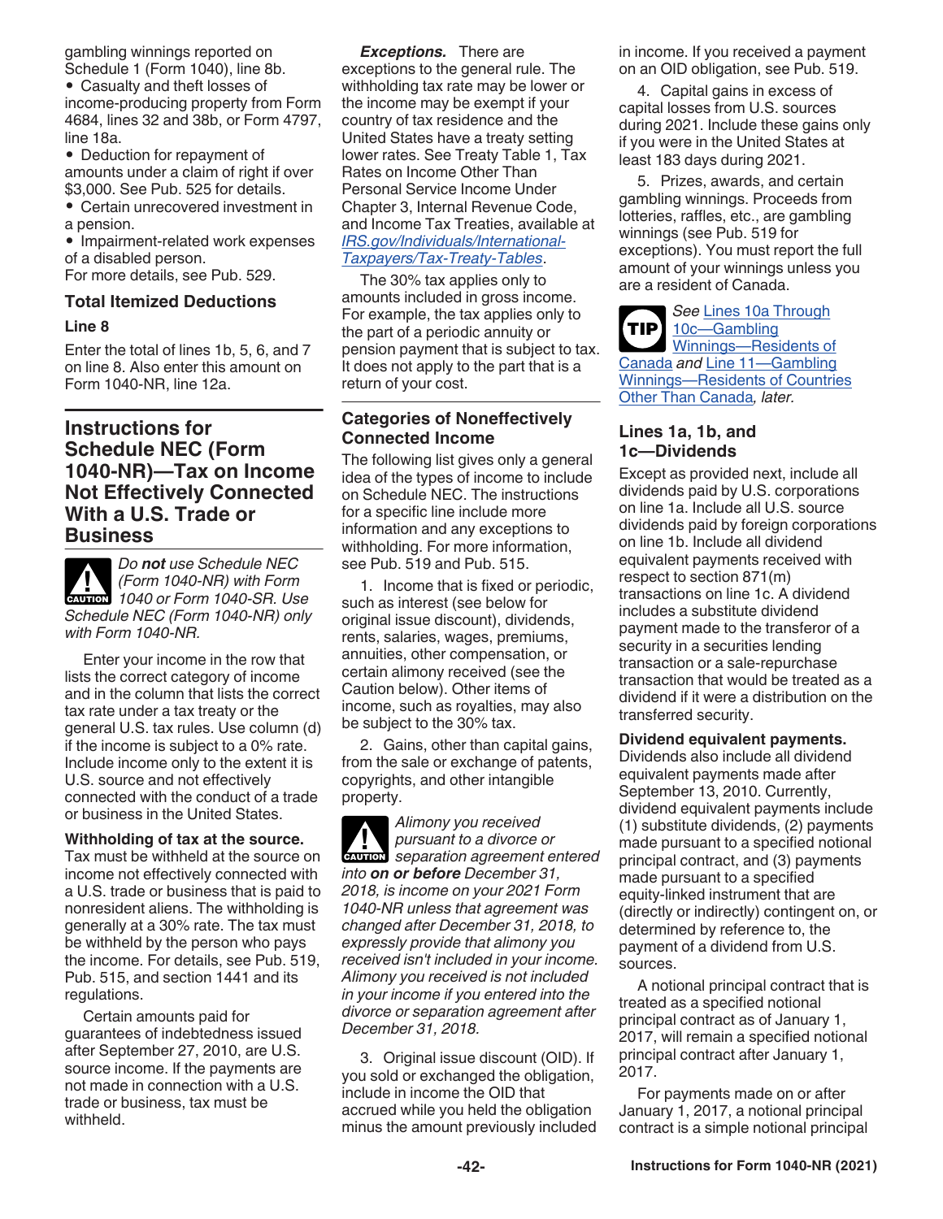gambling winnings reported on Schedule 1 (Form 1040), line 8b.

- Casualty and theft losses of income-producing property from Form 4684, lines 32 and 38b, or Form 4797, line 18a.
- Deduction for repayment of amounts under a claim of right if over $3,000. See Pub. 525 for details.
- Certain unrecovered investment in a pension.
- Impairment-related work expenses of a disabled person.

For more details, see Pub. 529.

### Total Itemized Deductions

**Line 8**

Enter the total of lines 1b, 5, 6, and 7 on line 8. Also enter this amount on Form 1040-NR, line 12a.

## Instructions for Schedule NEC (Form 1040-NR)—Tax on Income Not Effectively Connected With a U.S. Trade or Business

**CAUTION:** *Do **not** use Schedule NEC (Form 1040-NR) with Form 1040 or Form 1040-SR. Use Schedule NEC (Form 1040-NR) only with Form 1040-NR.*

Enter your income in the row that lists the correct category of income and in the column that lists the correct tax rate under a tax treaty or the general U.S. tax rules. Use column (d) if the income is subject to a 0% rate. Include income only to the extent it is U.S. source and not effectively connected with the conduct of a trade or business in the United States.

**Withholding of tax at the source.** Tax must be withheld at the source on income not effectively connected with a U.S. trade or business that is paid to nonresident aliens. The withholding is generally at a 30% rate. The tax must be withheld by the person who pays the income. For details, see Pub. 519, Pub. 515, and section 1441 and its regulations.

Certain amounts paid for guarantees of indebtedness issued after September 27, 2010, are U.S. source income. If the payments are not made in connection with a U.S. trade or business, tax must be withheld.

***Exceptions.*** There are exceptions to the general rule. The withholding tax rate may be lower or the income may be exempt if your country of tax residence and the United States have a treaty setting lower rates. See Treaty Table 1, Tax Rates on Income Other Than Personal Service Income Under Chapter 3, Internal Revenue Code, and Income Tax Treaties, available at *IRS.gov/Individuals/International-Taxpayers/Tax-Treaty-Tables*.

The 30% tax applies only to amounts included in gross income. For example, the tax applies only to the part of a periodic annuity or pension payment that is subject to tax. It does not apply to the part that is a return of your cost.

### Categories of Noneffectively Connected Income

The following list gives only a general idea of the types of income to include on Schedule NEC. The instructions for a specific line include more information and any exceptions to withholding. For more information, see Pub. 519 and Pub. 515.

1. Income that is fixed or periodic, such as interest (see below for original issue discount), dividends, rents, salaries, wages, premiums, annuities, other compensation, or certain alimony received (see the Caution below). Other items of income, such as royalties, may also be subject to the 30% tax.

2. Gains, other than capital gains, from the sale or exchange of patents, copyrights, and other intangible property.

**CAUTION:** *Alimony you received pursuant to a divorce or separation agreement entered into **on or before** December 31, 2018, is income on your 2021 Form 1040-NR unless that agreement was changed after December 31, 2018, to expressly provide that alimony you received isn't included in your income. Alimony you received is not included in your income if you entered into the divorce or separation agreement after December 31, 2018.*

3. Original issue discount (OID). If you sold or exchanged the obligation, include in income the OID that accrued while you held the obligation minus the amount previously included in income. If you received a payment on an OID obligation, see Pub. 519.

4. Capital gains in excess of capital losses from U.S. sources during 2021. Include these gains only if you were in the United States at least 183 days during 2021.

5. Prizes, awards, and certain gambling winnings. Proceeds from lotteries, raffles, etc., are gambling winnings (see Pub. 519 for exceptions). You must report the full amount of your winnings unless you are a resident of Canada.

**TIP:** *See* Lines 10a Through 10c—Gambling Winnings—Residents of Canada *and* Line 11—Gambling Winnings—Residents of Countries Other Than Canada*, later.*

### Lines 1a, 1b, and 1c—Dividends

Except as provided next, include all dividends paid by U.S. corporations on line 1a. Include all U.S. source dividends paid by foreign corporations on line 1b. Include all dividend equivalent payments received with respect to section 871(m) transactions on line 1c. A dividend includes a substitute dividend payment made to the transferor of a security in a securities lending transaction or a sale-repurchase transaction that would be treated as a dividend if it were a distribution on the transferred security.

**Dividend equivalent payments.** Dividends also include all dividend equivalent payments made after September 13, 2010. Currently, dividend equivalent payments include (1) substitute dividends, (2) payments made pursuant to a specified notional principal contract, and (3) payments made pursuant to a specified equity-linked instrument that are (directly or indirectly) contingent on, or determined by reference to, the payment of a dividend from U.S. sources.

A notional principal contract that is treated as a specified notional principal contract as of January 1, 2017, will remain a specified notional principal contract after January 1, 2017.

For payments made on or after January 1, 2017, a notional principal contract is a simple notional principal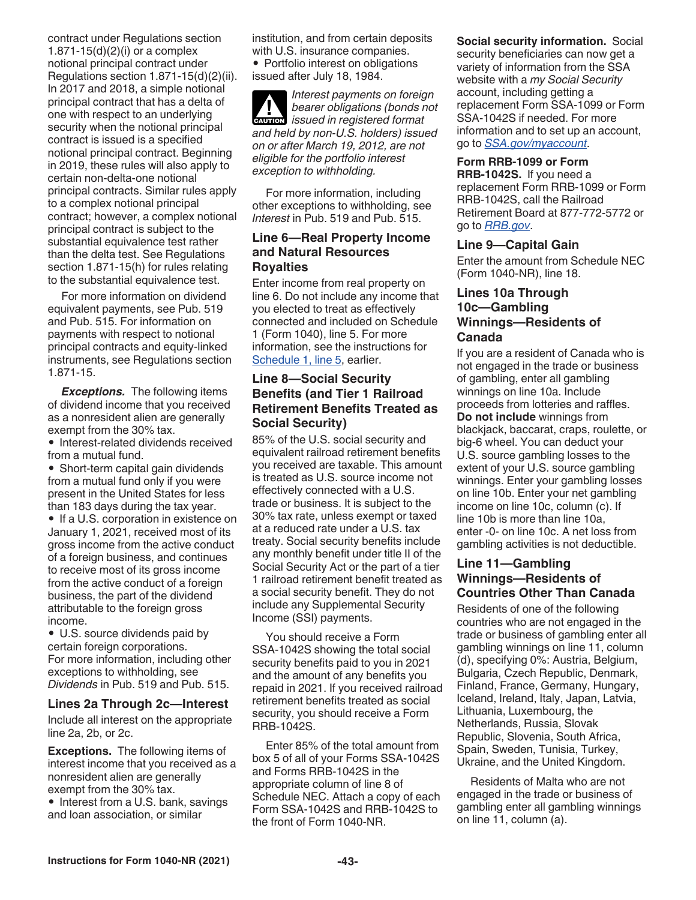contract under Regulations section 1.871-15(d)(2)(i) or a complex notional principal contract under Regulations section 1.871-15(d)(2)(ii). In 2017 and 2018, a simple notional principal contract that has a delta of one with respect to an underlying security when the notional principal contract is issued is a specified notional principal contract. Beginning in 2019, these rules will also apply to certain non-delta-one notional principal contracts. Similar rules apply to a complex notional principal contract; however, a complex notional principal contract is subject to the substantial equivalence test rather than the delta test. See Regulations section 1.871-15(h) for rules relating to the substantial equivalence test.

For more information on dividend equivalent payments, see Pub. 519 and Pub. 515. For information on payments with respect to notional principal contracts and equity-linked instruments, see Regulations section 1.871-15.

***Exceptions.*** The following items of dividend income that you received as a nonresident alien are generally exempt from the 30% tax.

- Interest-related dividends received from a mutual fund.
- Short-term capital gain dividends from a mutual fund only if you were present in the United States for less than 183 days during the tax year.
- If a U.S. corporation in existence on January 1, 2021, received most of its gross income from the active conduct of a foreign business, and continues to receive most of its gross income from the active conduct of a foreign business, the part of the dividend attributable to the foreign gross income.
- U.S. source dividends paid by certain foreign corporations.

For more information, including other exceptions to withholding, see *Dividends* in Pub. 519 and Pub. 515.

### Lines 2a Through 2c—Interest

Include all interest on the appropriate line 2a, 2b, or 2c.

**Exceptions.** The following items of interest income that you received as a nonresident alien are generally exempt from the 30% tax.

- Interest from a U.S. bank, savings and loan association, or similar institution, and from certain deposits with U.S. insurance companies.
- Portfolio interest on obligations issued after July 18, 1984.

**CAUTION** *Interest payments on foreign bearer obligations (bonds not issued in registered format and held by non-U.S. holders) issued on or after March 19, 2012, are not eligible for the portfolio interest exception to withholding.*

For more information, including other exceptions to withholding, see *Interest* in Pub. 519 and Pub. 515.

### Line 6—Real Property Income and Natural Resources Royalties

Enter income from real property on line 6. Do not include any income that you elected to treat as effectively connected and included on Schedule 1 (Form 1040), line 5. For more information, see the instructions for Schedule 1, line 5, earlier.

### Line 8—Social Security Benefits (and Tier 1 Railroad Retirement Benefits Treated as Social Security)

85% of the U.S. social security and equivalent railroad retirement benefits you received are taxable. This amount is treated as U.S. source income not effectively connected with a U.S. trade or business. It is subject to the 30% tax rate, unless exempt or taxed at a reduced rate under a U.S. tax treaty. Social security benefits include any monthly benefit under title II of the Social Security Act or the part of a tier 1 railroad retirement benefit treated as a social security benefit. They do not include any Supplemental Security Income (SSI) payments.

You should receive a Form SSA-1042S showing the total social security benefits paid to you in 2021 and the amount of any benefits you repaid in 2021. If you received railroad retirement benefits treated as social security, you should receive a Form RRB-1042S.

Enter 85% of the total amount from box 5 of all of your Forms SSA-1042S and Forms RRB-1042S in the appropriate column of line 8 of Schedule NEC. Attach a copy of each Form SSA-1042S and RRB-1042S to the front of Form 1040-NR.

**Social security information.** Social security beneficiaries can now get a variety of information from the SSA website with a *my Social Security* account, including getting a replacement Form SSA-1099 or Form SSA-1042S if needed. For more information and to set up an account, go to *SSA.gov/myaccount*.

**Form RRB-1099 or Form RRB-1042S.** If you need a replacement Form RRB-1099 or Form RRB-1042S, call the Railroad Retirement Board at 877-772-5772 or go to *RRB.gov*.

### Line 9—Capital Gain

Enter the amount from Schedule NEC (Form 1040-NR), line 18.

### Lines 10a Through 10c—Gambling Winnings—Residents of Canada

If you are a resident of Canada who is not engaged in the trade or business of gambling, enter all gambling winnings on line 10a. Include proceeds from lotteries and raffles. **Do not include** winnings from blackjack, baccarat, craps, roulette, or big-6 wheel. You can deduct your U.S. source gambling losses to the extent of your U.S. source gambling winnings. Enter your gambling losses on line 10b. Enter your net gambling income on line 10c, column (c). If line 10b is more than line 10a, enter -0- on line 10c. A net loss from gambling activities is not deductible.

### Line 11—Gambling Winnings—Residents of Countries Other Than Canada

Residents of one of the following countries who are not engaged in the trade or business of gambling enter all gambling winnings on line 11, column (d), specifying 0%: Austria, Belgium, Bulgaria, Czech Republic, Denmark, Finland, France, Germany, Hungary, Iceland, Ireland, Italy, Japan, Latvia, Lithuania, Luxembourg, the Netherlands, Russia, Slovak Republic, Slovenia, South Africa, Spain, Sweden, Tunisia, Turkey, Ukraine, and the United Kingdom.

Residents of Malta who are not engaged in the trade or business of gambling enter all gambling winnings on line 11, column (a).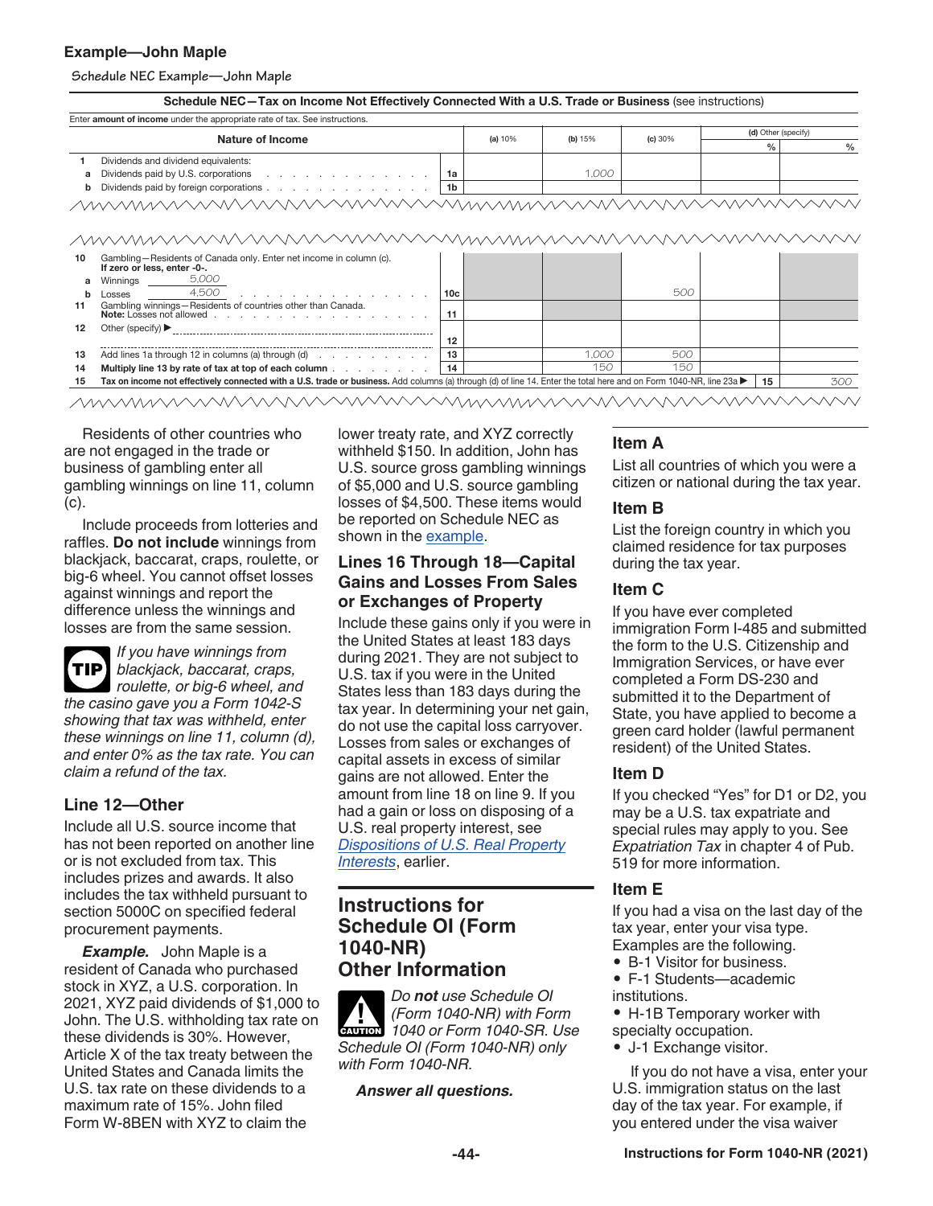### Example—John Maple

Schedule NEC Example—John Maple

**Schedule NEC—Tax on Income Not Effectively Connected With a U.S. Trade or Business** (see instructions)

Enter **amount of income** under the appropriate rate of tax. See instructions.

| | Nature of Income | | (a) 10% | (b) 15% | (c) 30% | (d) Other (specify) % | % |
|---|---|---|---|---|---|---|---|
| 1 | Dividends and dividend equivalents: | | | | | | |
| a | Dividends paid by U.S. corporations | 1a | | 1,000 | | | |
| b | Dividends paid by foreign corporations | 1b | | | | | |
| 10 | Gambling—Residents of Canada only. Enter net income in column (c). If zero or less, enter -0-. | | | | | | |
| a | Winnings 5,000 | | | | | | |
| b | Losses 4,500 | 10c | | | 500 | | |
| 11 | Gambling winnings—Residents of countries other than Canada. **Note:** Losses not allowed | 11 | | | | | |
| 12 | Other (specify) ▶ | 12 | | | | | |
| 13 | Add lines 1a through 12 in columns (a) through (d) | 13 | | 1,000 | 500 | | |
| 14 | **Multiply line 13 by rate of tax at top of each column** | 14 | | 150 | 150 | | |
| 15 | **Tax on income not effectively connected with a U.S. trade or business.** Add columns (a) through (d) of line 14. Enter the total here and on Form 1040-NR, line 23a ▶ | 15 | | | | | 300 |

Residents of other countries who are not engaged in the trade or business of gambling enter all gambling winnings on line 11, column (c).

Include proceeds from lotteries and raffles. **Do not include** winnings from blackjack, baccarat, craps, roulette, or big-6 wheel. You cannot offset losses against winnings and report the difference unless the winnings and losses are from the same session.

**TIP** *If you have winnings from blackjack, baccarat, craps, roulette, or big-6 wheel, and the casino gave you a Form 1042-S showing that tax was withheld, enter these winnings on line 11, column (d), and enter 0% as the tax rate. You can claim a refund of the tax.*

### Line 12—Other

Include all U.S. source income that has not been reported on another line or is not excluded from tax. This includes prizes and awards. It also includes the tax withheld pursuant to section 5000C on specified federal procurement payments.

***Example.*** John Maple is a resident of Canada who purchased stock in XYZ, a U.S. corporation. In 2021, XYZ paid dividends of $1,000 to John. The U.S. withholding tax rate on these dividends is 30%. However, Article X of the tax treaty between the United States and Canada limits the U.S. tax rate on these dividends to a maximum rate of 15%. John filed Form W-8BEN with XYZ to claim the lower treaty rate, and XYZ correctly withheld $150. In addition, John has U.S. source gross gambling winnings of $5,000 and U.S. source gambling losses of $4,500. These items would be reported on Schedule NEC as shown in the example.

### Lines 16 Through 18—Capital Gains and Losses From Sales or Exchanges of Property

Include these gains only if you were in the United States at least 183 days during 2021. They are not subject to U.S. tax if you were in the United States less than 183 days during the tax year. In determining your net gain, do not use the capital loss carryover. Losses from sales or exchanges of capital assets in excess of similar gains are not allowed. Enter the amount from line 18 on line 9. If you had a gain or loss on disposing of a U.S. real property interest, see *Dispositions of U.S. Real Property Interests*, earlier.

## Instructions for Schedule OI (Form 1040-NR) Other Information

**CAUTION** *Do **not** use Schedule OI (Form 1040-NR) with Form 1040 or Form 1040-SR. Use Schedule OI (Form 1040-NR) only with Form 1040-NR.*

***Answer all questions.***

### Item A

List all countries of which you were a citizen or national during the tax year.

### Item B

List the foreign country in which you claimed residence for tax purposes during the tax year.

### Item C

If you have ever completed immigration Form I-485 and submitted the form to the U.S. Citizenship and Immigration Services, or have ever completed a Form DS-230 and submitted it to the Department of State, you have applied to become a green card holder (lawful permanent resident) of the United States.

### Item D

If you checked "Yes" for D1 or D2, you may be a U.S. tax expatriate and special rules may apply to you. See *Expatriation Tax* in chapter 4 of Pub. 519 for more information.

### Item E

If you had a visa on the last day of the tax year, enter your visa type. Examples are the following.

- B-1 Visitor for business.
- F-1 Students—academic institutions.
- H-1B Temporary worker with specialty occupation.
- J-1 Exchange visitor.

If you do not have a visa, enter your U.S. immigration status on the last day of the tax year. For example, if you entered under the visa waiver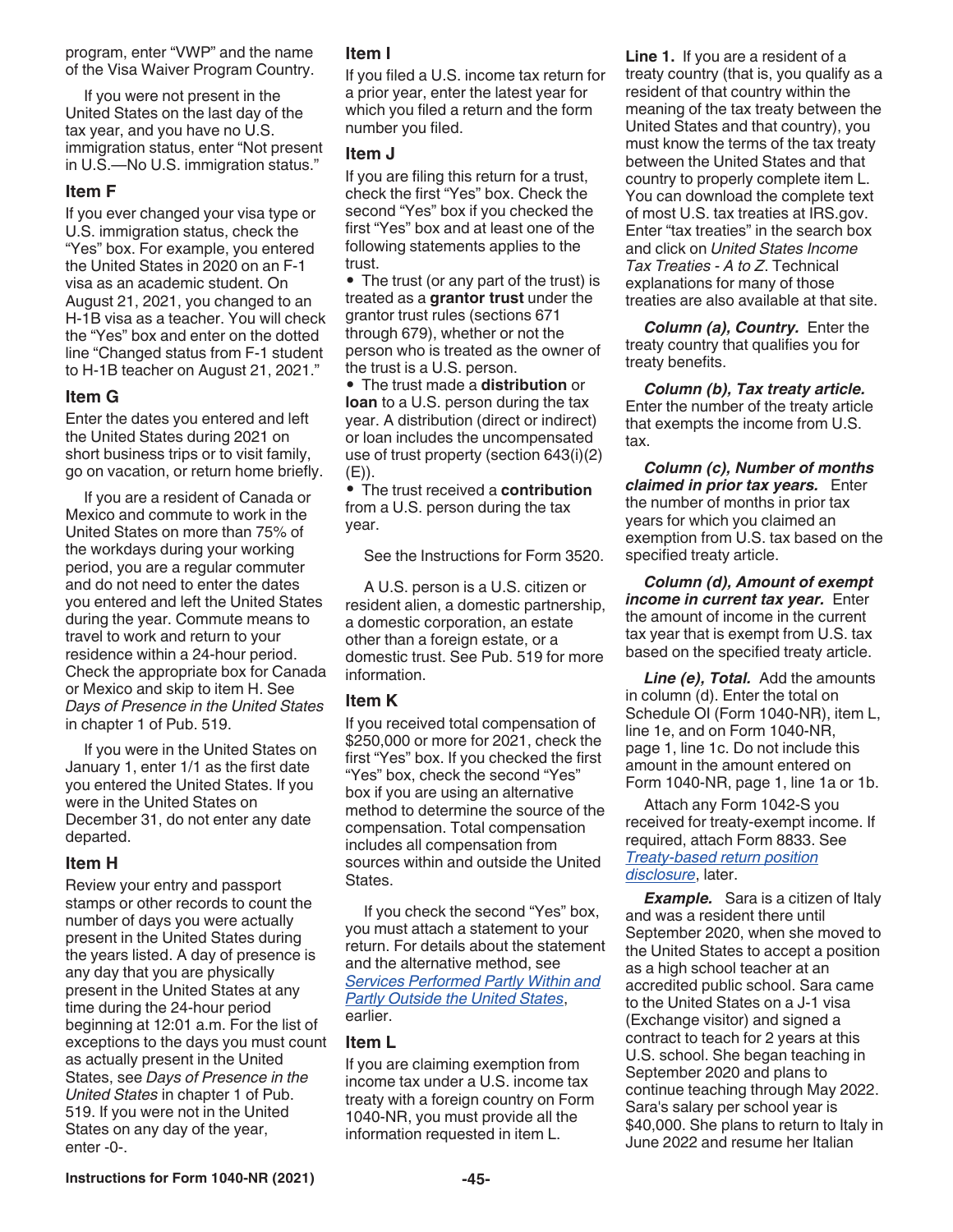program, enter "VWP" and the name of the Visa Waiver Program Country.

If you were not present in the United States on the last day of the tax year, and you have no U.S. immigration status, enter "Not present in U.S.—No U.S. immigration status."

### Item F

If you ever changed your visa type or U.S. immigration status, check the "Yes" box. For example, you entered the United States in 2020 on an F-1 visa as an academic student. On August 21, 2021, you changed to an H-1B visa as a teacher. You will check the "Yes" box and enter on the dotted line "Changed status from F-1 student to H-1B teacher on August 21, 2021."

### Item G

Enter the dates you entered and left the United States during 2021 on short business trips or to visit family, go on vacation, or return home briefly.

If you are a resident of Canada or Mexico and commute to work in the United States on more than 75% of the workdays during your working period, you are a regular commuter and do not need to enter the dates you entered and left the United States during the year. Commute means to travel to work and return to your residence within a 24-hour period. Check the appropriate box for Canada or Mexico and skip to item H. See *Days of Presence in the United States* in chapter 1 of Pub. 519.

If you were in the United States on January 1, enter 1/1 as the first date you entered the United States. If you were in the United States on December 31, do not enter any date departed.

### Item H

Review your entry and passport stamps or other records to count the number of days you were actually present in the United States during the years listed. A day of presence is any day that you are physically present in the United States at any time during the 24-hour period beginning at 12:01 a.m. For the list of exceptions to the days you must count as actually present in the United States, see *Days of Presence in the United States* in chapter 1 of Pub. 519. If you were not in the United States on any day of the year, enter -0-.

### Item I

If you filed a U.S. income tax return for a prior year, enter the latest year for which you filed a return and the form number you filed.

### Item J

If you are filing this return for a trust, check the first "Yes" box. Check the second "Yes" box if you checked the first "Yes" box and at least one of the following statements applies to the trust.

- The trust (or any part of the trust) is treated as a **grantor trust** under the grantor trust rules (sections 671 through 679), whether or not the person who is treated as the owner of the trust is a U.S. person.
- The trust made a **distribution** or **loan** to a U.S. person during the tax year. A distribution (direct or indirect) or loan includes the uncompensated use of trust property (section 643(i)(2)(E)).
- The trust received a **contribution** from a U.S. person during the tax year.

See the Instructions for Form 3520.

A U.S. person is a U.S. citizen or resident alien, a domestic partnership, a domestic corporation, an estate other than a foreign estate, or a domestic trust. See Pub. 519 for more information.

### Item K

If you received total compensation of $250,000 or more for 2021, check the first "Yes" box. If you checked the first "Yes" box, check the second "Yes" box if you are using an alternative method to determine the source of the compensation. Total compensation includes all compensation from sources within and outside the United States.

If you check the second "Yes" box, you must attach a statement to your return. For details about the statement and the alternative method, see *Services Performed Partly Within and Partly Outside the United States*, earlier.

### Item L

If you are claiming exemption from income tax under a U.S. income tax treaty with a foreign country on Form 1040-NR, you must provide all the information requested in item L.

**Line 1.** If you are a resident of a treaty country (that is, you qualify as a resident of that country within the meaning of the tax treaty between the United States and that country), you must know the terms of the tax treaty between the United States and that country to properly complete item L. You can download the complete text of most U.S. tax treaties at IRS.gov. Enter "tax treaties" in the search box and click on *United States Income Tax Treaties - A to Z*. Technical explanations for many of those treaties are also available at that site.

***Column (a), Country.*** Enter the treaty country that qualifies you for treaty benefits.

***Column (b), Tax treaty article.*** Enter the number of the treaty article that exempts the income from U.S. tax.

***Column (c), Number of months claimed in prior tax years.*** Enter the number of months in prior tax years for which you claimed an exemption from U.S. tax based on the specified treaty article.

***Column (d), Amount of exempt income in current tax year.*** Enter the amount of income in the current tax year that is exempt from U.S. tax based on the specified treaty article.

***Line (e), Total.*** Add the amounts in column (d). Enter the total on Schedule OI (Form 1040-NR), item L, line 1e, and on Form 1040-NR, page 1, line 1c. Do not include this amount in the amount entered on Form 1040-NR, page 1, line 1a or 1b.

Attach any Form 1042-S you received for treaty-exempt income. If required, attach Form 8833. See *Treaty-based return position disclosure*, later.

***Example.*** Sara is a citizen of Italy and was a resident there until September 2020, when she moved to the United States to accept a position as a high school teacher at an accredited public school. Sara came to the United States on a J-1 visa (Exchange visitor) and signed a contract to teach for 2 years at this U.S. school. She began teaching in September 2020 and plans to continue teaching through May 2022. Sara's salary per school year is $40,000. She plans to return to Italy in June 2022 and resume her Italian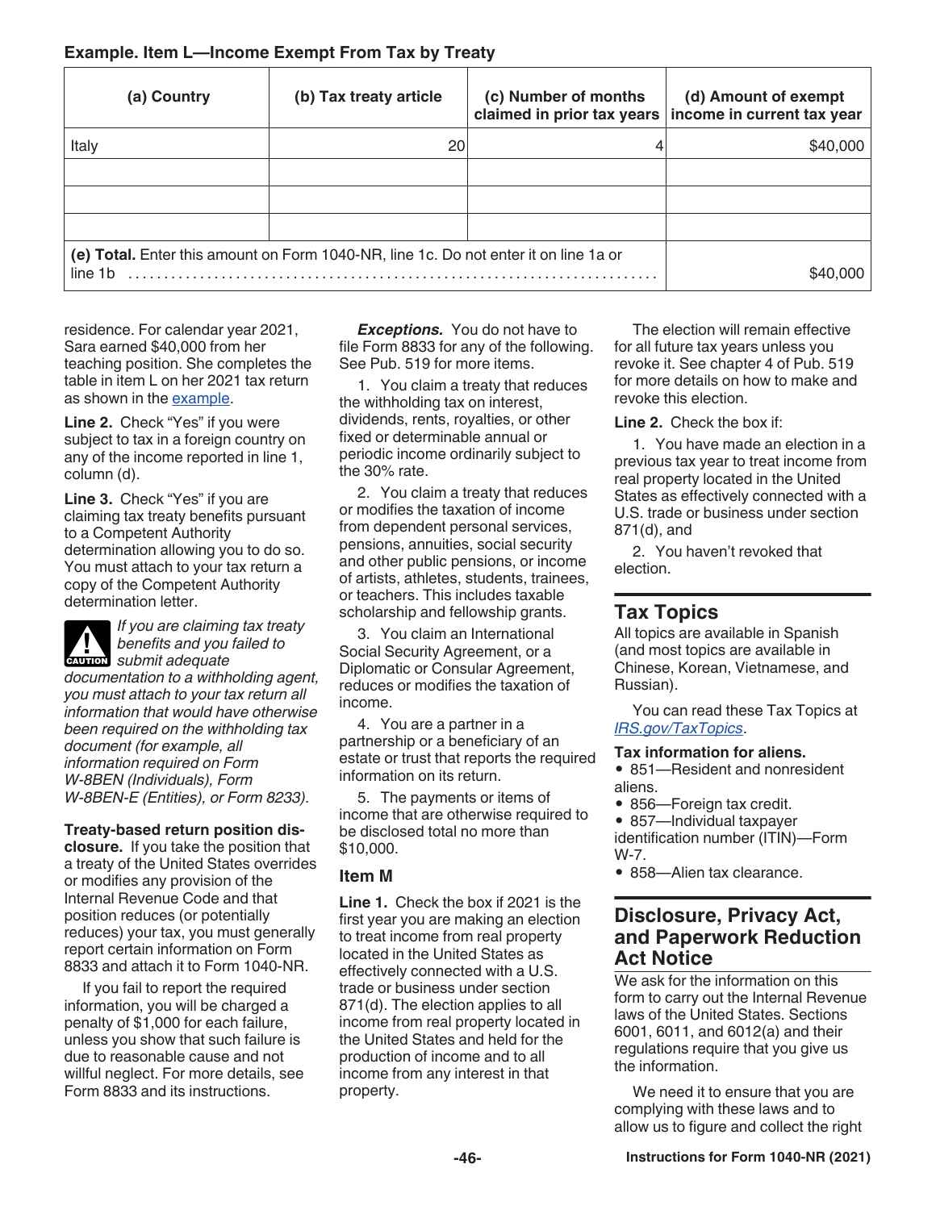**Example. Item L—Income Exempt From Tax by Treaty**

| (a) Country | (b) Tax treaty article | (c) Number of months claimed in prior tax years | (d) Amount of exempt income in current tax year |
|---|---|---|---|
| Italy | 20 | 4 | $40,000 |
| | | | |
| | | | |
| | | | |
| **(e) Total.** Enter this amount on Form 1040-NR, line 1c. Do not enter it on line 1a or line 1b | | | $40,000 |

residence. For calendar year 2021, Sara earned $40,000 from her teaching position. She completes the table in item L on her 2021 tax return as shown in the example.

**Line 2.** Check "Yes" if you were subject to tax in a foreign country on any of the income reported in line 1, column (d).

**Line 3.** Check "Yes" if you are claiming tax treaty benefits pursuant to a Competent Authority determination allowing you to do so. You must attach to your tax return a copy of the Competent Authority determination letter.

**CAUTION** *If you are claiming tax treaty benefits and you failed to submit adequate documentation to a withholding agent, you must attach to your tax return all information that would have otherwise been required on the withholding tax document (for example, all information required on Form W-8BEN (Individuals), Form W-8BEN-E (Entities), or Form 8233).*

**Treaty-based return position disclosure.** If you take the position that a treaty of the United States overrides or modifies any provision of the Internal Revenue Code and that position reduces (or potentially reduces) your tax, you must generally report certain information on Form 8833 and attach it to Form 1040-NR.

If you fail to report the required information, you will be charged a penalty of $1,000 for each failure, unless you show that such failure is due to reasonable cause and not willful neglect. For more details, see Form 8833 and its instructions.

***Exceptions.*** You do not have to file Form 8833 for any of the following. See Pub. 519 for more items.

1. You claim a treaty that reduces the withholding tax on interest, dividends, rents, royalties, or other fixed or determinable annual or periodic income ordinarily subject to the 30% rate.

2. You claim a treaty that reduces or modifies the taxation of income from dependent personal services, pensions, annuities, social security and other public pensions, or income of artists, athletes, students, trainees, or teachers. This includes taxable scholarship and fellowship grants.

3. You claim an International Social Security Agreement, or a Diplomatic or Consular Agreement, reduces or modifies the taxation of income.

4. You are a partner in a partnership or a beneficiary of an estate or trust that reports the required information on its return.

5. The payments or items of income that are otherwise required to be disclosed total no more than $10,000.

### Item M

**Line 1.** Check the box if 2021 is the first year you are making an election to treat income from real property located in the United States as effectively connected with a U.S. trade or business under section 871(d). The election applies to all income from real property located in the United States and held for the production of income and to all income from any interest in that property.

The election will remain effective for all future tax years unless you revoke it. See chapter 4 of Pub. 519 for more details on how to make and revoke this election.

**Line 2.** Check the box if:

1. You have made an election in a previous tax year to treat income from real property located in the United States as effectively connected with a U.S. trade or business under section 871(d), and

2. You haven't revoked that election.

## Tax Topics

All topics are available in Spanish (and most topics are available in Chinese, Korean, Vietnamese, and Russian).

You can read these Tax Topics at *IRS.gov/TaxTopics*.

**Tax information for aliens.**

- 851—Resident and nonresident aliens.
- 856—Foreign tax credit.
- 857—Individual taxpayer identification number (ITIN)—Form W-7.
- 858—Alien tax clearance.

## Disclosure, Privacy Act, and Paperwork Reduction Act Notice

We ask for the information on this form to carry out the Internal Revenue laws of the United States. Sections 6001, 6011, and 6012(a) and their regulations require that you give us the information.

We need it to ensure that you are complying with these laws and to allow us to figure and collect the right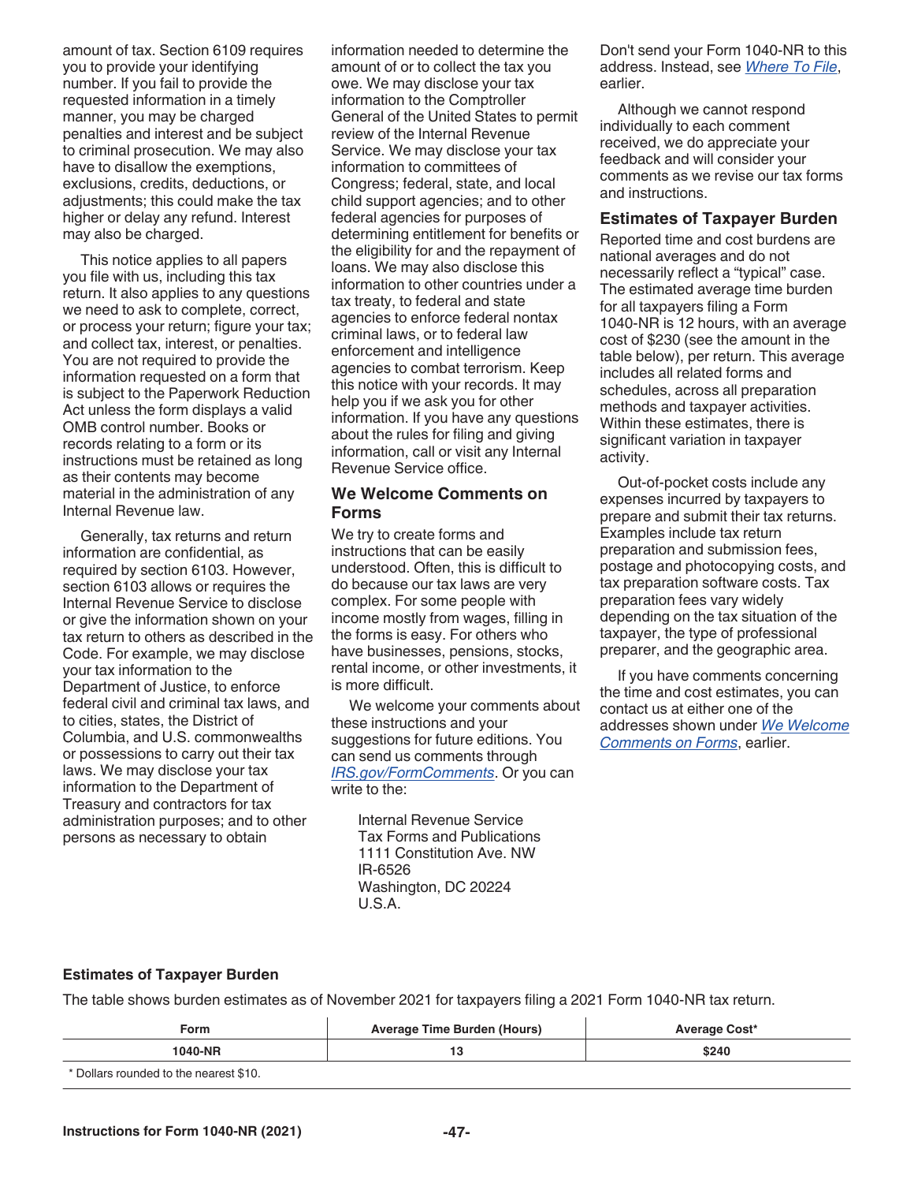amount of tax. Section 6109 requires you to provide your identifying number. If you fail to provide the requested information in a timely manner, you may be charged penalties and interest and be subject to criminal prosecution. We may also have to disallow the exemptions, exclusions, credits, deductions, or adjustments; this could make the tax higher or delay any refund. Interest may also be charged.

This notice applies to all papers you file with us, including this tax return. It also applies to any questions we need to ask to complete, correct, or process your return; figure your tax; and collect tax, interest, or penalties. You are not required to provide the information requested on a form that is subject to the Paperwork Reduction Act unless the form displays a valid OMB control number. Books or records relating to a form or its instructions must be retained as long as their contents may become material in the administration of any Internal Revenue law.

Generally, tax returns and return information are confidential, as required by section 6103. However, section 6103 allows or requires the Internal Revenue Service to disclose or give the information shown on your tax return to others as described in the Code. For example, we may disclose your tax information to the Department of Justice, to enforce federal civil and criminal tax laws, and to cities, states, the District of Columbia, and U.S. commonwealths or possessions to carry out their tax laws. We may disclose your tax information to the Department of Treasury and contractors for tax administration purposes; and to other persons as necessary to obtain information needed to determine the amount of or to collect the tax you owe. We may disclose your tax information to the Comptroller General of the United States to permit review of the Internal Revenue Service. We may disclose your tax information to committees of Congress; federal, state, and local child support agencies; and to other federal agencies for purposes of determining entitlement for benefits or the eligibility for and the repayment of loans. We may also disclose this information to other countries under a tax treaty, to federal and state agencies to enforce federal nontax criminal laws, or to federal law enforcement and intelligence agencies to combat terrorism. Keep this notice with your records. It may help you if we ask you for other information. If you have any questions about the rules for filing and giving information, call or visit any Internal Revenue Service office.

### We Welcome Comments on Forms

We try to create forms and instructions that can be easily understood. Often, this is difficult to do because our tax laws are very complex. For some people with income mostly from wages, filling in the forms is easy. For others who have businesses, pensions, stocks, rental income, or other investments, it is more difficult.

We welcome your comments about these instructions and your suggestions for future editions. You can send us comments through *IRS.gov/FormComments*. Or you can write to the:

Internal Revenue Service
Tax Forms and Publications
1111 Constitution Ave. NW
IR-6526
Washington, DC 20224
U.S.A.

Don't send your Form 1040-NR to this address. Instead, see *Where To File*, earlier.

Although we cannot respond individually to each comment received, we do appreciate your feedback and will consider your comments as we revise our tax forms and instructions.

### Estimates of Taxpayer Burden

Reported time and cost burdens are national averages and do not necessarily reflect a “typical” case. The estimated average time burden for all taxpayers filing a Form 1040-NR is 12 hours, with an average cost of $230 (see the amount in the table below), per return. This average includes all related forms and schedules, across all preparation methods and taxpayer activities. Within these estimates, there is significant variation in taxpayer activity.

Out-of-pocket costs include any expenses incurred by taxpayers to prepare and submit their tax returns. Examples include tax return preparation and submission fees, postage and photocopying costs, and tax preparation software costs. Tax preparation fees vary widely depending on the tax situation of the taxpayer, the type of professional preparer, and the geographic area.

If you have comments concerning the time and cost estimates, you can contact us at either one of the addresses shown under *We Welcome Comments on Forms*, earlier.

**Estimates of Taxpayer Burden**

The table shows burden estimates as of November 2021 for taxpayers filing a 2021 Form 1040-NR tax return.

| Form | Average Time Burden (Hours) | Average Cost* |
|---|---|---|
| 1040-NR | 13 | $240 |

\* Dollars rounded to the nearest $10.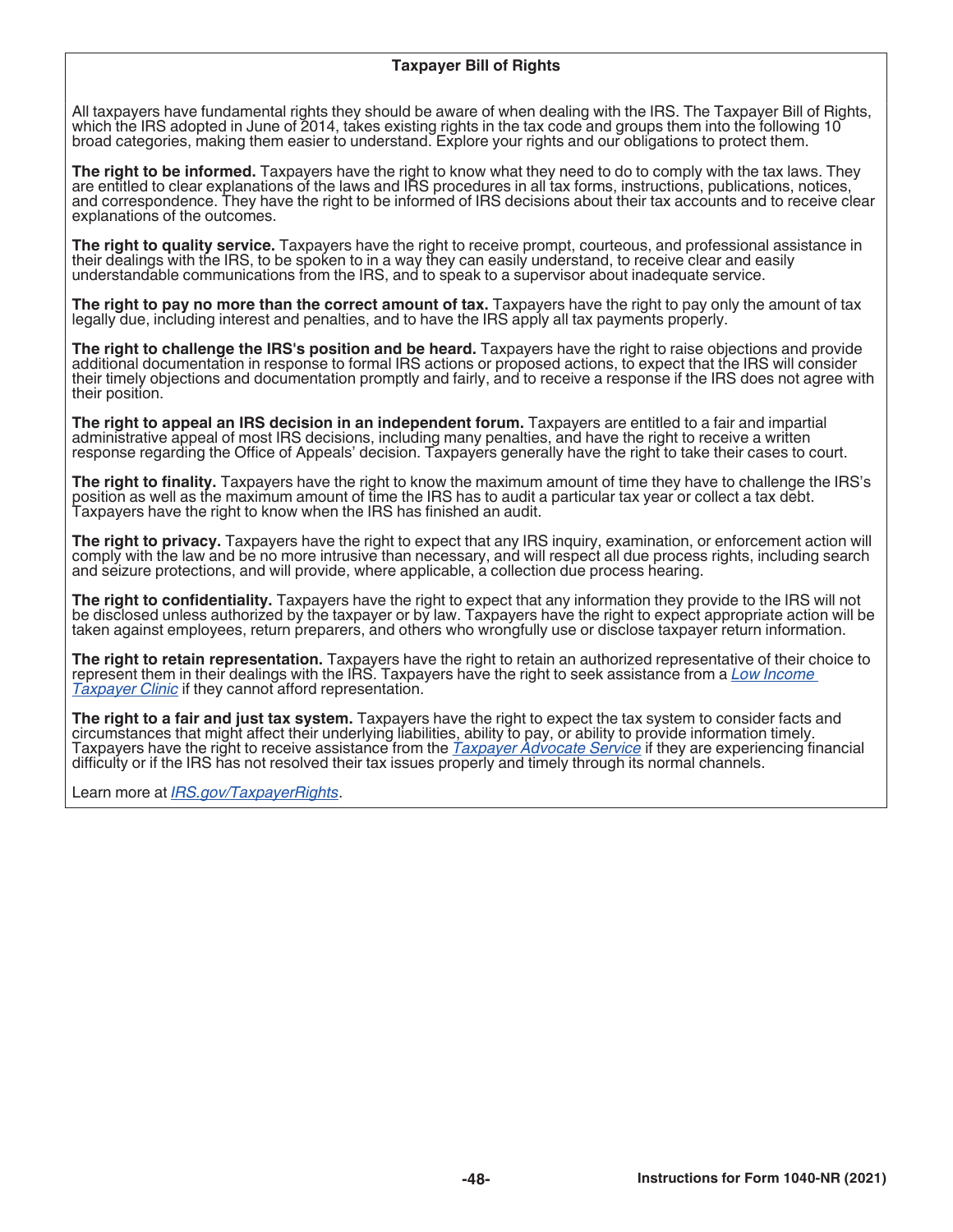## Taxpayer Bill of Rights

All taxpayers have fundamental rights they should be aware of when dealing with the IRS. The Taxpayer Bill of Rights, which the IRS adopted in June of 2014, takes existing rights in the tax code and groups them into the following 10 broad categories, making them easier to understand. Explore your rights and our obligations to protect them.

**The right to be informed.** Taxpayers have the right to know what they need to do to comply with the tax laws. They are entitled to clear explanations of the laws and IRS procedures in all tax forms, instructions, publications, notices, and correspondence. They have the right to be informed of IRS decisions about their tax accounts and to receive clear explanations of the outcomes.

**The right to quality service.** Taxpayers have the right to receive prompt, courteous, and professional assistance in their dealings with the IRS, to be spoken to in a way they can easily understand, to receive clear and easily understandable communications from the IRS, and to speak to a supervisor about inadequate service.

**The right to pay no more than the correct amount of tax.** Taxpayers have the right to pay only the amount of tax legally due, including interest and penalties, and to have the IRS apply all tax payments properly.

**The right to challenge the IRS's position and be heard.** Taxpayers have the right to raise objections and provide additional documentation in response to formal IRS actions or proposed actions, to expect that the IRS will consider their timely objections and documentation promptly and fairly, and to receive a response if the IRS does not agree with their position.

**The right to appeal an IRS decision in an independent forum.** Taxpayers are entitled to a fair and impartial administrative appeal of most IRS decisions, including many penalties, and have the right to receive a written response regarding the Office of Appeals' decision. Taxpayers generally have the right to take their cases to court.

**The right to finality.** Taxpayers have the right to know the maximum amount of time they have to challenge the IRS's position as well as the maximum amount of time the IRS has to audit a particular tax year or collect a tax debt. Taxpayers have the right to know when the IRS has finished an audit.

**The right to privacy.** Taxpayers have the right to expect that any IRS inquiry, examination, or enforcement action will comply with the law and be no more intrusive than necessary, and will respect all due process rights, including search and seizure protections, and will provide, where applicable, a collection due process hearing.

**The right to confidentiality.** Taxpayers have the right to expect that any information they provide to the IRS will not be disclosed unless authorized by the taxpayer or by law. Taxpayers have the right to expect appropriate action will be taken against employees, return preparers, and others who wrongfully use or disclose taxpayer return information.

**The right to retain representation.** Taxpayers have the right to retain an authorized representative of their choice to represent them in their dealings with the IRS. Taxpayers have the right to seek assistance from a *Low Income Taxpayer Clinic* if they cannot afford representation.

**The right to a fair and just tax system.** Taxpayers have the right to expect the tax system to consider facts and circumstances that might affect their underlying liabilities, ability to pay, or ability to provide information timely. Taxpayers have the right to receive assistance from the *Taxpayer Advocate Service* if they are experiencing financial difficulty or if the IRS has not resolved their tax issues properly and timely through its normal channels.

Learn more at *IRS.gov/TaxpayerRights*.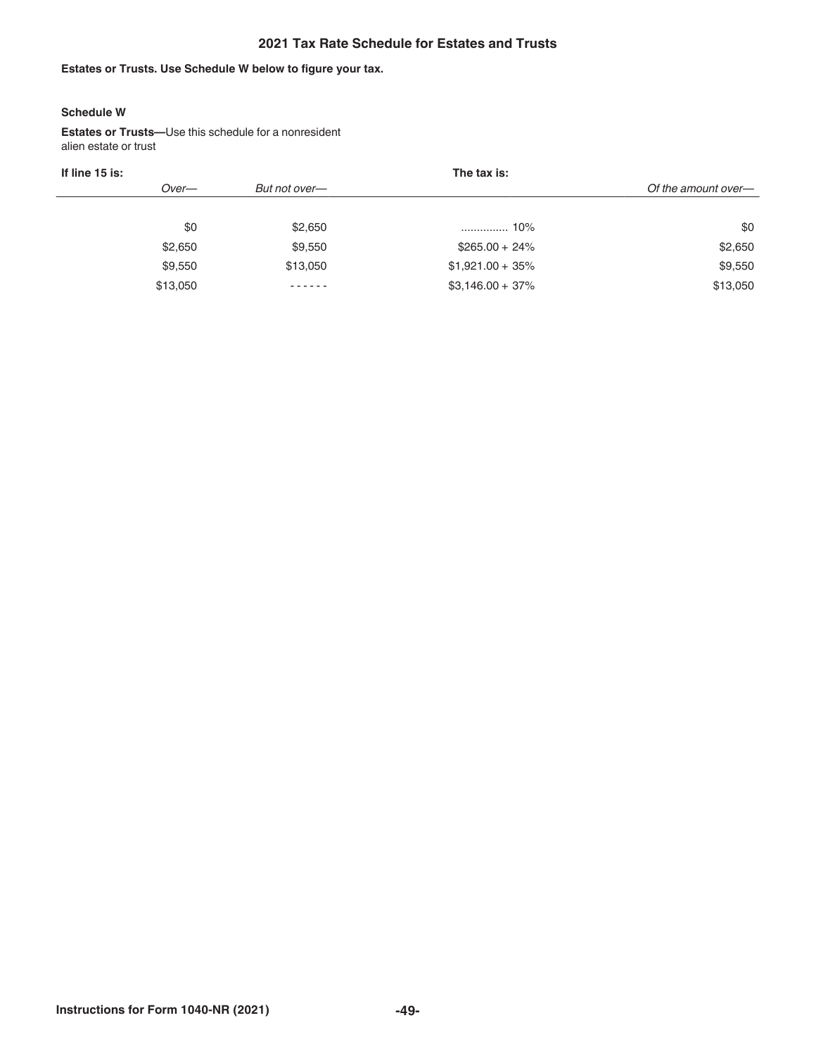## 2021 Tax Rate Schedule for Estates and Trusts

**Estates or Trusts. Use Schedule W below to figure your tax.**

**Schedule W**

**Estates or Trusts—**Use this schedule for a nonresident alien estate or trust

| If line 15 is: | | The tax is: | |
|---|---|---|---|
| *Over—* | *But not over—* | | *Of the amount over—* |
| $0 | $2,650 | .............. 10% | $0 |
| $2,650 | $9,550 | $265.00 + 24% | $2,650 |
| $9,550 | $13,050 | $1,921.00 + 35% | $9,550 |
| $13,050 | - - - - - - | $3,146.00 + 37% | $13,050 |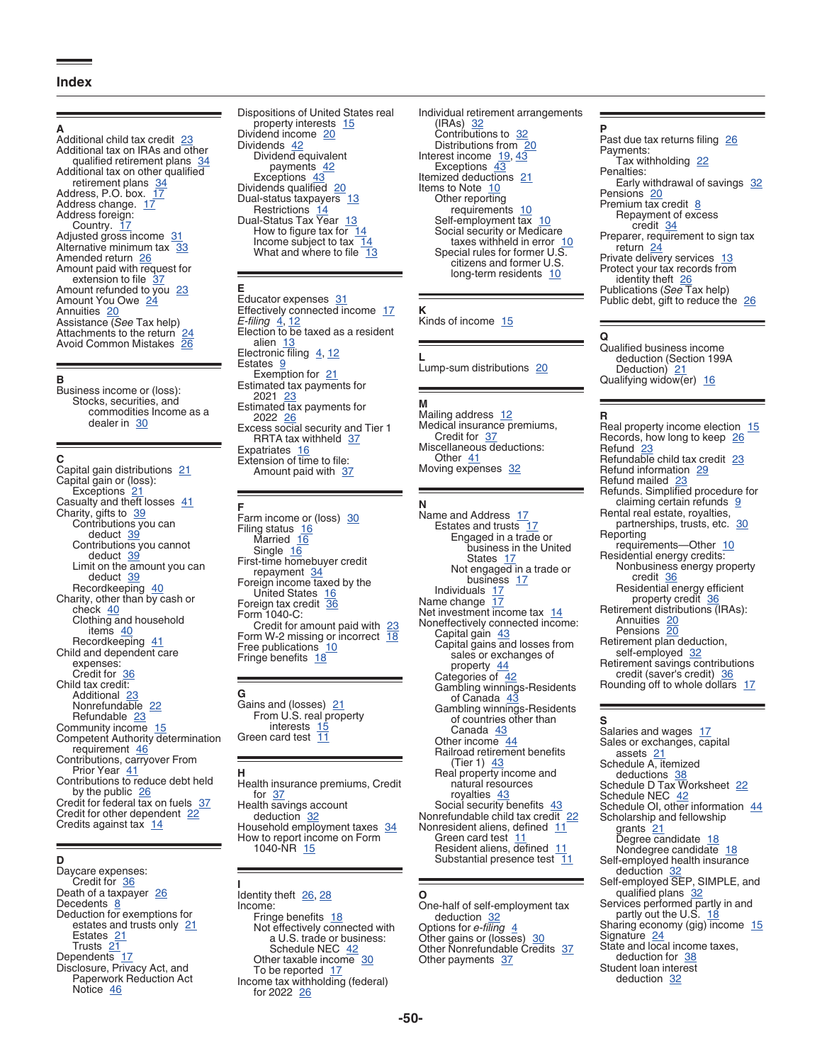# Index

## A

Additional child tax credit 23
Additional tax on IRAs and other qualified retirement plans 34
Additional tax on other qualified retirement plans 34
Address, P.O. box. 17
Address change. 17
Address foreign:
- Country. 17

Adjusted gross income 31
Alternative minimum tax 33
Amended return 26
Amount paid with request for extension to file 37
Amount refunded to you 23
Amount You Owe 24
Annuities 20
Assistance (*See* Tax help)
Attachments to the return 24
Avoid Common Mistakes 26

## B

Business income or (loss):
- Stocks, securities, and commodities Income as a dealer in 30

## C

Capital gain distributions 21
Capital gain or (loss):
- Exceptions 21

Casualty and theft losses 41
Charity, gifts to 39
- Contributions you can deduct 39
- Contributions you cannot deduct 39
- Limit on the amount you can deduct 39
- Recordkeeping 40

Charity, other than by cash or check 40
- Clothing and household items 40
- Recordkeeping 41

Child and dependent care expenses:
- Credit for 36

Child tax credit:
- Additional 23
- Nonrefundable 22
- Refundable 23

Community income 15
Competent Authority determination requirement 46
Contributions, carryover From Prior Year 41
Contributions to reduce debt held by the public 26
Credit for federal tax on fuels 37
Credit for other dependent 22
Credits against tax 14

## D

Daycare expenses:
- Credit for 36

Death of a taxpayer 26
Decedents 8
Deduction for exemptions for estates and trusts only 21
- Estates 21
- Trusts 21

Dependents 17
Disclosure, Privacy Act, and Paperwork Reduction Act Notice 46
Dispositions of United States real property interests 15
Dividend income 20
Dividends 42
- Dividend equivalent payments 42
- Exceptions 43

Dividends qualified 20
Dual-status taxpayers 13
- Restrictions 14

Dual-Status Tax Year 13
- How to figure tax for 14
- Income subject to tax 14
- What and where to file 13

## E

Educator expenses 31
Effectively connected income 17
*E-filing* 4, 12
Election to be taxed as a resident alien 13
Electronic filing 4, 12
Estates 9
- Exemption for 21

Estimated tax payments for 2021 23
Estimated tax payments for 2022 26
Excess social security and Tier 1 RRTA tax withheld 37
Expatriates 16
Extension of time to file:
- Amount paid with 37

## F

Farm income or (loss) 30
Filing status 16
- Married 16
- Single 16

First-time homebuyer credit repayment 34
Foreign income taxed by the United States 16
Foreign tax credit 36
Form 1040-C:
- Credit for amount paid with 23

Form W-2 missing or incorrect 18
Free publications 10
Fringe benefits 18

## G

Gains and (losses) 21
- From U.S. real property interests 15

Green card test 11

## H

Health insurance premiums, Credit for 37
Health savings account deduction 32
Household employment taxes 34
How to report income on Form 1040-NR 15

## I

Identity theft 26, 28
Income:
- Fringe benefits 18
- Not effectively connected with a U.S. trade or business: Schedule NEC 42
- Other taxable income 30
- To be reported 17

Income tax withholding (federal) for 2022 26
Individual retirement arrangements (IRAs) 32
- Contributions to 32
- Distributions from 20

Interest income 19, 43
- Exceptions 43

Itemized deductions 21
Items to Note 10
- Other reporting requirements 10
- Self-employment tax 10
- Social security or Medicare taxes withheld in error 10
- Special rules for former U.S. citizens and former U.S. long-term residents 10

## K

Kinds of income 15

## L

Lump-sum distributions 20

## M

Mailing address 12
Medical insurance premiums, Credit for 37
Miscellaneous deductions:
- Other 41

Moving expenses 32

## N

Name and Address 17
- Estates and trusts 17
  - Engaged in a trade or business in the United States 17
  - Not engaged in a trade or business 17
- Individuals 17

Name change 17
Net investment income tax 14
Noneffectively connected income:
- Capital gain 43
- Capital gains and losses from sales or exchanges of property 44
- Categories of 42
- Gambling winnings-Residents of Canada 43
- Gambling winnings-Residents of countries other than Canada 43
- Other income 44
- Railroad retirement benefits (Tier 1) 43
- Real property income and natural resources royalties 43
- Social security benefits 43

Nonrefundable child tax credit 22
Nonresident aliens, defined 11
- Green card test 11
- Resident aliens, defined 11
- Substantial presence test 11

## O

One-half of self-employment tax deduction 32
Options for *e-filing* 4
Other gains or (losses) 30
Other Nonrefundable Credits 37
Other payments 37

## P

Past due tax returns filing 26
Payments:
- Tax withholding 22

Penalties:
- Early withdrawal of savings 32

Pensions 20
Premium tax credit 8
- Repayment of excess credit 34

Preparer, requirement to sign tax return 24
Private delivery services 13
Protect your tax records from identity theft 26
Publications (*See* Tax help)
Public debt, gift to reduce the 26

## Q

Qualified business income deduction (Section 199A Deduction) 21
Qualifying widow(er) 16

## R

Real property income election 15
Records, how long to keep 26
Refund 23
Refundable child tax credit 23
Refund information 29
Refund mailed 23
Refunds. Simplified procedure for claiming certain refunds 9
Rental real estate, royalties, partnerships, trusts, etc. 30
Reporting requirements—Other 10
Residential energy credits:
- Nonbusiness energy property credit 36
- Residential energy efficient property credit 36

Retirement distributions (IRAs):
- Annuities 20
- Pensions 20

Retirement plan deduction, self-employed 32
Retirement savings contributions credit (saver's credit) 36
Rounding off to whole dollars 17

## S

Salaries and wages 17
Sales or exchanges, capital assets 21
Schedule A, itemized deductions 38
Schedule D Tax Worksheet 22
Schedule NEC 42
Schedule OI, other information 44
Scholarship and fellowship grants 21
- Degree candidate 18
- Nondegree candidate 18

Self-employed health insurance deduction 32
Self-employed SEP, SIMPLE, and qualified plans 32
Services performed partly in and partly out the U.S. 18
Sharing economy (gig) income 15
Signature 24
State and local income taxes, deduction for 38
Student loan interest deduction 32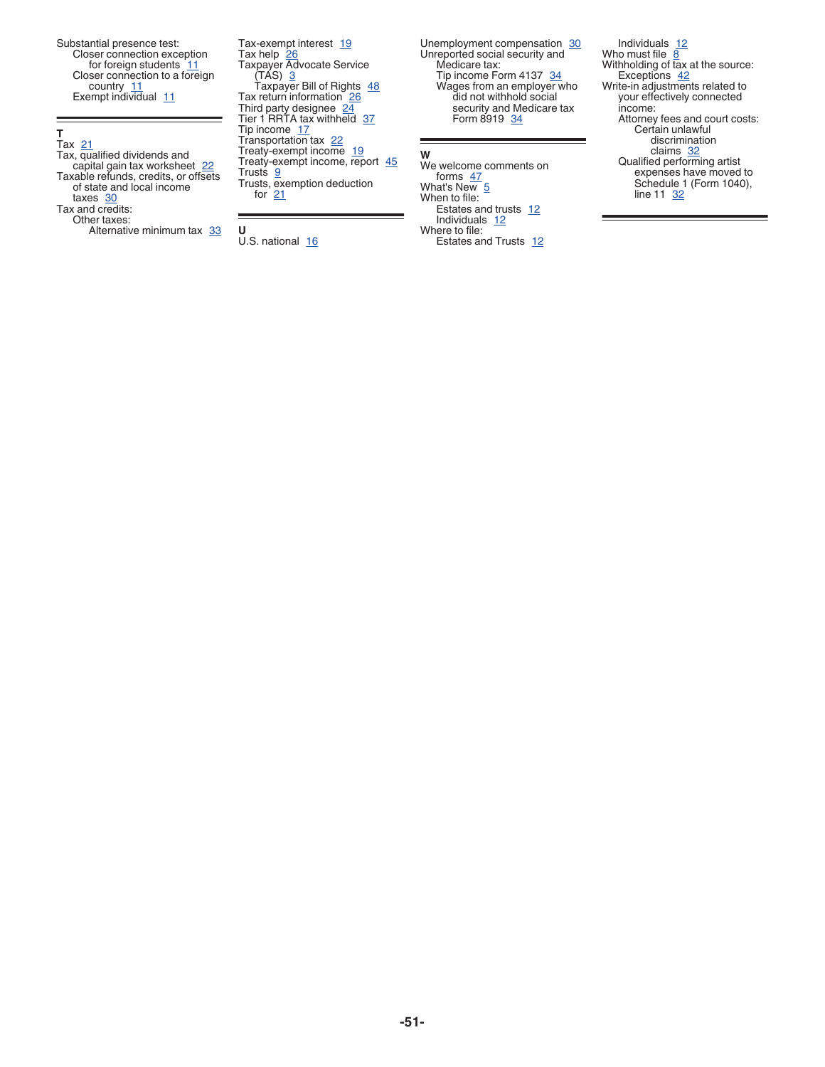Substantial presence test:
- Closer connection exception for foreign students 11
- Closer connection to a foreign country 11
- Exempt individual 11

**T**

Tax 21
Tax, qualified dividends and capital gain tax worksheet 22
Taxable refunds, credits, or offsets of state and local income taxes 30
Tax and credits:
- Other taxes:
  - Alternative minimum tax 33

Tax-exempt interest 19
Tax help 26
Taxpayer Advocate Service (TAS) 3
- Taxpayer Bill of Rights 48

Tax return information 26
Third party designee 24
Tier 1 RRTA tax withheld 37
Tip income 17
Transportation tax 22
Treaty-exempt income 19
Treaty-exempt income, report 45
Trusts 9
Trusts, exemption deduction for 21

**U**

U.S. national 16
Unemployment compensation 30
Unreported social security and Medicare tax:
- Tip income Form 4137 34
- Wages from an employer who did not withhold social security and Medicare tax Form 8919 34

**W**

We welcome comments on forms 47
What's New 5
When to file:
- Estates and trusts 12
- Individuals 12

Where to file:
- Estates and Trusts 12
- Individuals 12

Who must file 8
Withholding of tax at the source:
- Exceptions 42

Write-in adjustments related to your effectively connected income:
- Attorney fees and court costs:
  - Certain unlawful discrimination claims 32
- Qualified performing artist expenses have moved to Schedule 1 (Form 1040), line 11 32